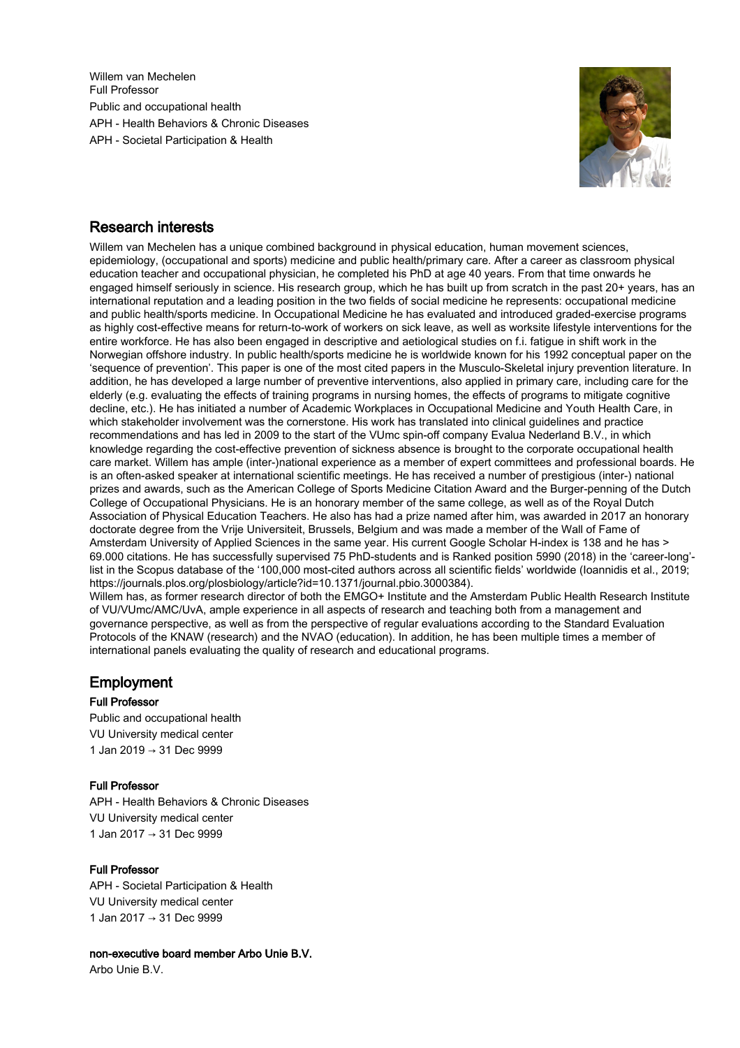Willem van Mechelen
Full Professor
Public and occupational health
APH - Health Behaviors & Chronic Diseases
APH - Societal Participation & Health

## Research interests

Willem van Mechelen has a unique combined background in physical education, human movement sciences, epidemiology, (occupational and sports) medicine and public health/primary care. After a career as classroom physical education teacher and occupational physician, he completed his PhD at age 40 years. From that time onwards he engaged himself seriously in science. His research group, which he has built up from scratch in the past 20+ years, has an international reputation and a leading position in the two fields of social medicine he represents: occupational medicine and public health/sports medicine. In Occupational Medicine he has evaluated and introduced graded-exercise programs as highly cost-effective means for return-to-work of workers on sick leave, as well as worksite lifestyle interventions for the entire workforce. He has also been engaged in descriptive and aetiological studies on f.i. fatigue in shift work in the Norwegian offshore industry. In public health/sports medicine he is worldwide known for his 1992 conceptual paper on the 'sequence of prevention'. This paper is one of the most cited papers in the Musculo-Skeletal injury prevention literature. In addition, he has developed a large number of preventive interventions, also applied in primary care, including care for the elderly (e.g. evaluating the effects of training programs in nursing homes, the effects of programs to mitigate cognitive decline, etc.). He has initiated a number of Academic Workplaces in Occupational Medicine and Youth Health Care, in which stakeholder involvement was the cornerstone. His work has translated into clinical guidelines and practice recommendations and has led in 2009 to the start of the VUmc spin-off company Evalua Nederland B.V., in which knowledge regarding the cost-effective prevention of sickness absence is brought to the corporate occupational health care market. Willem has ample (inter-)national experience as a member of expert committees and professional boards. He is an often-asked speaker at international scientific meetings. He has received a number of prestigious (inter-) national prizes and awards, such as the American College of Sports Medicine Citation Award and the Burger-penning of the Dutch College of Occupational Physicians. He is an honorary member of the same college, as well as of the Royal Dutch Association of Physical Education Teachers. He also has had a prize named after him, was awarded in 2017 an honorary doctorate degree from the Vrije Universiteit, Brussels, Belgium and was made a member of the Wall of Fame of Amsterdam University of Applied Sciences in the same year. His current Google Scholar H-index is 138 and he has > 69.000 citations. He has successfully supervised 75 PhD-students and is Ranked position 5990 (2018) in the 'career-long'-list in the Scopus database of the '100,000 most-cited authors across all scientific fields' worldwide (Ioannidis et al., 2019; https://journals.plos.org/plosbiology/article?id=10.1371/journal.pbio.3000384).
Willem has, as former research director of both the EMGO+ Institute and the Amsterdam Public Health Research Institute of VU/VUmc/AMC/UvA, ample experience in all aspects of research and teaching both from a management and governance perspective, as well as from the perspective of regular evaluations according to the Standard Evaluation Protocols of the KNAW (research) and the NVAO (education). In addition, he has been multiple times a member of international panels evaluating the quality of research and educational programs.

## Employment

**Full Professor**
Public and occupational health
VU University medical center
1 Jan 2019 → 31 Dec 9999

**Full Professor**
APH - Health Behaviors & Chronic Diseases
VU University medical center
1 Jan 2017 → 31 Dec 9999

**Full Professor**
APH - Societal Participation & Health
VU University medical center
1 Jan 2017 → 31 Dec 9999

**non-executive board member Arbo Unie B.V.**
Arbo Unie B.V.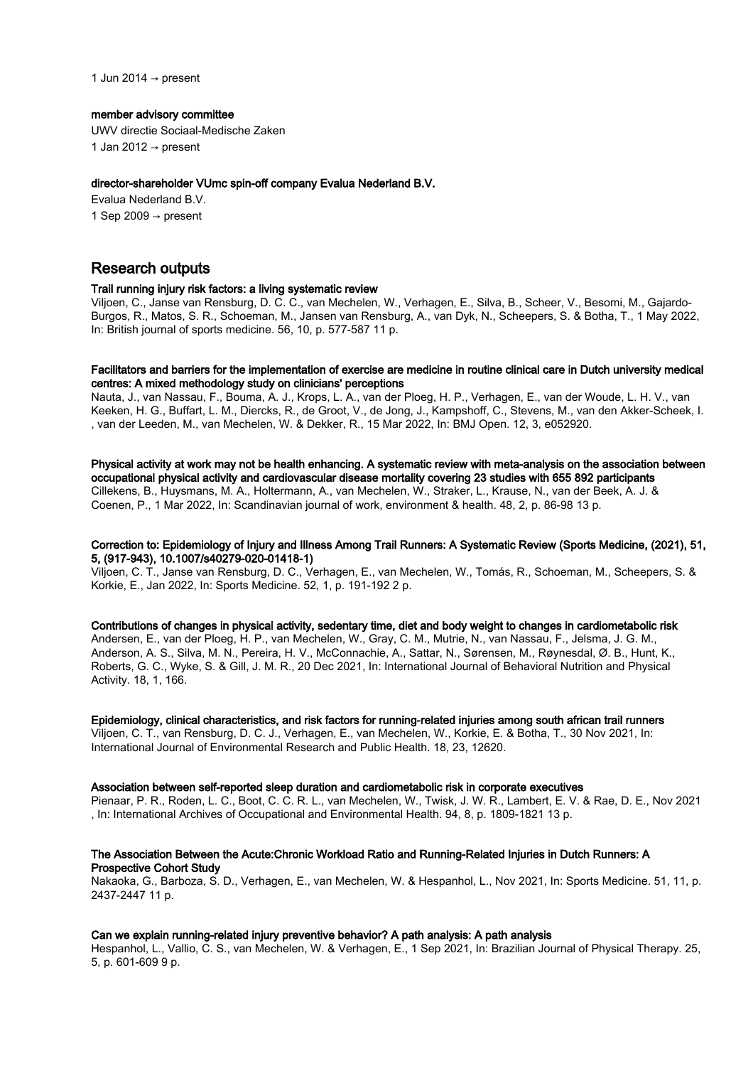1 Jun 2014 → present

**member advisory committee**

UWV directie Sociaal-Medische Zaken

1 Jan 2012 → present

**director-shareholder VUmc spin-off company Evalua Nederland B.V.**

Evalua Nederland B.V.

1 Sep 2009 → present

## Research outputs

**Trail running injury risk factors: a living systematic review**

Viljoen, C., Janse van Rensburg, D. C. C., van Mechelen, W., Verhagen, E., Silva, B., Scheer, V., Besomi, M., Gajardo-Burgos, R., Matos, S. R., Schoeman, M., Jansen van Rensburg, A., van Dyk, N., Scheepers, S. & Botha, T., 1 May 2022, In: British journal of sports medicine. 56, 10, p. 577-587 11 p.

**Facilitators and barriers for the implementation of exercise are medicine in routine clinical care in Dutch university medical centres: A mixed methodology study on clinicians' perceptions**

Nauta, J., van Nassau, F., Bouma, A. J., Krops, L. A., van der Ploeg, H. P., Verhagen, E., van der Woude, L. H. V., van Keeken, H. G., Buffart, L. M., Diercks, R., de Groot, V., de Jong, J., Kampshoff, C., Stevens, M., van den Akker-Scheek, I. , van der Leeden, M., van Mechelen, W. & Dekker, R., 15 Mar 2022, In: BMJ Open. 12, 3, e052920.

**Physical activity at work may not be health enhancing. A systematic review with meta-analysis on the association between occupational physical activity and cardiovascular disease mortality covering 23 studies with 655 892 participants**

Cillekens, B., Huysmans, M. A., Holtermann, A., van Mechelen, W., Straker, L., Krause, N., van der Beek, A. J. & Coenen, P., 1 Mar 2022, In: Scandinavian journal of work, environment & health. 48, 2, p. 86-98 13 p.

**Correction to: Epidemiology of Injury and Illness Among Trail Runners: A Systematic Review (Sports Medicine, (2021), 51, 5, (917-943), 10.1007/s40279-020-01418-1)**

Viljoen, C. T., Janse van Rensburg, D. C., Verhagen, E., van Mechelen, W., Tomás, R., Schoeman, M., Scheepers, S. & Korkie, E., Jan 2022, In: Sports Medicine. 52, 1, p. 191-192 2 p.

**Contributions of changes in physical activity, sedentary time, diet and body weight to changes in cardiometabolic risk**

Andersen, E., van der Ploeg, H. P., van Mechelen, W., Gray, C. M., Mutrie, N., van Nassau, F., Jelsma, J. G. M., Anderson, A. S., Silva, M. N., Pereira, H. V., McConnachie, A., Sattar, N., Sørensen, M., Røynesdal, Ø. B., Hunt, K., Roberts, G. C., Wyke, S. & Gill, J. M. R., 20 Dec 2021, In: International Journal of Behavioral Nutrition and Physical Activity. 18, 1, 166.

**Epidemiology, clinical characteristics, and risk factors for running-related injuries among south african trail runners**

Viljoen, C. T., van Rensburg, D. C. J., Verhagen, E., van Mechelen, W., Korkie, E. & Botha, T., 30 Nov 2021, In: International Journal of Environmental Research and Public Health. 18, 23, 12620.

**Association between self-reported sleep duration and cardiometabolic risk in corporate executives**

Pienaar, P. R., Roden, L. C., Boot, C. C. R. L., van Mechelen, W., Twisk, J. W. R., Lambert, E. V. & Rae, D. E., Nov 2021 , In: International Archives of Occupational and Environmental Health. 94, 8, p. 1809-1821 13 p.

**The Association Between the Acute:Chronic Workload Ratio and Running-Related Injuries in Dutch Runners: A Prospective Cohort Study**

Nakaoka, G., Barboza, S. D., Verhagen, E., van Mechelen, W. & Hespanhol, L., Nov 2021, In: Sports Medicine. 51, 11, p. 2437-2447 11 p.

**Can we explain running-related injury preventive behavior? A path analysis: A path analysis**

Hespanhol, L., Vallio, C. S., van Mechelen, W. & Verhagen, E., 1 Sep 2021, In: Brazilian Journal of Physical Therapy. 25, 5, p. 601-609 9 p.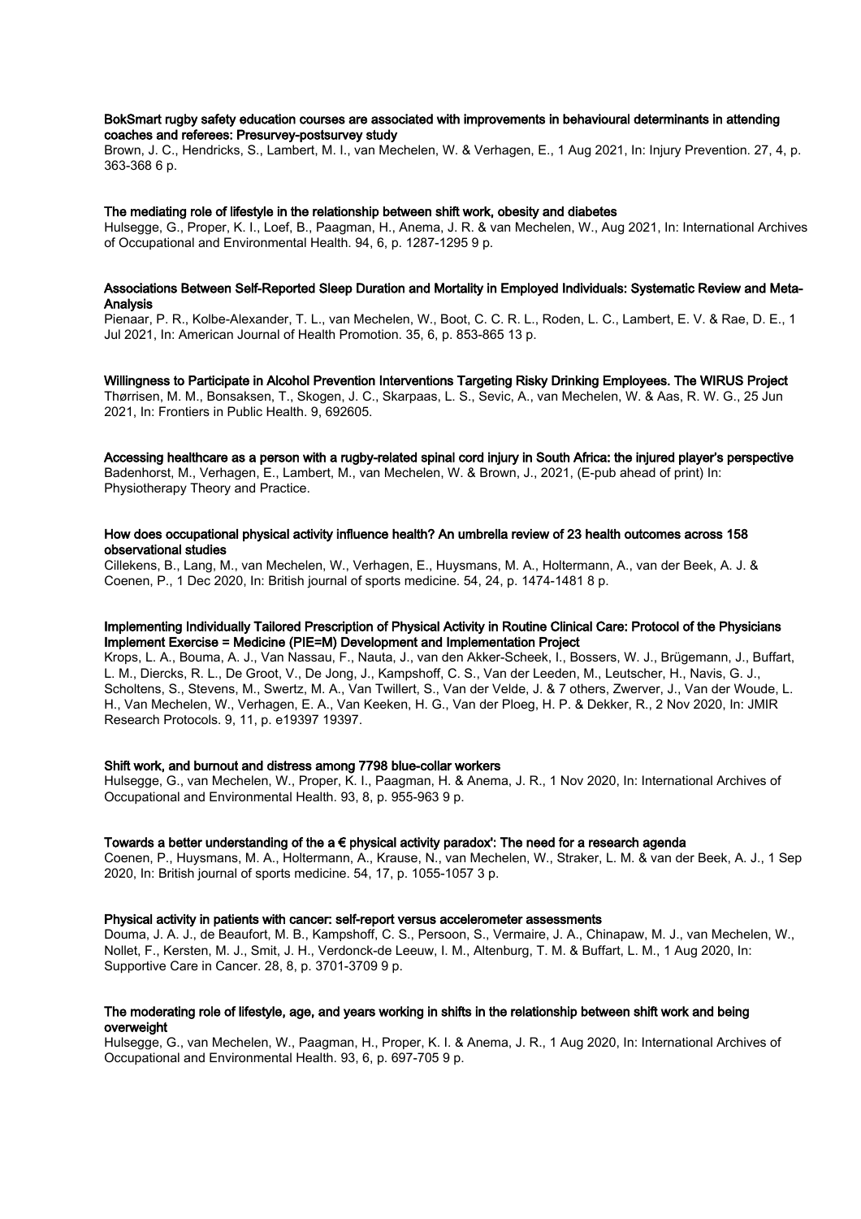**BokSmart rugby safety education courses are associated with improvements in behavioural determinants in attending coaches and referees: Presurvey-postsurvey study**

Brown, J. C., Hendricks, S., Lambert, M. I., van Mechelen, W. & Verhagen, E., 1 Aug 2021, In: Injury Prevention. 27, 4, p. 363-368 6 p.

**The mediating role of lifestyle in the relationship between shift work, obesity and diabetes**

Hulsegge, G., Proper, K. I., Loef, B., Paagman, H., Anema, J. R. & van Mechelen, W., Aug 2021, In: International Archives of Occupational and Environmental Health. 94, 6, p. 1287-1295 9 p.

**Associations Between Self-Reported Sleep Duration and Mortality in Employed Individuals: Systematic Review and Meta-Analysis**

Pienaar, P. R., Kolbe-Alexander, T. L., van Mechelen, W., Boot, C. C. R. L., Roden, L. C., Lambert, E. V. & Rae, D. E., 1 Jul 2021, In: American Journal of Health Promotion. 35, 6, p. 853-865 13 p.

**Willingness to Participate in Alcohol Prevention Interventions Targeting Risky Drinking Employees. The WIRUS Project**

Thørrisen, M. M., Bonsaksen, T., Skogen, J. C., Skarpaas, L. S., Sevic, A., van Mechelen, W. & Aas, R. W. G., 25 Jun 2021, In: Frontiers in Public Health. 9, 692605.

**Accessing healthcare as a person with a rugby-related spinal cord injury in South Africa: the injured player's perspective**

Badenhorst, M., Verhagen, E., Lambert, M., van Mechelen, W. & Brown, J., 2021, (E-pub ahead of print) In: Physiotherapy Theory and Practice.

**How does occupational physical activity influence health? An umbrella review of 23 health outcomes across 158 observational studies**

Cillekens, B., Lang, M., van Mechelen, W., Verhagen, E., Huysmans, M. A., Holtermann, A., van der Beek, A. J. & Coenen, P., 1 Dec 2020, In: British journal of sports medicine. 54, 24, p. 1474-1481 8 p.

**Implementing Individually Tailored Prescription of Physical Activity in Routine Clinical Care: Protocol of the Physicians Implement Exercise = Medicine (PIE=M) Development and Implementation Project**

Krops, L. A., Bouma, A. J., Van Nassau, F., Nauta, J., van den Akker-Scheek, I., Bossers, W. J., Brügemann, J., Buffart, L. M., Diercks, R. L., De Groot, V., De Jong, J., Kampshoff, C. S., Van der Leeden, M., Leutscher, H., Navis, G. J., Scholtens, S., Stevens, M., Swertz, M. A., Van Twillert, S., Van der Velde, J. & 7 others, Zwerver, J., Van der Woude, L. H., Van Mechelen, W., Verhagen, E. A., Van Keeken, H. G., Van der Ploeg, H. P. & Dekker, R., 2 Nov 2020, In: JMIR Research Protocols. 9, 11, p. e19397 19397.

**Shift work, and burnout and distress among 7798 blue-collar workers**

Hulsegge, G., van Mechelen, W., Proper, K. I., Paagman, H. & Anema, J. R., 1 Nov 2020, In: International Archives of Occupational and Environmental Health. 93, 8, p. 955-963 9 p.

**Towards a better understanding of the a € physical activity paradox': The need for a research agenda**

Coenen, P., Huysmans, M. A., Holtermann, A., Krause, N., van Mechelen, W., Straker, L. M. & van der Beek, A. J., 1 Sep 2020, In: British journal of sports medicine. 54, 17, p. 1055-1057 3 p.

**Physical activity in patients with cancer: self-report versus accelerometer assessments**

Douma, J. A. J., de Beaufort, M. B., Kampshoff, C. S., Persoon, S., Vermaire, J. A., Chinapaw, M. J., van Mechelen, W., Nollet, F., Kersten, M. J., Smit, J. H., Verdonck-de Leeuw, I. M., Altenburg, T. M. & Buffart, L. M., 1 Aug 2020, In: Supportive Care in Cancer. 28, 8, p. 3701-3709 9 p.

**The moderating role of lifestyle, age, and years working in shifts in the relationship between shift work and being overweight**

Hulsegge, G., van Mechelen, W., Paagman, H., Proper, K. I. & Anema, J. R., 1 Aug 2020, In: International Archives of Occupational and Environmental Health. 93, 6, p. 697-705 9 p.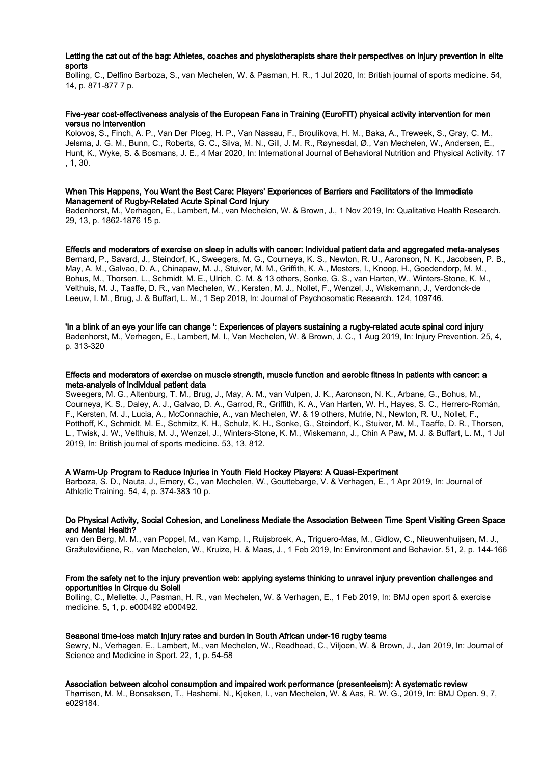**Letting the cat out of the bag: Athletes, coaches and physiotherapists share their perspectives on injury prevention in elite sports**

Bolling, C., Delfino Barboza, S., van Mechelen, W. & Pasman, H. R., 1 Jul 2020, In: British journal of sports medicine. 54, 14, p. 871-877 7 p.

**Five-year cost-effectiveness analysis of the European Fans in Training (EuroFIT) physical activity intervention for men versus no intervention**

Kolovos, S., Finch, A. P., Van Der Ploeg, H. P., Van Nassau, F., Broulikova, H. M., Baka, A., Treweek, S., Gray, C. M., Jelsma, J. G. M., Bunn, C., Roberts, G. C., Silva, M. N., Gill, J. M. R., Røynesdal, Ø., Van Mechelen, W., Andersen, E., Hunt, K., Wyke, S. & Bosmans, J. E., 4 Mar 2020, In: International Journal of Behavioral Nutrition and Physical Activity. 17 , 1, 30.

**When This Happens, You Want the Best Care: Players' Experiences of Barriers and Facilitators of the Immediate Management of Rugby-Related Acute Spinal Cord Injury**

Badenhorst, M., Verhagen, E., Lambert, M., van Mechelen, W. & Brown, J., 1 Nov 2019, In: Qualitative Health Research. 29, 13, p. 1862-1876 15 p.

**Effects and moderators of exercise on sleep in adults with cancer: Individual patient data and aggregated meta-analyses**

Bernard, P., Savard, J., Steindorf, K., Sweegers, M. G., Courneya, K. S., Newton, R. U., Aaronson, N. K., Jacobsen, P. B., May, A. M., Galvao, D. A., Chinapaw, M. J., Stuiver, M. M., Griffith, K. A., Mesters, I., Knoop, H., Goedendorp, M. M., Bohus, M., Thorsen, L., Schmidt, M. E., Ulrich, C. M. & 13 others, Sonke, G. S., van Harten, W., Winters-Stone, K. M., Velthuis, M. J., Taaffe, D. R., van Mechelen, W., Kersten, M. J., Nollet, F., Wenzel, J., Wiskemann, J., Verdonck-de Leeuw, I. M., Brug, J. & Buffart, L. M., 1 Sep 2019, In: Journal of Psychosomatic Research. 124, 109746.

**'In a blink of an eye your life can change ': Experiences of players sustaining a rugby-related acute spinal cord injury**

Badenhorst, M., Verhagen, E., Lambert, M. I., Van Mechelen, W. & Brown, J. C., 1 Aug 2019, In: Injury Prevention. 25, 4, p. 313-320

**Effects and moderators of exercise on muscle strength, muscle function and aerobic fitness in patients with cancer: a meta-analysis of individual patient data**

Sweegers, M. G., Altenburg, T. M., Brug, J., May, A. M., van Vulpen, J. K., Aaronson, N. K., Arbane, G., Bohus, M., Courneya, K. S., Daley, A. J., Galvao, D. A., Garrod, R., Griffith, K. A., Van Harten, W. H., Hayes, S. C., Herrero-Román, F., Kersten, M. J., Lucia, A., McConnachie, A., van Mechelen, W. & 19 others, Mutrie, N., Newton, R. U., Nollet, F., Potthoff, K., Schmidt, M. E., Schmitz, K. H., Schulz, K. H., Sonke, G., Steindorf, K., Stuiver, M. M., Taaffe, D. R., Thorsen, L., Twisk, J. W., Velthuis, M. J., Wenzel, J., Winters-Stone, K. M., Wiskemann, J., Chin A Paw, M. J. & Buffart, L. M., 1 Jul 2019, In: British journal of sports medicine. 53, 13, 812.

**A Warm-Up Program to Reduce Injuries in Youth Field Hockey Players: A Quasi-Experiment**

Barboza, S. D., Nauta, J., Emery, C., van Mechelen, W., Gouttebarge, V. & Verhagen, E., 1 Apr 2019, In: Journal of Athletic Training. 54, 4, p. 374-383 10 p.

**Do Physical Activity, Social Cohesion, and Loneliness Mediate the Association Between Time Spent Visiting Green Space and Mental Health?**

van den Berg, M. M., van Poppel, M., van Kamp, I., Ruijsbroek, A., Triguero-Mas, M., Gidlow, C., Nieuwenhuijsen, M. J., Gražulevičiene, R., van Mechelen, W., Kruize, H. & Maas, J., 1 Feb 2019, In: Environment and Behavior. 51, 2, p. 144-166

**From the safety net to the injury prevention web: applying systems thinking to unravel injury prevention challenges and opportunities in Cirque du Soleil**

Bolling, C., Mellette, J., Pasman, H. R., van Mechelen, W. & Verhagen, E., 1 Feb 2019, In: BMJ open sport & exercise medicine. 5, 1, p. e000492 e000492.

**Seasonal time-loss match injury rates and burden in South African under-16 rugby teams**

Sewry, N., Verhagen, E., Lambert, M., van Mechelen, W., Readhead, C., Viljoen, W. & Brown, J., Jan 2019, In: Journal of Science and Medicine in Sport. 22, 1, p. 54-58

**Association between alcohol consumption and impaired work performance (presenteeism): A systematic review**

Thørrisen, M. M., Bonsaksen, T., Hashemi, N., Kjeken, I., van Mechelen, W. & Aas, R. W. G., 2019, In: BMJ Open. 9, 7, e029184.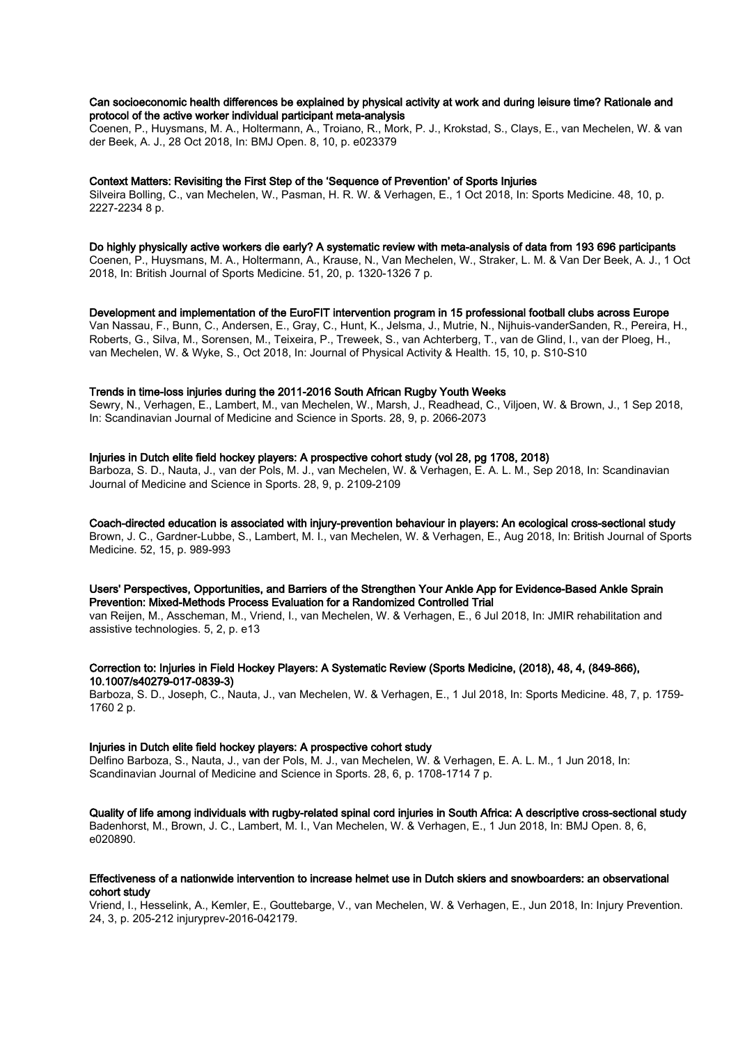**Can socioeconomic health differences be explained by physical activity at work and during leisure time? Rationale and protocol of the active worker individual participant meta-analysis**
Coenen, P., Huysmans, M. A., Holtermann, A., Troiano, R., Mork, P. J., Krokstad, S., Clays, E., van Mechelen, W. & van der Beek, A. J., 28 Oct 2018, In: BMJ Open. 8, 10, p. e023379

**Context Matters: Revisiting the First Step of the 'Sequence of Prevention' of Sports Injuries**
Silveira Bolling, C., van Mechelen, W., Pasman, H. R. W. & Verhagen, E., 1 Oct 2018, In: Sports Medicine. 48, 10, p. 2227-2234 8 p.

**Do highly physically active workers die early? A systematic review with meta-analysis of data from 193 696 participants**
Coenen, P., Huysmans, M. A., Holtermann, A., Krause, N., Van Mechelen, W., Straker, L. M. & Van Der Beek, A. J., 1 Oct 2018, In: British Journal of Sports Medicine. 51, 20, p. 1320-1326 7 p.

**Development and implementation of the EuroFIT intervention program in 15 professional football clubs across Europe**
Van Nassau, F., Bunn, C., Andersen, E., Gray, C., Hunt, K., Jelsma, J., Mutrie, N., Nijhuis-vanderSanden, R., Pereira, H., Roberts, G., Silva, M., Sorensen, M., Teixeira, P., Treweek, S., van Achterberg, T., van de Glind, I., van der Ploeg, H., van Mechelen, W. & Wyke, S., Oct 2018, In: Journal of Physical Activity & Health. 15, 10, p. S10-S10

**Trends in time-loss injuries during the 2011-2016 South African Rugby Youth Weeks**
Sewry, N., Verhagen, E., Lambert, M., van Mechelen, W., Marsh, J., Readhead, C., Viljoen, W. & Brown, J., 1 Sep 2018, In: Scandinavian Journal of Medicine and Science in Sports. 28, 9, p. 2066-2073

**Injuries in Dutch elite field hockey players: A prospective cohort study (vol 28, pg 1708, 2018)**
Barboza, S. D., Nauta, J., van der Pols, M. J., van Mechelen, W. & Verhagen, E. A. L. M., Sep 2018, In: Scandinavian Journal of Medicine and Science in Sports. 28, 9, p. 2109-2109

**Coach-directed education is associated with injury-prevention behaviour in players: An ecological cross-sectional study**
Brown, J. C., Gardner-Lubbe, S., Lambert, M. I., van Mechelen, W. & Verhagen, E., Aug 2018, In: British Journal of Sports Medicine. 52, 15, p. 989-993

**Users' Perspectives, Opportunities, and Barriers of the Strengthen Your Ankle App for Evidence-Based Ankle Sprain Prevention: Mixed-Methods Process Evaluation for a Randomized Controlled Trial**
van Reijen, M., Asscheman, M., Vriend, I., van Mechelen, W. & Verhagen, E., 6 Jul 2018, In: JMIR rehabilitation and assistive technologies. 5, 2, p. e13

**Correction to: Injuries in Field Hockey Players: A Systematic Review (Sports Medicine, (2018), 48, 4, (849-866), 10.1007/s40279-017-0839-3)**
Barboza, S. D., Joseph, C., Nauta, J., van Mechelen, W. & Verhagen, E., 1 Jul 2018, In: Sports Medicine. 48, 7, p. 1759-1760 2 p.

**Injuries in Dutch elite field hockey players: A prospective cohort study**
Delfino Barboza, S., Nauta, J., van der Pols, M. J., van Mechelen, W. & Verhagen, E. A. L. M., 1 Jun 2018, In: Scandinavian Journal of Medicine and Science in Sports. 28, 6, p. 1708-1714 7 p.

**Quality of life among individuals with rugby-related spinal cord injuries in South Africa: A descriptive cross-sectional study**
Badenhorst, M., Brown, J. C., Lambert, M. I., Van Mechelen, W. & Verhagen, E., 1 Jun 2018, In: BMJ Open. 8, 6, e020890.

**Effectiveness of a nationwide intervention to increase helmet use in Dutch skiers and snowboarders: an observational cohort study**
Vriend, I., Hesselink, A., Kemler, E., Gouttebarge, V., van Mechelen, W. & Verhagen, E., Jun 2018, In: Injury Prevention. 24, 3, p. 205-212 injuryprev-2016-042179.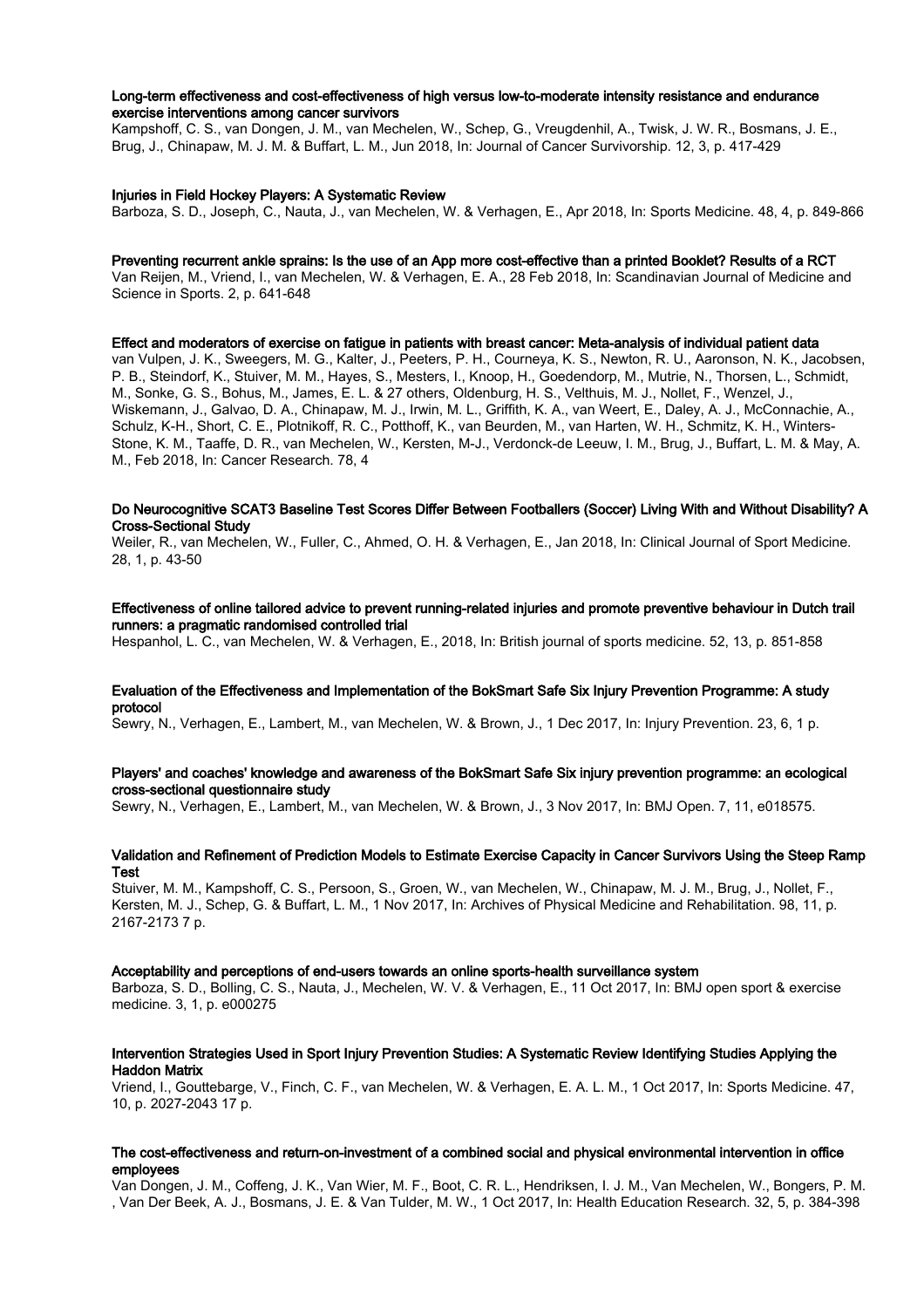**Long-term effectiveness and cost-effectiveness of high versus low-to-moderate intensity resistance and endurance exercise interventions among cancer survivors**
Kampshoff, C. S., van Dongen, J. M., van Mechelen, W., Schep, G., Vreugdenhil, A., Twisk, J. W. R., Bosmans, J. E., Brug, J., Chinapaw, M. J. M. & Buffart, L. M., Jun 2018, In: Journal of Cancer Survivorship. 12, 3, p. 417-429

**Injuries in Field Hockey Players: A Systematic Review**
Barboza, S. D., Joseph, C., Nauta, J., van Mechelen, W. & Verhagen, E., Apr 2018, In: Sports Medicine. 48, 4, p. 849-866

**Preventing recurrent ankle sprains: Is the use of an App more cost-effective than a printed Booklet? Results of a RCT**
Van Reijen, M., Vriend, I., van Mechelen, W. & Verhagen, E. A., 28 Feb 2018, In: Scandinavian Journal of Medicine and Science in Sports. 2, p. 641-648

**Effect and moderators of exercise on fatigue in patients with breast cancer: Meta-analysis of individual patient data**
van Vulpen, J. K., Sweegers, M. G., Kalter, J., Peeters, P. H., Courneya, K. S., Newton, R. U., Aaronson, N. K., Jacobsen, P. B., Steindorf, K., Stuiver, M. M., Hayes, S., Mesters, I., Knoop, H., Goedendorp, M., Mutrie, N., Thorsen, L., Schmidt, M., Sonke, G. S., Bohus, M., James, E. L. & 27 others, Oldenburg, H. S., Velthuis, M. J., Nollet, F., Wenzel, J., Wiskemann, J., Galvao, D. A., Chinapaw, M. J., Irwin, M. L., Griffith, K. A., van Weert, E., Daley, A. J., McConnachie, A., Schulz, K-H., Short, C. E., Plotnikoff, R. C., Potthoff, K., van Beurden, M., van Harten, W. H., Schmitz, K. H., Winters-Stone, K. M., Taaffe, D. R., van Mechelen, W., Kersten, M-J., Verdonck-de Leeuw, I. M., Brug, J., Buffart, L. M. & May, A. M., Feb 2018, In: Cancer Research. 78, 4

**Do Neurocognitive SCAT3 Baseline Test Scores Differ Between Footballers (Soccer) Living With and Without Disability? A Cross-Sectional Study**
Weiler, R., van Mechelen, W., Fuller, C., Ahmed, O. H. & Verhagen, E., Jan 2018, In: Clinical Journal of Sport Medicine. 28, 1, p. 43-50

**Effectiveness of online tailored advice to prevent running-related injuries and promote preventive behaviour in Dutch trail runners: a pragmatic randomised controlled trial**
Hespanhol, L. C., van Mechelen, W. & Verhagen, E., 2018, In: British journal of sports medicine. 52, 13, p. 851-858

**Evaluation of the Effectiveness and Implementation of the BokSmart Safe Six Injury Prevention Programme: A study protocol**
Sewry, N., Verhagen, E., Lambert, M., van Mechelen, W. & Brown, J., 1 Dec 2017, In: Injury Prevention. 23, 6, 1 p.

**Players' and coaches' knowledge and awareness of the BokSmart Safe Six injury prevention programme: an ecological cross-sectional questionnaire study**
Sewry, N., Verhagen, E., Lambert, M., van Mechelen, W. & Brown, J., 3 Nov 2017, In: BMJ Open. 7, 11, e018575.

**Validation and Refinement of Prediction Models to Estimate Exercise Capacity in Cancer Survivors Using the Steep Ramp Test**
Stuiver, M. M., Kampshoff, C. S., Persoon, S., Groen, W., van Mechelen, W., Chinapaw, M. J. M., Brug, J., Nollet, F., Kersten, M. J., Schep, G. & Buffart, L. M., 1 Nov 2017, In: Archives of Physical Medicine and Rehabilitation. 98, 11, p. 2167-2173 7 p.

**Acceptability and perceptions of end-users towards an online sports-health surveillance system**
Barboza, S. D., Bolling, C. S., Nauta, J., Mechelen, W. V. & Verhagen, E., 11 Oct 2017, In: BMJ open sport & exercise medicine. 3, 1, p. e000275

**Intervention Strategies Used in Sport Injury Prevention Studies: A Systematic Review Identifying Studies Applying the Haddon Matrix**
Vriend, I., Gouttebarge, V., Finch, C. F., van Mechelen, W. & Verhagen, E. A. L. M., 1 Oct 2017, In: Sports Medicine. 47, 10, p. 2027-2043 17 p.

**The cost-effectiveness and return-on-investment of a combined social and physical environmental intervention in office employees**
Van Dongen, J. M., Coffeng, J. K., Van Wier, M. F., Boot, C. R. L., Hendriksen, I. J. M., Van Mechelen, W., Bongers, P. M. , Van Der Beek, A. J., Bosmans, J. E. & Van Tulder, M. W., 1 Oct 2017, In: Health Education Research. 32, 5, p. 384-398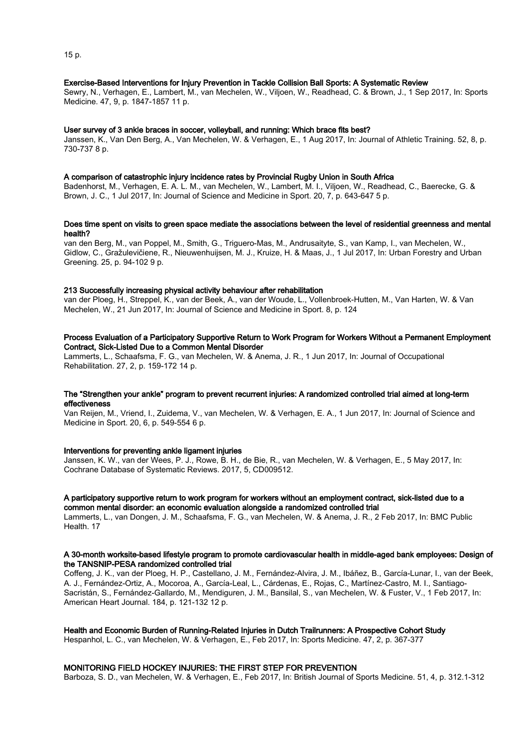15 p.

**Exercise-Based Interventions for Injury Prevention in Tackle Collision Ball Sports: A Systematic Review**
Sewry, N., Verhagen, E., Lambert, M., van Mechelen, W., Viljoen, W., Readhead, C. & Brown, J., 1 Sep 2017, In: Sports Medicine. 47, 9, p. 1847-1857 11 p.

**User survey of 3 ankle braces in soccer, volleyball, and running: Which brace fits best?**
Janssen, K., Van Den Berg, A., Van Mechelen, W. & Verhagen, E., 1 Aug 2017, In: Journal of Athletic Training. 52, 8, p. 730-737 8 p.

**A comparison of catastrophic injury incidence rates by Provincial Rugby Union in South Africa**
Badenhorst, M., Verhagen, E. A. L. M., van Mechelen, W., Lambert, M. I., Viljoen, W., Readhead, C., Baerecke, G. & Brown, J. C., 1 Jul 2017, In: Journal of Science and Medicine in Sport. 20, 7, p. 643-647 5 p.

**Does time spent on visits to green space mediate the associations between the level of residential greenness and mental health?**
van den Berg, M., van Poppel, M., Smith, G., Triguero-Mas, M., Andrusaityte, S., van Kamp, I., van Mechelen, W., Gidlow, C., Gražulevičiene, R., Nieuwenhuijsen, M. J., Kruize, H. & Maas, J., 1 Jul 2017, In: Urban Forestry and Urban Greening. 25, p. 94-102 9 p.

**213 Successfully increasing physical activity behaviour after rehabilitation**
van der Ploeg, H., Streppel, K., van der Beek, A., van der Woude, L., Vollenbroek-Hutten, M., Van Harten, W. & Van Mechelen, W., 21 Jun 2017, In: Journal of Science and Medicine in Sport. 8, p. 124

**Process Evaluation of a Participatory Supportive Return to Work Program for Workers Without a Permanent Employment Contract, Sick-Listed Due to a Common Mental Disorder**
Lammerts, L., Schaafsma, F. G., van Mechelen, W. & Anema, J. R., 1 Jun 2017, In: Journal of Occupational Rehabilitation. 27, 2, p. 159-172 14 p.

**The "Strengthen your ankle" program to prevent recurrent injuries: A randomized controlled trial aimed at long-term effectiveness**
Van Reijen, M., Vriend, I., Zuidema, V., van Mechelen, W. & Verhagen, E. A., 1 Jun 2017, In: Journal of Science and Medicine in Sport. 20, 6, p. 549-554 6 p.

**Interventions for preventing ankle ligament injuries**
Janssen, K. W., van der Wees, P. J., Rowe, B. H., de Bie, R., van Mechelen, W. & Verhagen, E., 5 May 2017, In: Cochrane Database of Systematic Reviews. 2017, 5, CD009512.

**A participatory supportive return to work program for workers without an employment contract, sick-listed due to a common mental disorder: an economic evaluation alongside a randomized controlled trial**
Lammerts, L., van Dongen, J. M., Schaafsma, F. G., van Mechelen, W. & Anema, J. R., 2 Feb 2017, In: BMC Public Health. 17

**A 30-month worksite-based lifestyle program to promote cardiovascular health in middle-aged bank employees: Design of the TANSNIP-PESA randomized controlled trial**
Coffeng, J. K., van der Ploeg, H. P., Castellano, J. M., Fernández-Alvira, J. M., Ibáñez, B., García-Lunar, I., van der Beek, A. J., Fernández-Ortiz, A., Mocoroa, A., García-Leal, L., Cárdenas, E., Rojas, C., Martínez-Castro, M. I., Santiago-Sacristán, S., Fernández-Gallardo, M., Mendiguren, J. M., Bansilal, S., van Mechelen, W. & Fuster, V., 1 Feb 2017, In: American Heart Journal. 184, p. 121-132 12 p.

**Health and Economic Burden of Running-Related Injuries in Dutch Trailrunners: A Prospective Cohort Study**
Hespanhol, L. C., van Mechelen, W. & Verhagen, E., Feb 2017, In: Sports Medicine. 47, 2, p. 367-377

**MONITORING FIELD HOCKEY INJURIES: THE FIRST STEP FOR PREVENTION**
Barboza, S. D., van Mechelen, W. & Verhagen, E., Feb 2017, In: British Journal of Sports Medicine. 51, 4, p. 312.1-312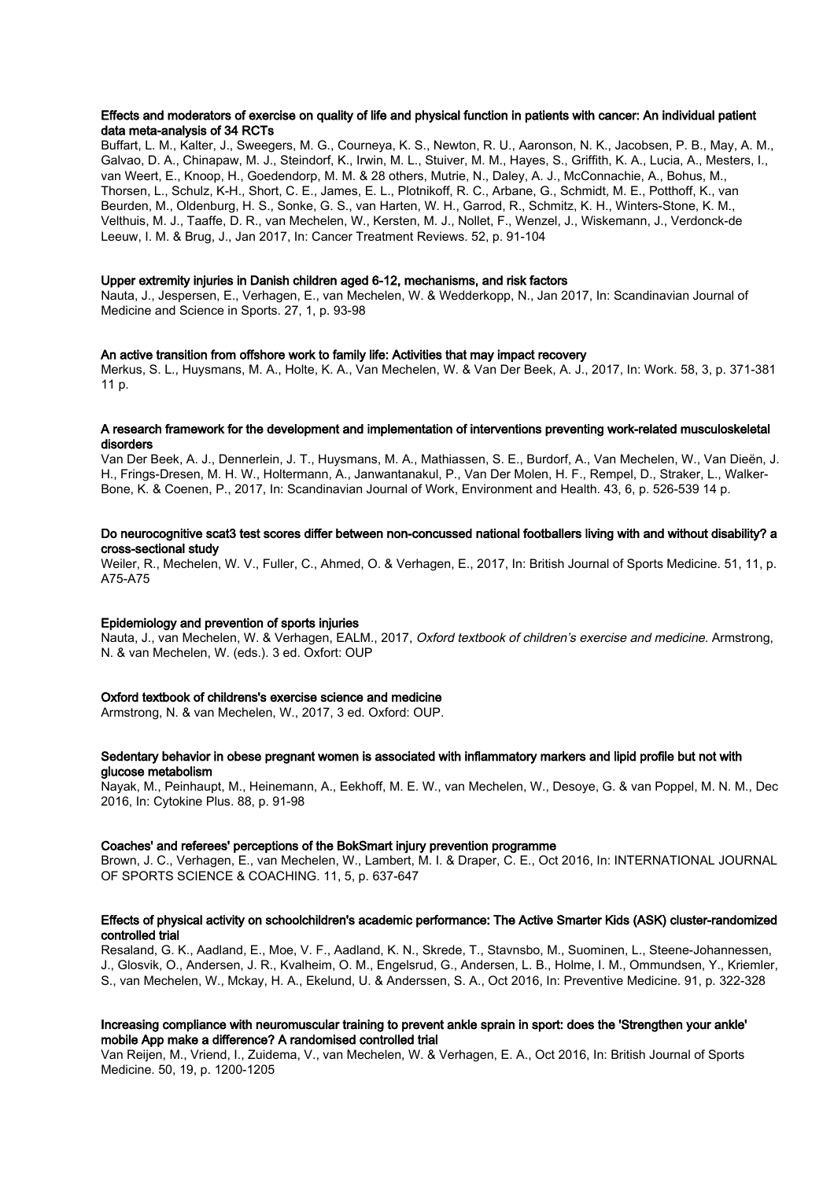**Effects and moderators of exercise on quality of life and physical function in patients with cancer: An individual patient data meta-analysis of 34 RCTs**

Buffart, L. M., Kalter, J., Sweegers, M. G., Courneya, K. S., Newton, R. U., Aaronson, N. K., Jacobsen, P. B., May, A. M., Galvao, D. A., Chinapaw, M. J., Steindorf, K., Irwin, M. L., Stuiver, M. M., Hayes, S., Griffith, K. A., Lucia, A., Mesters, I., van Weert, E., Knoop, H., Goedendorp, M. M. & 28 others, Mutrie, N., Daley, A. J., McConnachie, A., Bohus, M., Thorsen, L., Schulz, K-H., Short, C. E., James, E. L., Plotnikoff, R. C., Arbane, G., Schmidt, M. E., Potthoff, K., van Beurden, M., Oldenburg, H. S., Sonke, G. S., van Harten, W. H., Garrod, R., Schmitz, K. H., Winters-Stone, K. M., Velthuis, M. J., Taaffe, D. R., van Mechelen, W., Kersten, M. J., Nollet, F., Wenzel, J., Wiskemann, J., Verdonck-de Leeuw, I. M. & Brug, J., Jan 2017, In: Cancer Treatment Reviews. 52, p. 91-104

**Upper extremity injuries in Danish children aged 6-12, mechanisms, and risk factors**

Nauta, J., Jespersen, E., Verhagen, E., van Mechelen, W. & Wedderkopp, N., Jan 2017, In: Scandinavian Journal of Medicine and Science in Sports. 27, 1, p. 93-98

**An active transition from offshore work to family life: Activities that may impact recovery**

Merkus, S. L., Huysmans, M. A., Holte, K. A., Van Mechelen, W. & Van Der Beek, A. J., 2017, In: Work. 58, 3, p. 371-381 11 p.

**A research framework for the development and implementation of interventions preventing work-related musculoskeletal disorders**

Van Der Beek, A. J., Dennerlein, J. T., Huysmans, M. A., Mathiassen, S. E., Burdorf, A., Van Mechelen, W., Van Dieën, J. H., Frings-Dresen, M. H. W., Holtermann, A., Janwantanakul, P., Van Der Molen, H. F., Rempel, D., Straker, L., Walker-Bone, K. & Coenen, P., 2017, In: Scandinavian Journal of Work, Environment and Health. 43, 6, p. 526-539 14 p.

**Do neurocognitive scat3 test scores differ between non-concussed national footballers living with and without disability? a cross-sectional study**

Weiler, R., Mechelen, W. V., Fuller, C., Ahmed, O. & Verhagen, E., 2017, In: British Journal of Sports Medicine. 51, 11, p. A75-A75

**Epidemiology and prevention of sports injuries**

Nauta, J., van Mechelen, W. & Verhagen, EALM., 2017, *Oxford textbook of children's exercise and medicine.* Armstrong, N. & van Mechelen, W. (eds.). 3 ed. Oxfort: OUP

**Oxford textbook of childrens's exercise science and medicine**

Armstrong, N. & van Mechelen, W., 2017, 3 ed. Oxford: OUP.

**Sedentary behavior in obese pregnant women is associated with inflammatory markers and lipid profile but not with glucose metabolism**

Nayak, M., Peinhaupt, M., Heinemann, A., Eekhoff, M. E. W., van Mechelen, W., Desoye, G. & van Poppel, M. N. M., Dec 2016, In: Cytokine Plus. 88, p. 91-98

**Coaches' and referees' perceptions of the BokSmart injury prevention programme**

Brown, J. C., Verhagen, E., van Mechelen, W., Lambert, M. I. & Draper, C. E., Oct 2016, In: INTERNATIONAL JOURNAL OF SPORTS SCIENCE & COACHING. 11, 5, p. 637-647

**Effects of physical activity on schoolchildren's academic performance: The Active Smarter Kids (ASK) cluster-randomized controlled trial**

Resaland, G. K., Aadland, E., Moe, V. F., Aadland, K. N., Skrede, T., Stavnsbo, M., Suominen, L., Steene-Johannessen, J., Glosvik, O., Andersen, J. R., Kvalheim, O. M., Engelsrud, G., Andersen, L. B., Holme, I. M., Ommundsen, Y., Kriemler, S., van Mechelen, W., Mckay, H. A., Ekelund, U. & Anderssen, S. A., Oct 2016, In: Preventive Medicine. 91, p. 322-328

**Increasing compliance with neuromuscular training to prevent ankle sprain in sport: does the 'Strengthen your ankle' mobile App make a difference? A randomised controlled trial**

Van Reijen, M., Vriend, I., Zuidema, V., van Mechelen, W. & Verhagen, E. A., Oct 2016, In: British Journal of Sports Medicine. 50, 19, p. 1200-1205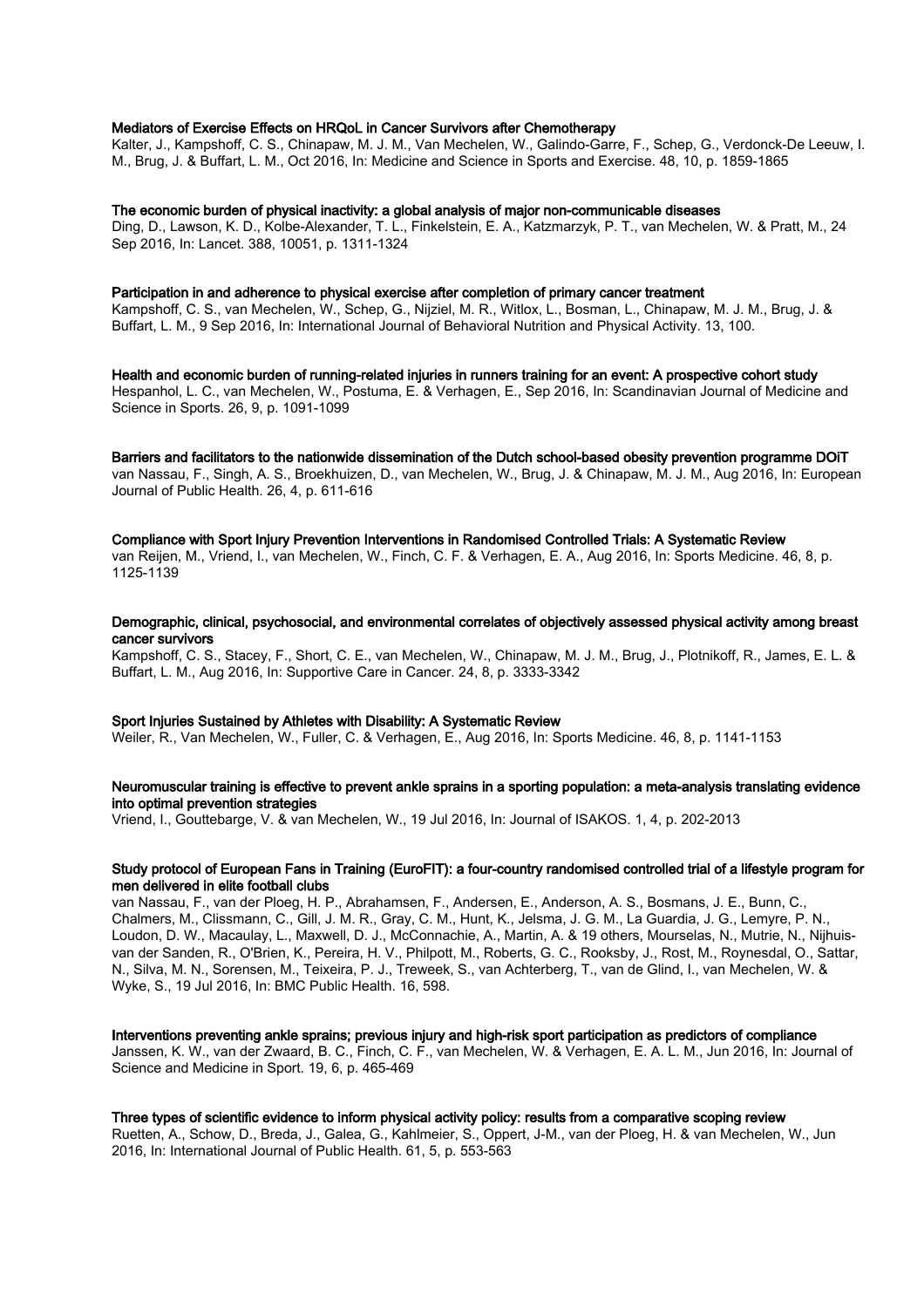**Mediators of Exercise Effects on HRQoL in Cancer Survivors after Chemotherapy**
Kalter, J., Kampshoff, C. S., Chinapaw, M. J. M., Van Mechelen, W., Galindo-Garre, F., Schep, G., Verdonck-De Leeuw, I. M., Brug, J. & Buffart, L. M., Oct 2016, In: Medicine and Science in Sports and Exercise. 48, 10, p. 1859-1865

**The economic burden of physical inactivity: a global analysis of major non-communicable diseases**
Ding, D., Lawson, K. D., Kolbe-Alexander, T. L., Finkelstein, E. A., Katzmarzyk, P. T., van Mechelen, W. & Pratt, M., 24 Sep 2016, In: Lancet. 388, 10051, p. 1311-1324

**Participation in and adherence to physical exercise after completion of primary cancer treatment**
Kampshoff, C. S., van Mechelen, W., Schep, G., Nijziel, M. R., Witlox, L., Bosman, L., Chinapaw, M. J. M., Brug, J. & Buffart, L. M., 9 Sep 2016, In: International Journal of Behavioral Nutrition and Physical Activity. 13, 100.

**Health and economic burden of running-related injuries in runners training for an event: A prospective cohort study**
Hespanhol, L. C., van Mechelen, W., Postuma, E. & Verhagen, E., Sep 2016, In: Scandinavian Journal of Medicine and Science in Sports. 26, 9, p. 1091-1099

**Barriers and facilitators to the nationwide dissemination of the Dutch school-based obesity prevention programme DOiT**
van Nassau, F., Singh, A. S., Broekhuizen, D., van Mechelen, W., Brug, J. & Chinapaw, M. J. M., Aug 2016, In: European Journal of Public Health. 26, 4, p. 611-616

**Compliance with Sport Injury Prevention Interventions in Randomised Controlled Trials: A Systematic Review**
van Reijen, M., Vriend, I., van Mechelen, W., Finch, C. F. & Verhagen, E. A., Aug 2016, In: Sports Medicine. 46, 8, p. 1125-1139

**Demographic, clinical, psychosocial, and environmental correlates of objectively assessed physical activity among breast cancer survivors**
Kampshoff, C. S., Stacey, F., Short, C. E., van Mechelen, W., Chinapaw, M. J. M., Brug, J., Plotnikoff, R., James, E. L. & Buffart, L. M., Aug 2016, In: Supportive Care in Cancer. 24, 8, p. 3333-3342

**Sport Injuries Sustained by Athletes with Disability: A Systematic Review**
Weiler, R., Van Mechelen, W., Fuller, C. & Verhagen, E., Aug 2016, In: Sports Medicine. 46, 8, p. 1141-1153

**Neuromuscular training is effective to prevent ankle sprains in a sporting population: a meta-analysis translating evidence into optimal prevention strategies**
Vriend, I., Gouttebarge, V. & van Mechelen, W., 19 Jul 2016, In: Journal of ISAKOS. 1, 4, p. 202-2013

**Study protocol of European Fans in Training (EuroFIT): a four-country randomised controlled trial of a lifestyle program for men delivered in elite football clubs**
van Nassau, F., van der Ploeg, H. P., Abrahamsen, F., Andersen, E., Anderson, A. S., Bosmans, J. E., Bunn, C., Chalmers, M., Clissmann, C., Gill, J. M. R., Gray, C. M., Hunt, K., Jelsma, J. G. M., La Guardia, J. G., Lemyre, P. N., Loudon, D. W., Macaulay, L., Maxwell, D. J., McConnachie, A., Martin, A. & 19 others, Mourselas, N., Mutrie, N., Nijhuis-van der Sanden, R., O'Brien, K., Pereira, H. V., Philpott, M., Roberts, G. C., Rooksby, J., Rost, M., Roynesdal, O., Sattar, N., Silva, M. N., Sorensen, M., Teixeira, P. J., Treweek, S., van Achterberg, T., van de Glind, I., van Mechelen, W. & Wyke, S., 19 Jul 2016, In: BMC Public Health. 16, 598.

**Interventions preventing ankle sprains; previous injury and high-risk sport participation as predictors of compliance**
Janssen, K. W., van der Zwaard, B. C., Finch, C. F., van Mechelen, W. & Verhagen, E. A. L. M., Jun 2016, In: Journal of Science and Medicine in Sport. 19, 6, p. 465-469

**Three types of scientific evidence to inform physical activity policy: results from a comparative scoping review**
Ruetten, A., Schow, D., Breda, J., Galea, G., Kahlmeier, S., Oppert, J-M., van der Ploeg, H. & van Mechelen, W., Jun 2016, In: International Journal of Public Health. 61, 5, p. 553-563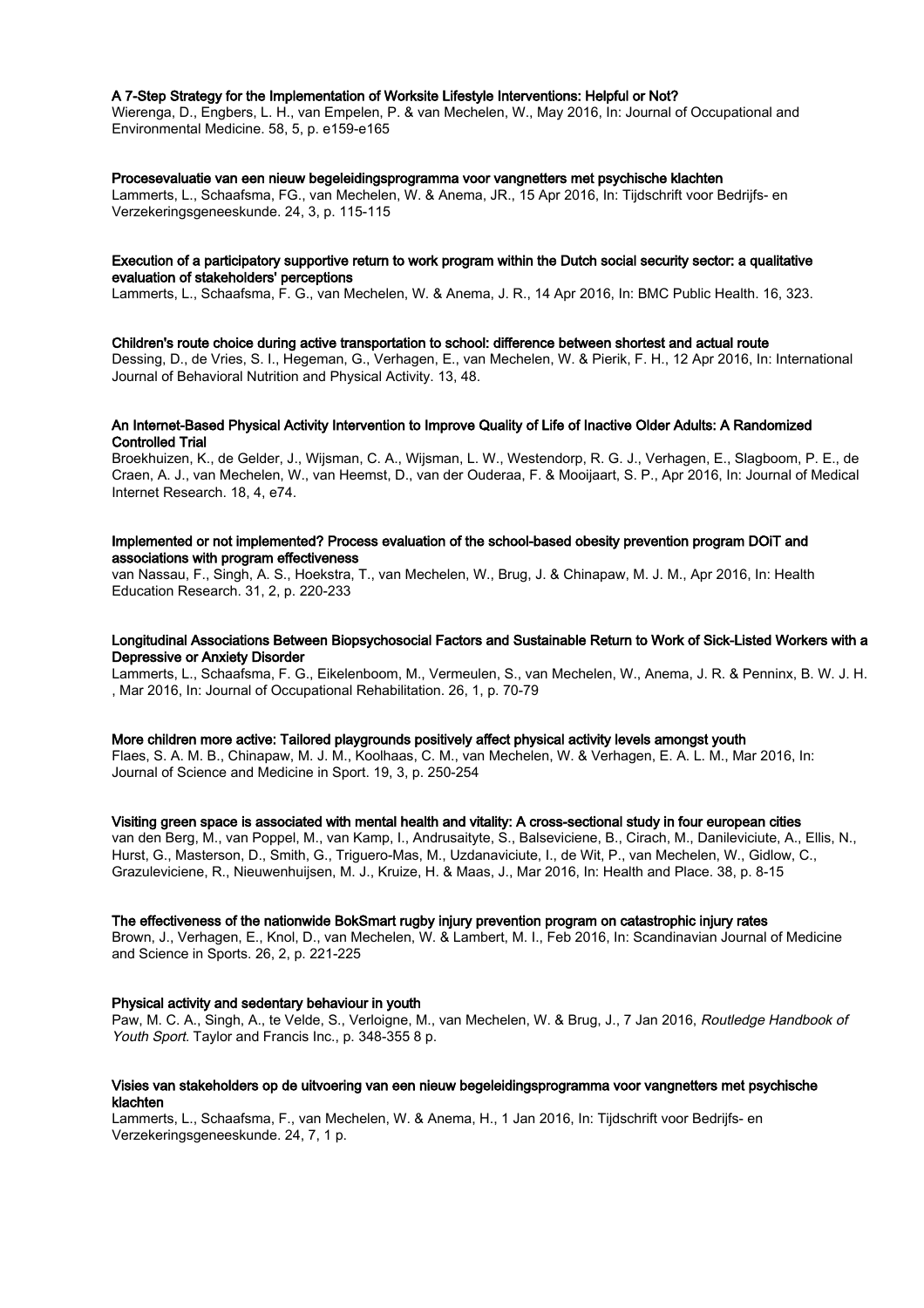**A 7-Step Strategy for the Implementation of Worksite Lifestyle Interventions: Helpful or Not?**
Wierenga, D., Engbers, L. H., van Empelen, P. & van Mechelen, W., May 2016, In: Journal of Occupational and Environmental Medicine. 58, 5, p. e159-e165

**Procesevaluatie van een nieuw begeleidingsprogramma voor vangnetters met psychische klachten**
Lammerts, L., Schaafsma, FG., van Mechelen, W. & Anema, JR., 15 Apr 2016, In: Tijdschrift voor Bedrijfs- en Verzekeringsgeneeskunde. 24, 3, p. 115-115

**Execution of a participatory supportive return to work program within the Dutch social security sector: a qualitative evaluation of stakeholders' perceptions**
Lammerts, L., Schaafsma, F. G., van Mechelen, W. & Anema, J. R., 14 Apr 2016, In: BMC Public Health. 16, 323.

**Children's route choice during active transportation to school: difference between shortest and actual route**
Dessing, D., de Vries, S. I., Hegeman, G., Verhagen, E., van Mechelen, W. & Pierik, F. H., 12 Apr 2016, In: International Journal of Behavioral Nutrition and Physical Activity. 13, 48.

**An Internet-Based Physical Activity Intervention to Improve Quality of Life of Inactive Older Adults: A Randomized Controlled Trial**
Broekhuizen, K., de Gelder, J., Wijsman, C. A., Wijsman, L. W., Westendorp, R. G. J., Verhagen, E., Slagboom, P. E., de Craen, A. J., van Mechelen, W., van Heemst, D., van der Ouderaa, F. & Mooijaart, S. P., Apr 2016, In: Journal of Medical Internet Research. 18, 4, e74.

**Implemented or not implemented? Process evaluation of the school-based obesity prevention program DOiT and associations with program effectiveness**
van Nassau, F., Singh, A. S., Hoekstra, T., van Mechelen, W., Brug, J. & Chinapaw, M. J. M., Apr 2016, In: Health Education Research. 31, 2, p. 220-233

**Longitudinal Associations Between Biopsychosocial Factors and Sustainable Return to Work of Sick-Listed Workers with a Depressive or Anxiety Disorder**
Lammerts, L., Schaafsma, F. G., Eikelenboom, M., Vermeulen, S., van Mechelen, W., Anema, J. R. & Penninx, B. W. J. H. , Mar 2016, In: Journal of Occupational Rehabilitation. 26, 1, p. 70-79

**More children more active: Tailored playgrounds positively affect physical activity levels amongst youth**
Flaes, S. A. M. B., Chinapaw, M. J. M., Koolhaas, C. M., van Mechelen, W. & Verhagen, E. A. L. M., Mar 2016, In: Journal of Science and Medicine in Sport. 19, 3, p. 250-254

**Visiting green space is associated with mental health and vitality: A cross-sectional study in four european cities**
van den Berg, M., van Poppel, M., van Kamp, I., Andrusaityte, S., Balseviciene, B., Cirach, M., Danileviciute, A., Ellis, N., Hurst, G., Masterson, D., Smith, G., Triguero-Mas, M., Uzdanaviciute, I., de Wit, P., van Mechelen, W., Gidlow, C., Grazuleviciene, R., Nieuwenhuijsen, M. J., Kruize, H. & Maas, J., Mar 2016, In: Health and Place. 38, p. 8-15

**The effectiveness of the nationwide BokSmart rugby injury prevention program on catastrophic injury rates**
Brown, J., Verhagen, E., Knol, D., van Mechelen, W. & Lambert, M. I., Feb 2016, In: Scandinavian Journal of Medicine and Science in Sports. 26, 2, p. 221-225

**Physical activity and sedentary behaviour in youth**
Paw, M. C. A., Singh, A., te Velde, S., Verloigne, M., van Mechelen, W. & Brug, J., 7 Jan 2016, *Routledge Handbook of Youth Sport*. Taylor and Francis Inc., p. 348-355 8 p.

**Visies van stakeholders op de uitvoering van een nieuw begeleidingsprogramma voor vangnetters met psychische klachten**
Lammerts, L., Schaafsma, F., van Mechelen, W. & Anema, H., 1 Jan 2016, In: Tijdschrift voor Bedrijfs- en Verzekeringsgeneeskunde. 24, 7, 1 p.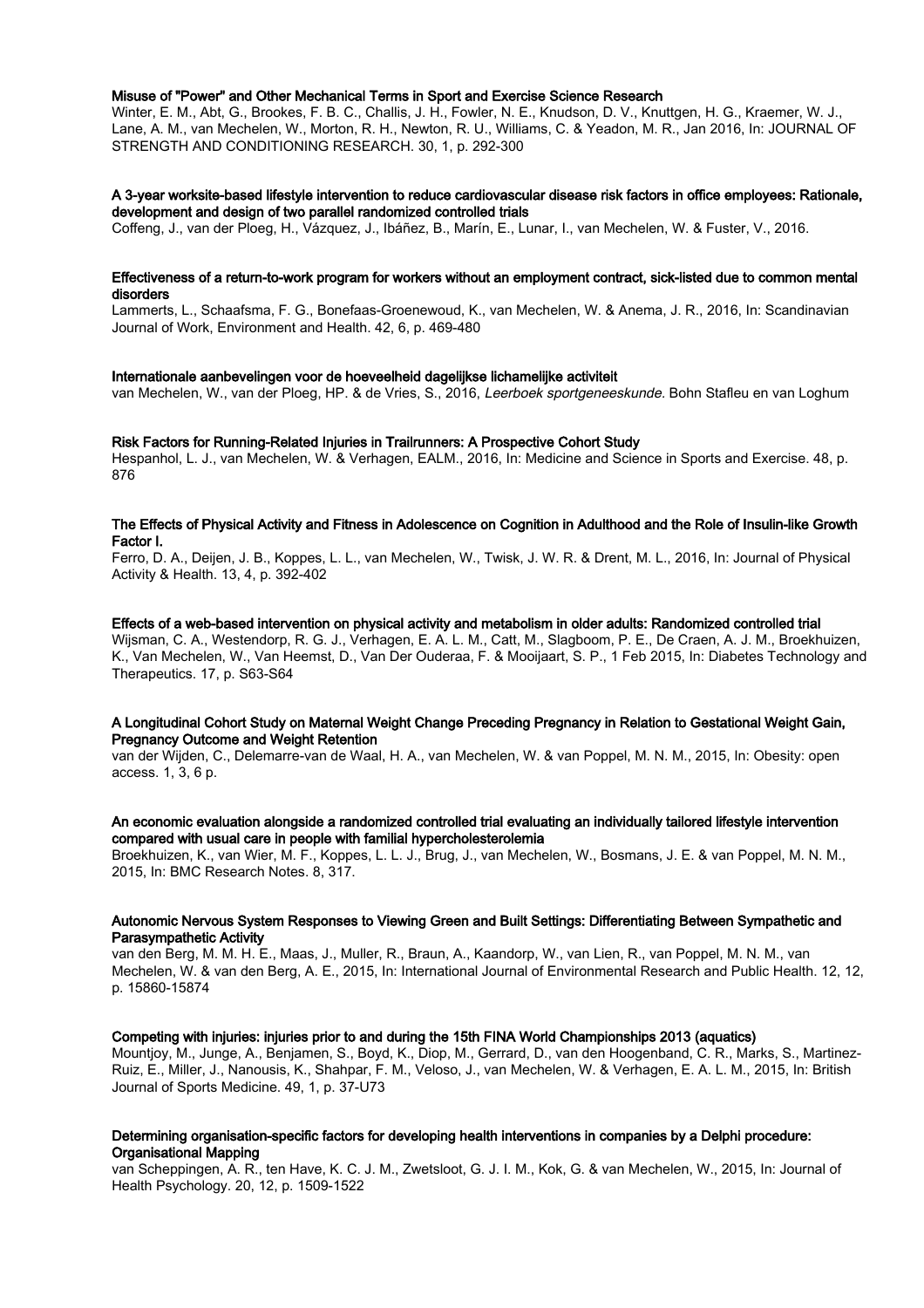**Misuse of "Power" and Other Mechanical Terms in Sport and Exercise Science Research**
Winter, E. M., Abt, G., Brookes, F. B. C., Challis, J. H., Fowler, N. E., Knudson, D. V., Knuttgen, H. G., Kraemer, W. J., Lane, A. M., van Mechelen, W., Morton, R. H., Newton, R. U., Williams, C. & Yeadon, M. R., Jan 2016, In: JOURNAL OF STRENGTH AND CONDITIONING RESEARCH. 30, 1, p. 292-300

**A 3-year worksite-based lifestyle intervention to reduce cardiovascular disease risk factors in office employees: Rationale, development and design of two parallel randomized controlled trials**
Coffeng, J., van der Ploeg, H., Vázquez, J., Ibáñez, B., Marín, E., Lunar, I., van Mechelen, W. & Fuster, V., 2016.

**Effectiveness of a return-to-work program for workers without an employment contract, sick-listed due to common mental disorders**
Lammerts, L., Schaafsma, F. G., Bonefaas-Groenewoud, K., van Mechelen, W. & Anema, J. R., 2016, In: Scandinavian Journal of Work, Environment and Health. 42, 6, p. 469-480

**Internationale aanbevelingen voor de hoeveelheid dagelijkse lichamelijke activiteit**
van Mechelen, W., van der Ploeg, HP. & de Vries, S., 2016, *Leerboek sportgeneeskunde*. Bohn Stafleu en van Loghum

**Risk Factors for Running-Related Injuries in Trailrunners: A Prospective Cohort Study**
Hespanhol, L. J., van Mechelen, W. & Verhagen, EALM., 2016, In: Medicine and Science in Sports and Exercise. 48, p. 876

**The Effects of Physical Activity and Fitness in Adolescence on Cognition in Adulthood and the Role of Insulin-like Growth Factor I.**
Ferro, D. A., Deijen, J. B., Koppes, L. L., van Mechelen, W., Twisk, J. W. R. & Drent, M. L., 2016, In: Journal of Physical Activity & Health. 13, 4, p. 392-402

**Effects of a web-based intervention on physical activity and metabolism in older adults: Randomized controlled trial**
Wijsman, C. A., Westendorp, R. G. J., Verhagen, E. A. L. M., Catt, M., Slagboom, P. E., De Craen, A. J. M., Broekhuizen, K., Van Mechelen, W., Van Heemst, D., Van Der Ouderaa, F. & Mooijaart, S. P., 1 Feb 2015, In: Diabetes Technology and Therapeutics. 17, p. S63-S64

**A Longitudinal Cohort Study on Maternal Weight Change Preceding Pregnancy in Relation to Gestational Weight Gain, Pregnancy Outcome and Weight Retention**
van der Wijden, C., Delemarre-van de Waal, H. A., van Mechelen, W. & van Poppel, M. N. M., 2015, In: Obesity: open access. 1, 3, 6 p.

**An economic evaluation alongside a randomized controlled trial evaluating an individually tailored lifestyle intervention compared with usual care in people with familial hypercholesterolemia**
Broekhuizen, K., van Wier, M. F., Koppes, L. L. J., Brug, J., van Mechelen, W., Bosmans, J. E. & van Poppel, M. N. M., 2015, In: BMC Research Notes. 8, 317.

**Autonomic Nervous System Responses to Viewing Green and Built Settings: Differentiating Between Sympathetic and Parasympathetic Activity**
van den Berg, M. M. H. E., Maas, J., Muller, R., Braun, A., Kaandorp, W., van Lien, R., van Poppel, M. N. M., van Mechelen, W. & van den Berg, A. E., 2015, In: International Journal of Environmental Research and Public Health. 12, 12, p. 15860-15874

**Competing with injuries: injuries prior to and during the 15th FINA World Championships 2013 (aquatics)**
Mountjoy, M., Junge, A., Benjamen, S., Boyd, K., Diop, M., Gerrard, D., van den Hoogenband, C. R., Marks, S., Martinez-Ruiz, E., Miller, J., Nanousis, K., Shahpar, F. M., Veloso, J., van Mechelen, W. & Verhagen, E. A. L. M., 2015, In: British Journal of Sports Medicine. 49, 1, p. 37-U73

**Determining organisation-specific factors for developing health interventions in companies by a Delphi procedure: Organisational Mapping**
van Scheppingen, A. R., ten Have, K. C. J. M., Zwetsloot, G. J. I. M., Kok, G. & van Mechelen, W., 2015, In: Journal of Health Psychology. 20, 12, p. 1509-1522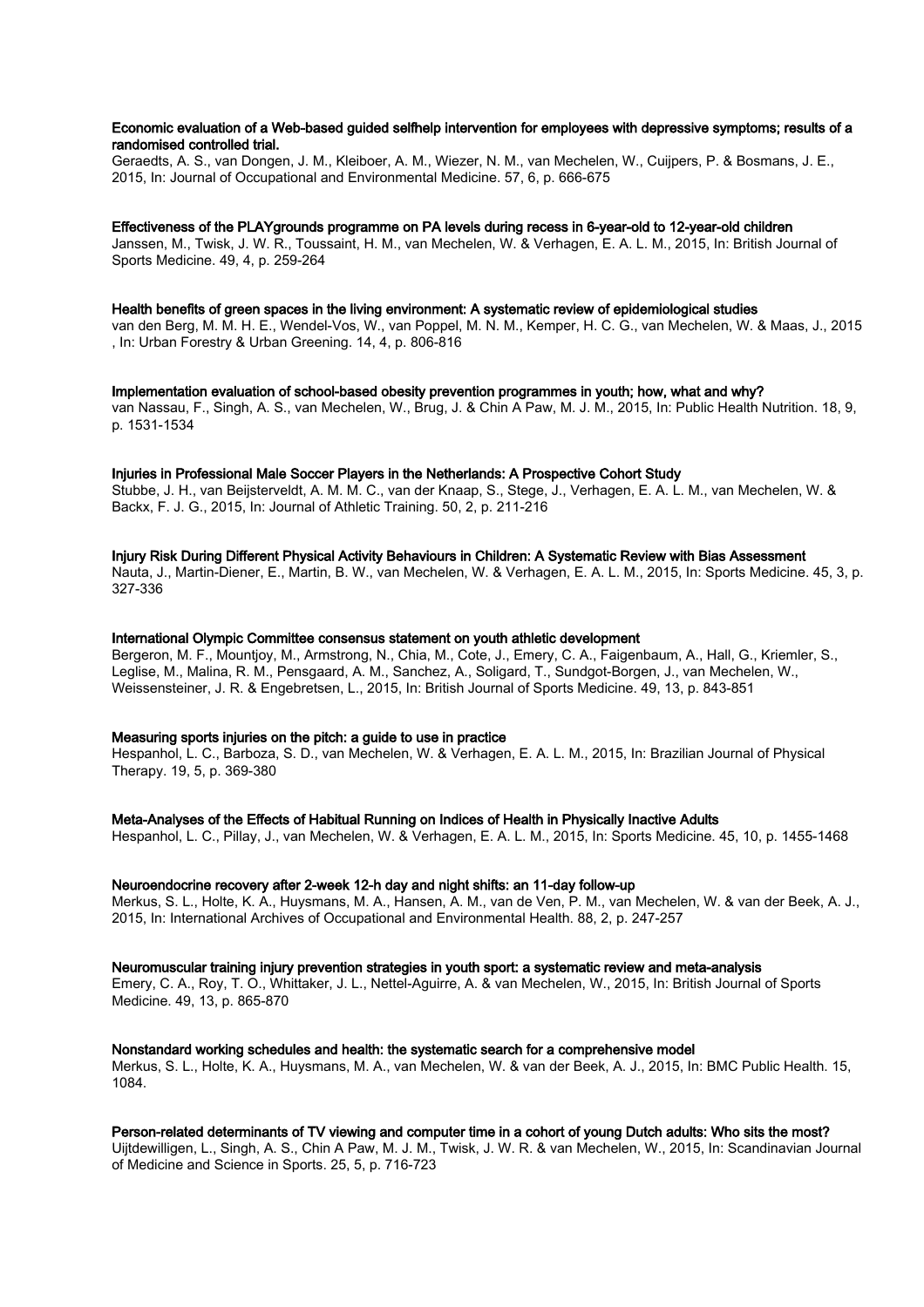**Economic evaluation of a Web-based guided selfhelp intervention for employees with depressive symptoms; results of a randomised controlled trial.**
Geraedts, A. S., van Dongen, J. M., Kleiboer, A. M., Wiezer, N. M., van Mechelen, W., Cuijpers, P. & Bosmans, J. E., 2015, In: Journal of Occupational and Environmental Medicine. 57, 6, p. 666-675

**Effectiveness of the PLAYgrounds programme on PA levels during recess in 6-year-old to 12-year-old children**
Janssen, M., Twisk, J. W. R., Toussaint, H. M., van Mechelen, W. & Verhagen, E. A. L. M., 2015, In: British Journal of Sports Medicine. 49, 4, p. 259-264

**Health benefits of green spaces in the living environment: A systematic review of epidemiological studies**
van den Berg, M. M. H. E., Wendel-Vos, W., van Poppel, M. N. M., Kemper, H. C. G., van Mechelen, W. & Maas, J., 2015, In: Urban Forestry & Urban Greening. 14, 4, p. 806-816

**Implementation evaluation of school-based obesity prevention programmes in youth; how, what and why?**
van Nassau, F., Singh, A. S., van Mechelen, W., Brug, J. & Chin A Paw, M. J. M., 2015, In: Public Health Nutrition. 18, 9, p. 1531-1534

**Injuries in Professional Male Soccer Players in the Netherlands: A Prospective Cohort Study**
Stubbe, J. H., van Beijsterveldt, A. M. M. C., van der Knaap, S., Stege, J., Verhagen, E. A. L. M., van Mechelen, W. & Backx, F. J. G., 2015, In: Journal of Athletic Training. 50, 2, p. 211-216

**Injury Risk During Different Physical Activity Behaviours in Children: A Systematic Review with Bias Assessment**
Nauta, J., Martin-Diener, E., Martin, B. W., van Mechelen, W. & Verhagen, E. A. L. M., 2015, In: Sports Medicine. 45, 3, p. 327-336

**International Olympic Committee consensus statement on youth athletic development**
Bergeron, M. F., Mountjoy, M., Armstrong, N., Chia, M., Cote, J., Emery, C. A., Faigenbaum, A., Hall, G., Kriemler, S., Leglise, M., Malina, R. M., Pensgaard, A. M., Sanchez, A., Soligard, T., Sundgot-Borgen, J., van Mechelen, W., Weissensteiner, J. R. & Engebretsen, L., 2015, In: British Journal of Sports Medicine. 49, 13, p. 843-851

**Measuring sports injuries on the pitch: a guide to use in practice**
Hespanhol, L. C., Barboza, S. D., van Mechelen, W. & Verhagen, E. A. L. M., 2015, In: Brazilian Journal of Physical Therapy. 19, 5, p. 369-380

**Meta-Analyses of the Effects of Habitual Running on Indices of Health in Physically Inactive Adults**
Hespanhol, L. C., Pillay, J., van Mechelen, W. & Verhagen, E. A. L. M., 2015, In: Sports Medicine. 45, 10, p. 1455-1468

**Neuroendocrine recovery after 2-week 12-h day and night shifts: an 11-day follow-up**
Merkus, S. L., Holte, K. A., Huysmans, M. A., Hansen, A. M., van de Ven, P. M., van Mechelen, W. & van der Beek, A. J., 2015, In: International Archives of Occupational and Environmental Health. 88, 2, p. 247-257

**Neuromuscular training injury prevention strategies in youth sport: a systematic review and meta-analysis**
Emery, C. A., Roy, T. O., Whittaker, J. L., Nettel-Aguirre, A. & van Mechelen, W., 2015, In: British Journal of Sports Medicine. 49, 13, p. 865-870

**Nonstandard working schedules and health: the systematic search for a comprehensive model**
Merkus, S. L., Holte, K. A., Huysmans, M. A., van Mechelen, W. & van der Beek, A. J., 2015, In: BMC Public Health. 15, 1084.

**Person-related determinants of TV viewing and computer time in a cohort of young Dutch adults: Who sits the most?**
Uijtdewilligen, L., Singh, A. S., Chin A Paw, M. J. M., Twisk, J. W. R. & van Mechelen, W., 2015, In: Scandinavian Journal of Medicine and Science in Sports. 25, 5, p. 716-723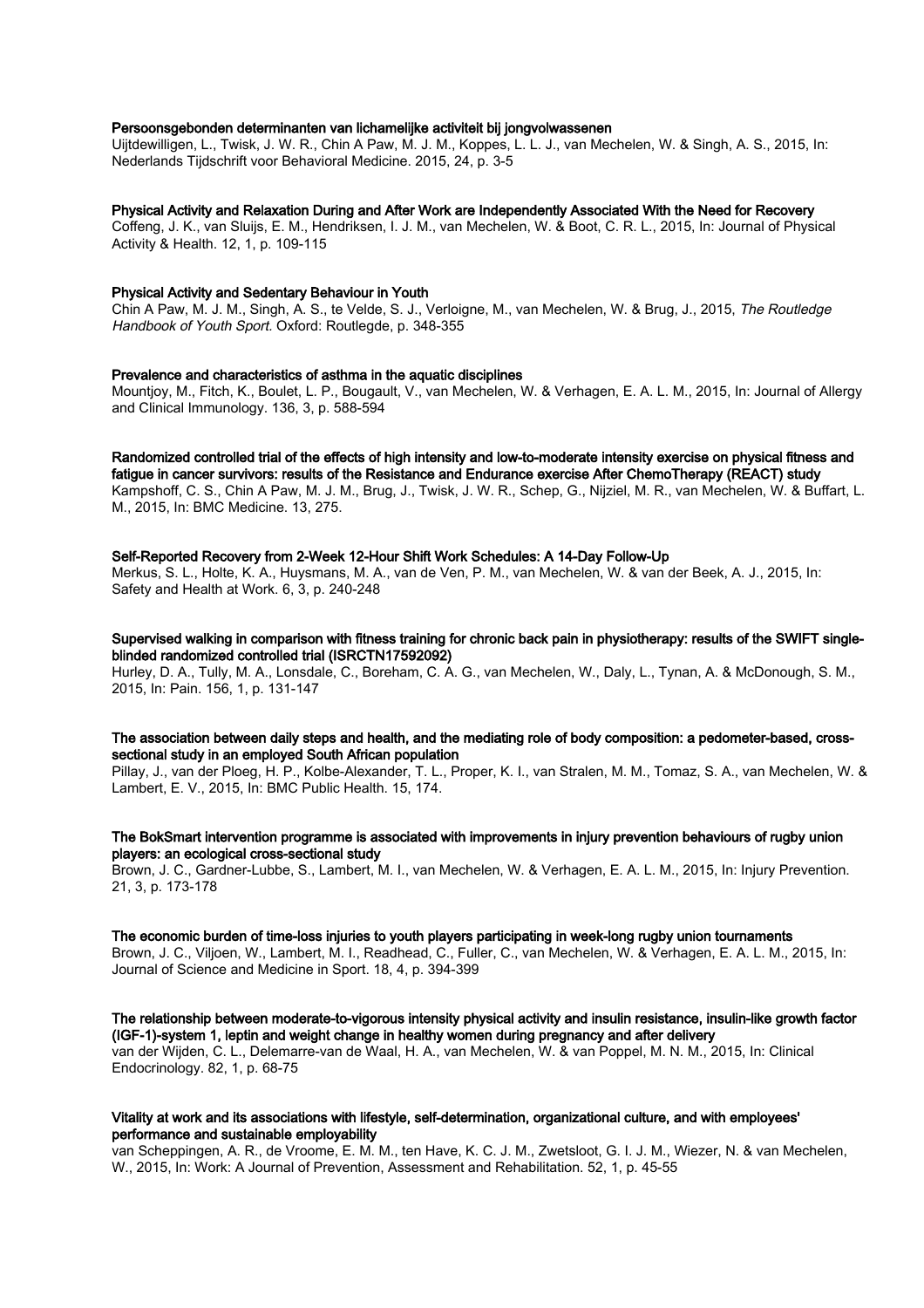**Persoonsgebonden determinanten van lichamelijke activiteit bij jongvolwassenen**
Uijtdewilligen, L., Twisk, J. W. R., Chin A Paw, M. J. M., Koppes, L. L. J., van Mechelen, W. & Singh, A. S., 2015, In: Nederlands Tijdschrift voor Behavioral Medicine. 2015, 24, p. 3-5

**Physical Activity and Relaxation During and After Work are Independently Associated With the Need for Recovery**
Coffeng, J. K., van Sluijs, E. M., Hendriksen, I. J. M., van Mechelen, W. & Boot, C. R. L., 2015, In: Journal of Physical Activity & Health. 12, 1, p. 109-115

**Physical Activity and Sedentary Behaviour in Youth**
Chin A Paw, M. J. M., Singh, A. S., te Velde, S. J., Verloigne, M., van Mechelen, W. & Brug, J., 2015, *The Routledge Handbook of Youth Sport.* Oxford: Routlegde, p. 348-355

**Prevalence and characteristics of asthma in the aquatic disciplines**
Mountjoy, M., Fitch, K., Boulet, L. P., Bougault, V., van Mechelen, W. & Verhagen, E. A. L. M., 2015, In: Journal of Allergy and Clinical Immunology. 136, 3, p. 588-594

**Randomized controlled trial of the effects of high intensity and low-to-moderate intensity exercise on physical fitness and fatigue in cancer survivors: results of the Resistance and Endurance exercise After ChemoTherapy (REACT) study**
Kampshoff, C. S., Chin A Paw, M. J. M., Brug, J., Twisk, J. W. R., Schep, G., Nijziel, M. R., van Mechelen, W. & Buffart, L. M., 2015, In: BMC Medicine. 13, 275.

**Self-Reported Recovery from 2-Week 12-Hour Shift Work Schedules: A 14-Day Follow-Up**
Merkus, S. L., Holte, K. A., Huysmans, M. A., van de Ven, P. M., van Mechelen, W. & van der Beek, A. J., 2015, In: Safety and Health at Work. 6, 3, p. 240-248

**Supervised walking in comparison with fitness training for chronic back pain in physiotherapy: results of the SWIFT single-blinded randomized controlled trial (ISRCTN17592092)**
Hurley, D. A., Tully, M. A., Lonsdale, C., Boreham, C. A. G., van Mechelen, W., Daly, L., Tynan, A. & McDonough, S. M., 2015, In: Pain. 156, 1, p. 131-147

**The association between daily steps and health, and the mediating role of body composition: a pedometer-based, cross-sectional study in an employed South African population**
Pillay, J., van der Ploeg, H. P., Kolbe-Alexander, T. L., Proper, K. I., van Stralen, M. M., Tomaz, S. A., van Mechelen, W. & Lambert, E. V., 2015, In: BMC Public Health. 15, 174.

**The BokSmart intervention programme is associated with improvements in injury prevention behaviours of rugby union players: an ecological cross-sectional study**
Brown, J. C., Gardner-Lubbe, S., Lambert, M. I., van Mechelen, W. & Verhagen, E. A. L. M., 2015, In: Injury Prevention. 21, 3, p. 173-178

**The economic burden of time-loss injuries to youth players participating in week-long rugby union tournaments**
Brown, J. C., Viljoen, W., Lambert, M. I., Readhead, C., Fuller, C., van Mechelen, W. & Verhagen, E. A. L. M., 2015, In: Journal of Science and Medicine in Sport. 18, 4, p. 394-399

**The relationship between moderate-to-vigorous intensity physical activity and insulin resistance, insulin-like growth factor (IGF-1)-system 1, leptin and weight change in healthy women during pregnancy and after delivery**
van der Wijden, C. L., Delemarre-van de Waal, H. A., van Mechelen, W. & van Poppel, M. N. M., 2015, In: Clinical Endocrinology. 82, 1, p. 68-75

**Vitality at work and its associations with lifestyle, self-determination, organizational culture, and with employees' performance and sustainable employability**
van Scheppingen, A. R., de Vroome, E. M. M., ten Have, K. C. J. M., Zwetsloot, G. I. J. M., Wiezer, N. & van Mechelen, W., 2015, In: Work: A Journal of Prevention, Assessment and Rehabilitation. 52, 1, p. 45-55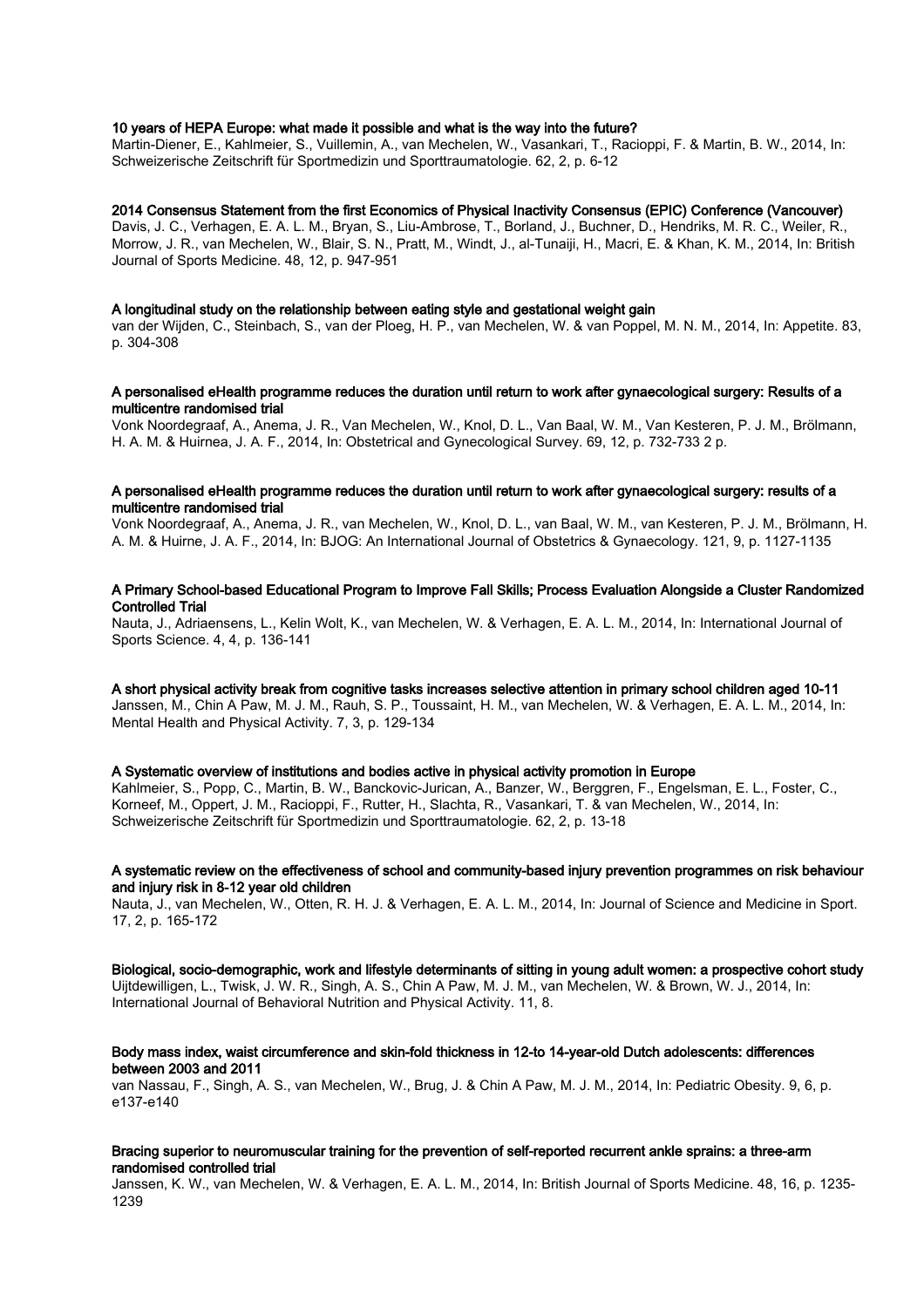**10 years of HEPA Europe: what made it possible and what is the way into the future?**
Martin-Diener, E., Kahlmeier, S., Vuillemin, A., van Mechelen, W., Vasankari, T., Racioppi, F. & Martin, B. W., 2014, In: Schweizerische Zeitschrift für Sportmedizin und Sporttraumatologie. 62, 2, p. 6-12

**2014 Consensus Statement from the first Economics of Physical Inactivity Consensus (EPIC) Conference (Vancouver)**
Davis, J. C., Verhagen, E. A. L. M., Bryan, S., Liu-Ambrose, T., Borland, J., Buchner, D., Hendriks, M. R. C., Weiler, R., Morrow, J. R., van Mechelen, W., Blair, S. N., Pratt, M., Windt, J., al-Tunaiji, H., Macri, E. & Khan, K. M., 2014, In: British Journal of Sports Medicine. 48, 12, p. 947-951

**A longitudinal study on the relationship between eating style and gestational weight gain**
van der Wijden, C., Steinbach, S., van der Ploeg, H. P., van Mechelen, W. & van Poppel, M. N. M., 2014, In: Appetite. 83, p. 304-308

**A personalised eHealth programme reduces the duration until return to work after gynaecological surgery: Results of a multicentre randomised trial**
Vonk Noordegraaf, A., Anema, J. R., Van Mechelen, W., Knol, D. L., Van Baal, W. M., Van Kesteren, P. J. M., Brölmann, H. A. M. & Huirnea, J. A. F., 2014, In: Obstetrical and Gynecological Survey. 69, 12, p. 732-733 2 p.

**A personalised eHealth programme reduces the duration until return to work after gynaecological surgery: results of a multicentre randomised trial**
Vonk Noordegraaf, A., Anema, J. R., van Mechelen, W., Knol, D. L., van Baal, W. M., van Kesteren, P. J. M., Brölmann, H. A. M. & Huirne, J. A. F., 2014, In: BJOG: An International Journal of Obstetrics & Gynaecology. 121, 9, p. 1127-1135

**A Primary School-based Educational Program to Improve Fall Skills; Process Evaluation Alongside a Cluster Randomized Controlled Trial**
Nauta, J., Adriaensens, L., Kelin Wolt, K., van Mechelen, W. & Verhagen, E. A. L. M., 2014, In: International Journal of Sports Science. 4, 4, p. 136-141

**A short physical activity break from cognitive tasks increases selective attention in primary school children aged 10-11**
Janssen, M., Chin A Paw, M. J. M., Rauh, S. P., Toussaint, H. M., van Mechelen, W. & Verhagen, E. A. L. M., 2014, In: Mental Health and Physical Activity. 7, 3, p. 129-134

**A Systematic overview of institutions and bodies active in physical activity promotion in Europe**
Kahlmeier, S., Popp, C., Martin, B. W., Banckovic-Jurican, A., Banzer, W., Berggren, F., Engelsman, E. L., Foster, C., Korneef, M., Oppert, J. M., Racioppi, F., Rutter, H., Slachta, R., Vasankari, T. & van Mechelen, W., 2014, In: Schweizerische Zeitschrift für Sportmedizin und Sporttraumatologie. 62, 2, p. 13-18

**A systematic review on the effectiveness of school and community-based injury prevention programmes on risk behaviour and injury risk in 8-12 year old children**
Nauta, J., van Mechelen, W., Otten, R. H. J. & Verhagen, E. A. L. M., 2014, In: Journal of Science and Medicine in Sport. 17, 2, p. 165-172

**Biological, socio-demographic, work and lifestyle determinants of sitting in young adult women: a prospective cohort study**
Uijtdewilligen, L., Twisk, J. W. R., Singh, A. S., Chin A Paw, M. J. M., van Mechelen, W. & Brown, W. J., 2014, In: International Journal of Behavioral Nutrition and Physical Activity. 11, 8.

**Body mass index, waist circumference and skin-fold thickness in 12-to 14-year-old Dutch adolescents: differences between 2003 and 2011**
van Nassau, F., Singh, A. S., van Mechelen, W., Brug, J. & Chin A Paw, M. J. M., 2014, In: Pediatric Obesity. 9, 6, p. e137-e140

**Bracing superior to neuromuscular training for the prevention of self-reported recurrent ankle sprains: a three-arm randomised controlled trial**
Janssen, K. W., van Mechelen, W. & Verhagen, E. A. L. M., 2014, In: British Journal of Sports Medicine. 48, 16, p. 1235-1239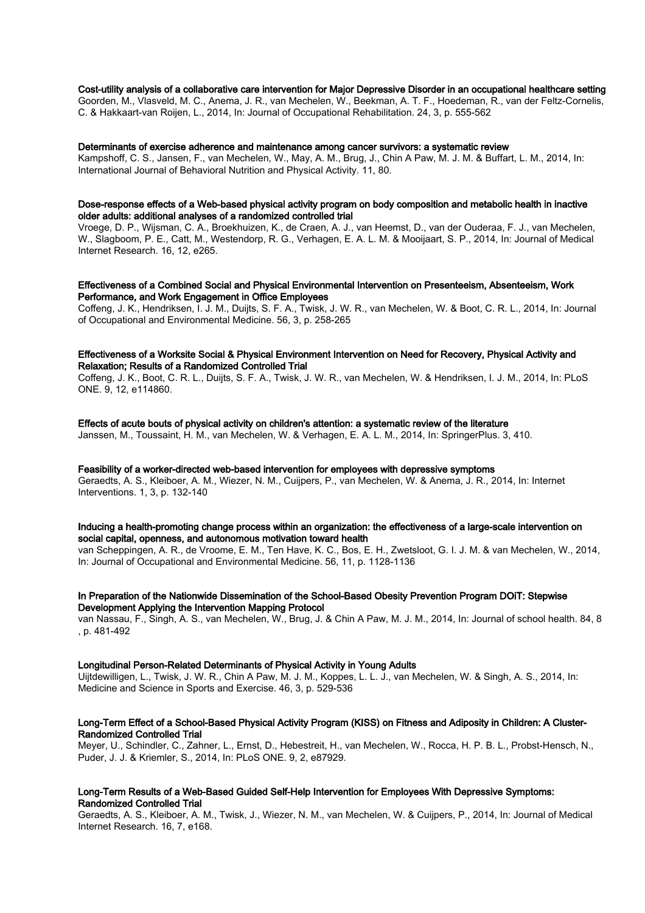**Cost-utility analysis of a collaborative care intervention for Major Depressive Disorder in an occupational healthcare setting**
Goorden, M., Vlasveld, M. C., Anema, J. R., van Mechelen, W., Beekman, A. T. F., Hoedeman, R., van der Feltz-Cornelis, C. & Hakkaart-van Roijen, L., 2014, In: Journal of Occupational Rehabilitation. 24, 3, p. 555-562

**Determinants of exercise adherence and maintenance among cancer survivors: a systematic review**
Kampshoff, C. S., Jansen, F., van Mechelen, W., May, A. M., Brug, J., Chin A Paw, M. J. M. & Buffart, L. M., 2014, In: International Journal of Behavioral Nutrition and Physical Activity. 11, 80.

**Dose-response effects of a Web-based physical activity program on body composition and metabolic health in inactive older adults: additional analyses of a randomized controlled trial**
Vroege, D. P., Wijsman, C. A., Broekhuizen, K., de Craen, A. J., van Heemst, D., van der Ouderaa, F. J., van Mechelen, W., Slagboom, P. E., Catt, M., Westendorp, R. G., Verhagen, E. A. L. M. & Mooijaart, S. P., 2014, In: Journal of Medical Internet Research. 16, 12, e265.

**Effectiveness of a Combined Social and Physical Environmental Intervention on Presenteeism, Absenteeism, Work Performance, and Work Engagement in Office Employees**
Coffeng, J. K., Hendriksen, I. J. M., Duijts, S. F. A., Twisk, J. W. R., van Mechelen, W. & Boot, C. R. L., 2014, In: Journal of Occupational and Environmental Medicine. 56, 3, p. 258-265

**Effectiveness of a Worksite Social & Physical Environment Intervention on Need for Recovery, Physical Activity and Relaxation; Results of a Randomized Controlled Trial**
Coffeng, J. K., Boot, C. R. L., Duijts, S. F. A., Twisk, J. W. R., van Mechelen, W. & Hendriksen, I. J. M., 2014, In: PLoS ONE. 9, 12, e114860.

**Effects of acute bouts of physical activity on children's attention: a systematic review of the literature**
Janssen, M., Toussaint, H. M., van Mechelen, W. & Verhagen, E. A. L. M., 2014, In: SpringerPlus. 3, 410.

**Feasibility of a worker-directed web-based intervention for employees with depressive symptoms**
Geraedts, A. S., Kleiboer, A. M., Wiezer, N. M., Cuijpers, P., van Mechelen, W. & Anema, J. R., 2014, In: Internet Interventions. 1, 3, p. 132-140

**Inducing a health-promoting change process within an organization: the effectiveness of a large-scale intervention on social capital, openness, and autonomous motivation toward health**
van Scheppingen, A. R., de Vroome, E. M., Ten Have, K. C., Bos, E. H., Zwetsloot, G. I. J. M. & van Mechelen, W., 2014, In: Journal of Occupational and Environmental Medicine. 56, 11, p. 1128-1136

**In Preparation of the Nationwide Dissemination of the School-Based Obesity Prevention Program DOiT: Stepwise Development Applying the Intervention Mapping Protocol**
van Nassau, F., Singh, A. S., van Mechelen, W., Brug, J. & Chin A Paw, M. J. M., 2014, In: Journal of school health. 84, 8, p. 481-492

**Longitudinal Person-Related Determinants of Physical Activity in Young Adults**
Uijtdewilligen, L., Twisk, J. W. R., Chin A Paw, M. J. M., Koppes, L. L. J., van Mechelen, W. & Singh, A. S., 2014, In: Medicine and Science in Sports and Exercise. 46, 3, p. 529-536

**Long-Term Effect of a School-Based Physical Activity Program (KISS) on Fitness and Adiposity in Children: A Cluster-Randomized Controlled Trial**
Meyer, U., Schindler, C., Zahner, L., Ernst, D., Hebestreit, H., van Mechelen, W., Rocca, H. P. B. L., Probst-Hensch, N., Puder, J. J. & Kriemler, S., 2014, In: PLoS ONE. 9, 2, e87929.

**Long-Term Results of a Web-Based Guided Self-Help Intervention for Employees With Depressive Symptoms: Randomized Controlled Trial**
Geraedts, A. S., Kleiboer, A. M., Twisk, J., Wiezer, N. M., van Mechelen, W. & Cuijpers, P., 2014, In: Journal of Medical Internet Research. 16, 7, e168.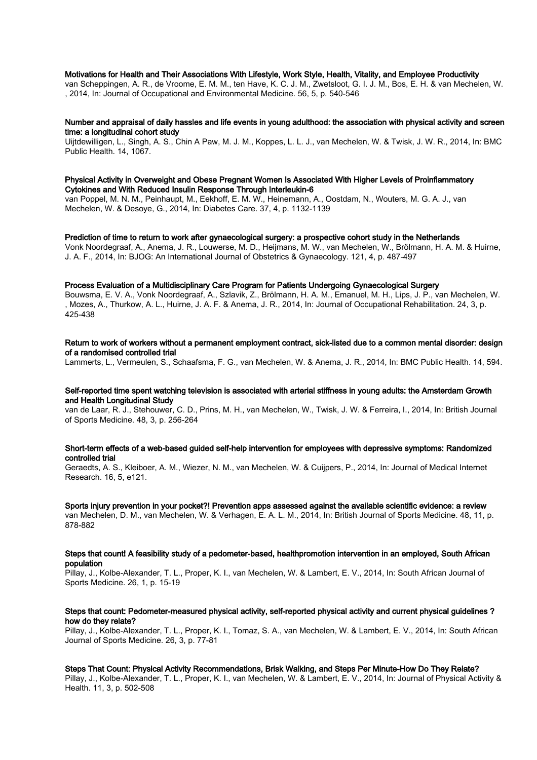**Motivations for Health and Their Associations With Lifestyle, Work Style, Health, Vitality, and Employee Productivity**
van Scheppingen, A. R., de Vroome, E. M. M., ten Have, K. C. J. M., Zwetsloot, G. I. J. M., Bos, E. H. & van Mechelen, W. , 2014, In: Journal of Occupational and Environmental Medicine. 56, 5, p. 540-546

**Number and appraisal of daily hassles and life events in young adulthood: the association with physical activity and screen time: a longitudinal cohort study**
Uijtdewilligen, L., Singh, A. S., Chin A Paw, M. J. M., Koppes, L. L. J., van Mechelen, W. & Twisk, J. W. R., 2014, In: BMC Public Health. 14, 1067.

**Physical Activity in Overweight and Obese Pregnant Women Is Associated With Higher Levels of Proinflammatory Cytokines and With Reduced Insulin Response Through Interleukin-6**
van Poppel, M. N. M., Peinhaupt, M., Eekhoff, E. M. W., Heinemann, A., Oostdam, N., Wouters, M. G. A. J., van Mechelen, W. & Desoye, G., 2014, In: Diabetes Care. 37, 4, p. 1132-1139

**Prediction of time to return to work after gynaecological surgery: a prospective cohort study in the Netherlands**
Vonk Noordegraaf, A., Anema, J. R., Louwerse, M. D., Heijmans, M. W., van Mechelen, W., Brölmann, H. A. M. & Huirne, J. A. F., 2014, In: BJOG: An International Journal of Obstetrics & Gynaecology. 121, 4, p. 487-497

**Process Evaluation of a Multidisciplinary Care Program for Patients Undergoing Gynaecological Surgery**
Bouwsma, E. V. A., Vonk Noordegraaf, A., Szlavik, Z., Brölmann, H. A. M., Emanuel, M. H., Lips, J. P., van Mechelen, W. , Mozes, A., Thurkow, A. L., Huirne, J. A. F. & Anema, J. R., 2014, In: Journal of Occupational Rehabilitation. 24, 3, p. 425-438

**Return to work of workers without a permanent employment contract, sick-listed due to a common mental disorder: design of a randomised controlled trial**
Lammerts, L., Vermeulen, S., Schaafsma, F. G., van Mechelen, W. & Anema, J. R., 2014, In: BMC Public Health. 14, 594.

**Self-reported time spent watching television is associated with arterial stiffness in young adults: the Amsterdam Growth and Health Longitudinal Study**
van de Laar, R. J., Stehouwer, C. D., Prins, M. H., van Mechelen, W., Twisk, J. W. & Ferreira, I., 2014, In: British Journal of Sports Medicine. 48, 3, p. 256-264

**Short-term effects of a web-based guided self-help intervention for employees with depressive symptoms: Randomized controlled trial**
Geraedts, A. S., Kleiboer, A. M., Wiezer, N. M., van Mechelen, W. & Cuijpers, P., 2014, In: Journal of Medical Internet Research. 16, 5, e121.

**Sports injury prevention in your pocket?! Prevention apps assessed against the available scientific evidence: a review**
van Mechelen, D. M., van Mechelen, W. & Verhagen, E. A. L. M., 2014, In: British Journal of Sports Medicine. 48, 11, p. 878-882

**Steps that count! A feasibility study of a pedometer-based, healthpromotion intervention in an employed, South African population**
Pillay, J., Kolbe-Alexander, T. L., Proper, K. I., van Mechelen, W. & Lambert, E. V., 2014, In: South African Journal of Sports Medicine. 26, 1, p. 15-19

**Steps that count: Pedometer-measured physical activity, self-reported physical activity and current physical guidelines ? how do they relate?**
Pillay, J., Kolbe-Alexander, T. L., Proper, K. I., Tomaz, S. A., van Mechelen, W. & Lambert, E. V., 2014, In: South African Journal of Sports Medicine. 26, 3, p. 77-81

**Steps That Count: Physical Activity Recommendations, Brisk Walking, and Steps Per Minute-How Do They Relate?**
Pillay, J., Kolbe-Alexander, T. L., Proper, K. I., van Mechelen, W. & Lambert, E. V., 2014, In: Journal of Physical Activity & Health. 11, 3, p. 502-508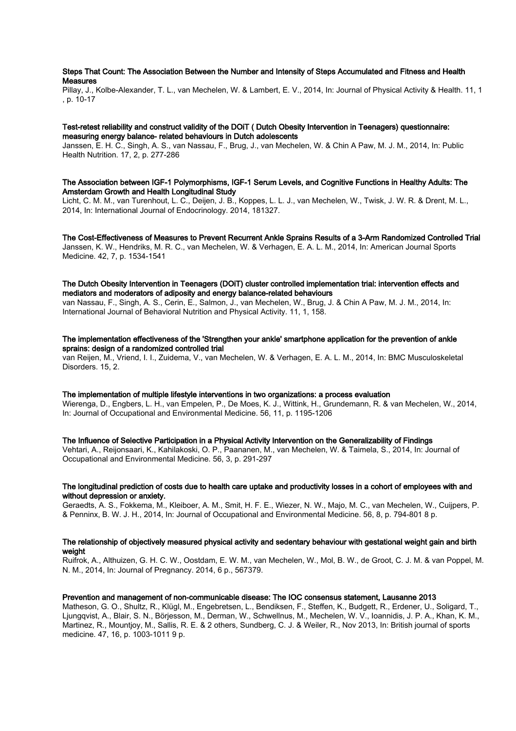**Steps That Count: The Association Between the Number and Intensity of Steps Accumulated and Fitness and Health Measures**

Pillay, J., Kolbe-Alexander, T. L., van Mechelen, W. & Lambert, E. V., 2014, In: Journal of Physical Activity & Health. 11, 1, p. 10-17

**Test-retest reliability and construct validity of the DOiT ( Dutch Obesity Intervention in Teenagers) questionnaire: measuring energy balance- related behaviours in Dutch adolescents**

Janssen, E. H. C., Singh, A. S., van Nassau, F., Brug, J., van Mechelen, W. & Chin A Paw, M. J. M., 2014, In: Public Health Nutrition. 17, 2, p. 277-286

**The Association between IGF-1 Polymorphisms, IGF-1 Serum Levels, and Cognitive Functions in Healthy Adults: The Amsterdam Growth and Health Longitudinal Study**

Licht, C. M. M., van Turenhout, L. C., Deijen, J. B., Koppes, L. L. J., van Mechelen, W., Twisk, J. W. R. & Drent, M. L., 2014, In: International Journal of Endocrinology. 2014, 181327.

**The Cost-Effectiveness of Measures to Prevent Recurrent Ankle Sprains Results of a 3-Arm Randomized Controlled Trial**

Janssen, K. W., Hendriks, M. R. C., van Mechelen, W. & Verhagen, E. A. L. M., 2014, In: American Journal Sports Medicine. 42, 7, p. 1534-1541

**The Dutch Obesity Intervention in Teenagers (DOiT) cluster controlled implementation trial: intervention effects and mediators and moderators of adiposity and energy balance-related behaviours**

van Nassau, F., Singh, A. S., Cerin, E., Salmon, J., van Mechelen, W., Brug, J. & Chin A Paw, M. J. M., 2014, In: International Journal of Behavioral Nutrition and Physical Activity. 11, 1, 158.

**The implementation effectiveness of the 'Strengthen your ankle' smartphone application for the prevention of ankle sprains: design of a randomized controlled trial**

van Reijen, M., Vriend, I. I., Zuidema, V., van Mechelen, W. & Verhagen, E. A. L. M., 2014, In: BMC Musculoskeletal Disorders. 15, 2.

**The implementation of multiple lifestyle interventions in two organizations: a process evaluation**

Wierenga, D., Engbers, L. H., van Empelen, P., De Moes, K. J., Wittink, H., Grundemann, R. & van Mechelen, W., 2014, In: Journal of Occupational and Environmental Medicine. 56, 11, p. 1195-1206

**The Influence of Selective Participation in a Physical Activity Intervention on the Generalizability of Findings**

Vehtari, A., Reijonsaari, K., Kahilakoski, O. P., Paananen, M., van Mechelen, W. & Taimela, S., 2014, In: Journal of Occupational and Environmental Medicine. 56, 3, p. 291-297

**The longitudinal prediction of costs due to health care uptake and productivity losses in a cohort of employees with and without depression or anxiety.**

Geraedts, A. S., Fokkema, M., Kleiboer, A. M., Smit, H. F. E., Wiezer, N. W., Majo, M. C., van Mechelen, W., Cuijpers, P. & Penninx, B. W. J. H., 2014, In: Journal of Occupational and Environmental Medicine. 56, 8, p. 794-801 8 p.

**The relationship of objectively measured physical activity and sedentary behaviour with gestational weight gain and birth weight**

Ruifrok, A., Althuizen, G. H. C. W., Oostdam, E. W. M., van Mechelen, W., Mol, B. W., de Groot, C. J. M. & van Poppel, M. N. M., 2014, In: Journal of Pregnancy. 2014, 6 p., 567379.

**Prevention and management of non-communicable disease: The IOC consensus statement, Lausanne 2013**

Matheson, G. O., Shultz, R., Klügl, M., Engebretsen, L., Bendiksen, F., Steffen, K., Budgett, R., Erdener, U., Soligard, T., Ljungqvist, A., Blair, S. N., Börjesson, M., Derman, W., Schwellnus, M., Mechelen, W. V., Ioannidis, J. P. A., Khan, K. M., Martinez, R., Mountjoy, M., Sallis, R. E. & 2 others, Sundberg, C. J. & Weiler, R., Nov 2013, In: British journal of sports medicine. 47, 16, p. 1003-1011 9 p.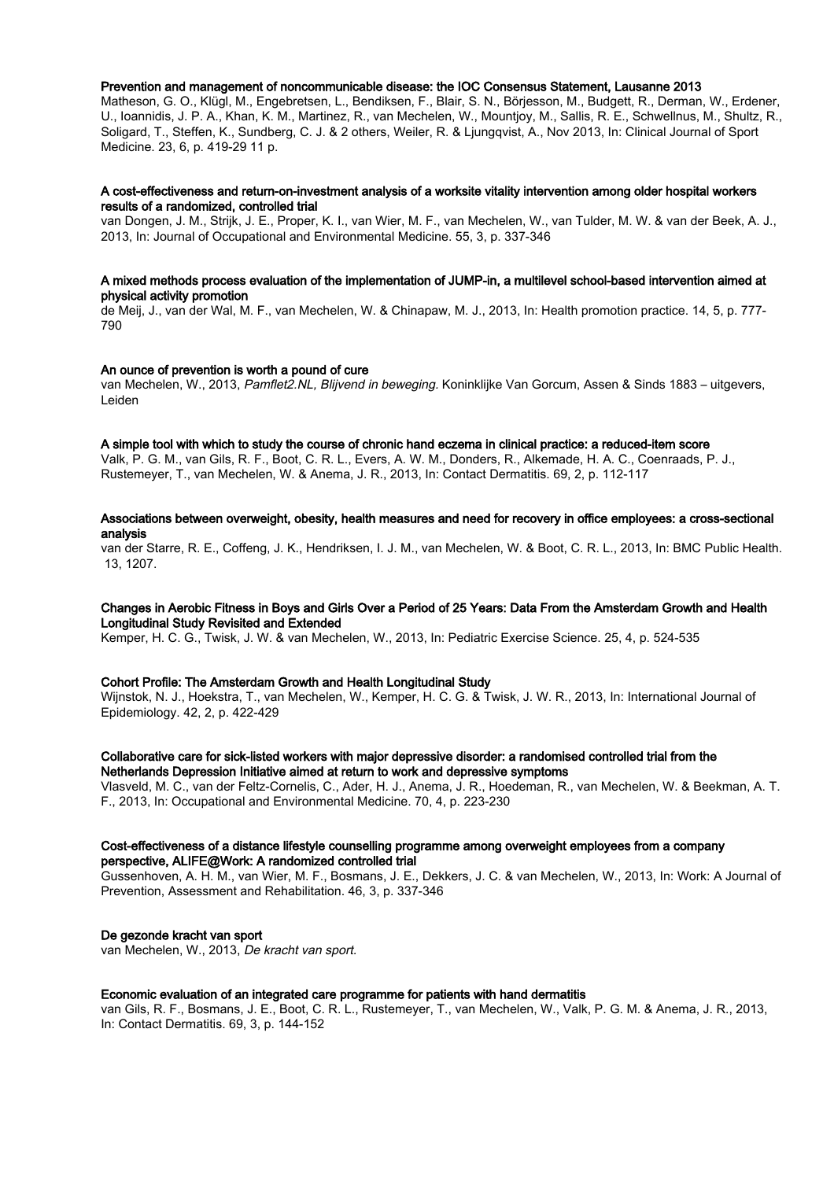**Prevention and management of noncommunicable disease: the IOC Consensus Statement, Lausanne 2013**
Matheson, G. O., Klügl, M., Engebretsen, L., Bendiksen, F., Blair, S. N., Börjesson, M., Budgett, R., Derman, W., Erdener, U., Ioannidis, J. P. A., Khan, K. M., Martinez, R., van Mechelen, W., Mountjoy, M., Sallis, R. E., Schwellnus, M., Shultz, R., Soligard, T., Steffen, K., Sundberg, C. J. & 2 others, Weiler, R. & Ljungqvist, A., Nov 2013, In: Clinical Journal of Sport Medicine. 23, 6, p. 419-29 11 p.

**A cost-effectiveness and return-on-investment analysis of a worksite vitality intervention among older hospital workers results of a randomized, controlled trial**
van Dongen, J. M., Strijk, J. E., Proper, K. I., van Wier, M. F., van Mechelen, W., van Tulder, M. W. & van der Beek, A. J., 2013, In: Journal of Occupational and Environmental Medicine. 55, 3, p. 337-346

**A mixed methods process evaluation of the implementation of JUMP-in, a multilevel school-based intervention aimed at physical activity promotion**
de Meij, J., van der Wal, M. F., van Mechelen, W. & Chinapaw, M. J., 2013, In: Health promotion practice. 14, 5, p. 777-790

**An ounce of prevention is worth a pound of cure**
van Mechelen, W., 2013, *Pamflet2.NL, Blijvend in beweging.* Koninklijke Van Gorcum, Assen & Sinds 1883 – uitgevers, Leiden

**A simple tool with which to study the course of chronic hand eczema in clinical practice: a reduced-item score**
Valk, P. G. M., van Gils, R. F., Boot, C. R. L., Evers, A. W. M., Donders, R., Alkemade, H. A. C., Coenraads, P. J., Rustemeyer, T., van Mechelen, W. & Anema, J. R., 2013, In: Contact Dermatitis. 69, 2, p. 112-117

**Associations between overweight, obesity, health measures and need for recovery in office employees: a cross-sectional analysis**
van der Starre, R. E., Coffeng, J. K., Hendriksen, I. J. M., van Mechelen, W. & Boot, C. R. L., 2013, In: BMC Public Health. 13, 1207.

**Changes in Aerobic Fitness in Boys and Girls Over a Period of 25 Years: Data From the Amsterdam Growth and Health Longitudinal Study Revisited and Extended**
Kemper, H. C. G., Twisk, J. W. & van Mechelen, W., 2013, In: Pediatric Exercise Science. 25, 4, p. 524-535

**Cohort Profile: The Amsterdam Growth and Health Longitudinal Study**
Wijnstok, N. J., Hoekstra, T., van Mechelen, W., Kemper, H. C. G. & Twisk, J. W. R., 2013, In: International Journal of Epidemiology. 42, 2, p. 422-429

**Collaborative care for sick-listed workers with major depressive disorder: a randomised controlled trial from the Netherlands Depression Initiative aimed at return to work and depressive symptoms**
Vlasveld, M. C., van der Feltz-Cornelis, C., Ader, H. J., Anema, J. R., Hoedeman, R., van Mechelen, W. & Beekman, A. T. F., 2013, In: Occupational and Environmental Medicine. 70, 4, p. 223-230

**Cost-effectiveness of a distance lifestyle counselling programme among overweight employees from a company perspective, ALIFE@Work: A randomized controlled trial**
Gussenhoven, A. H. M., van Wier, M. F., Bosmans, J. E., Dekkers, J. C. & van Mechelen, W., 2013, In: Work: A Journal of Prevention, Assessment and Rehabilitation. 46, 3, p. 337-346

**De gezonde kracht van sport**
van Mechelen, W., 2013, *De kracht van sport.*

**Economic evaluation of an integrated care programme for patients with hand dermatitis**
van Gils, R. F., Bosmans, J. E., Boot, C. R. L., Rustemeyer, T., van Mechelen, W., Valk, P. G. M. & Anema, J. R., 2013, In: Contact Dermatitis. 69, 3, p. 144-152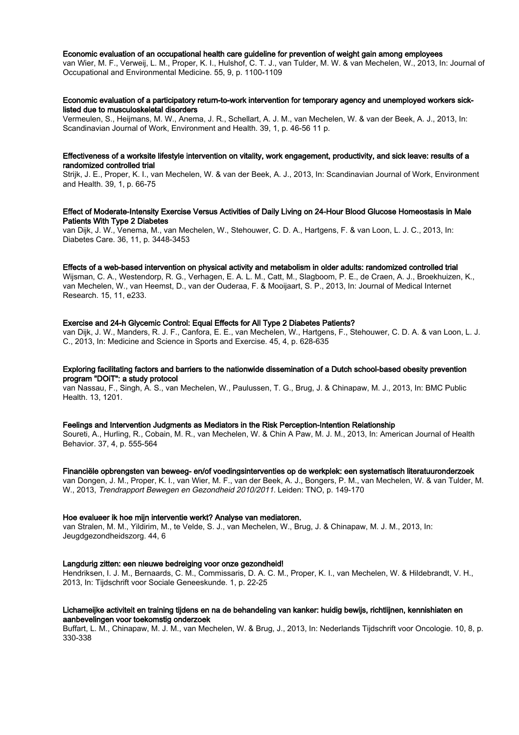**Economic evaluation of an occupational health care guideline for prevention of weight gain among employees**
van Wier, M. F., Verweij, L. M., Proper, K. I., Hulshof, C. T. J., van Tulder, M. W. & van Mechelen, W., 2013, In: Journal of Occupational and Environmental Medicine. 55, 9, p. 1100-1109

**Economic evaluation of a participatory return-to-work intervention for temporary agency and unemployed workers sick-listed due to musculoskeletal disorders**
Vermeulen, S., Heijmans, M. W., Anema, J. R., Schellart, A. J. M., van Mechelen, W. & van der Beek, A. J., 2013, In: Scandinavian Journal of Work, Environment and Health. 39, 1, p. 46-56 11 p.

**Effectiveness of a worksite lifestyle intervention on vitality, work engagement, productivity, and sick leave: results of a randomized controlled trial**
Strijk, J. E., Proper, K. I., van Mechelen, W. & van der Beek, A. J., 2013, In: Scandinavian Journal of Work, Environment and Health. 39, 1, p. 66-75

**Effect of Moderate-Intensity Exercise Versus Activities of Daily Living on 24-Hour Blood Glucose Homeostasis in Male Patients With Type 2 Diabetes**
van Dijk, J. W., Venema, M., van Mechelen, W., Stehouwer, C. D. A., Hartgens, F. & van Loon, L. J. C., 2013, In: Diabetes Care. 36, 11, p. 3448-3453

**Effects of a web-based intervention on physical activity and metabolism in older adults: randomized controlled trial**
Wijsman, C. A., Westendorp, R. G., Verhagen, E. A. L. M., Catt, M., Slagboom, P. E., de Craen, A. J., Broekhuizen, K., van Mechelen, W., van Heemst, D., van der Ouderaa, F. & Mooijaart, S. P., 2013, In: Journal of Medical Internet Research. 15, 11, e233.

**Exercise and 24-h Glycemic Control: Equal Effects for All Type 2 Diabetes Patients?**
van Dijk, J. W., Manders, R. J. F., Canfora, E. E., van Mechelen, W., Hartgens, F., Stehouwer, C. D. A. & van Loon, L. J. C., 2013, In: Medicine and Science in Sports and Exercise. 45, 4, p. 628-635

**Exploring facilitating factors and barriers to the nationwide dissemination of a Dutch school-based obesity prevention program "DOiT": a study protocol**
van Nassau, F., Singh, A. S., van Mechelen, W., Paulussen, T. G., Brug, J. & Chinapaw, M. J., 2013, In: BMC Public Health. 13, 1201.

**Feelings and Intervention Judgments as Mediators in the Risk Perception-Intention Relationship**
Soureti, A., Hurling, R., Cobain, M. R., van Mechelen, W. & Chin A Paw, M. J. M., 2013, In: American Journal of Health Behavior. 37, 4, p. 555-564

**Financiële opbrengsten van beweeg- en/of voedingsinterventies op de werkplek: een systematisch literatuuronderzoek**
van Dongen, J. M., Proper, K. I., van Wier, M. F., van der Beek, A. J., Bongers, P. M., van Mechelen, W. & van Tulder, M. W., 2013, *Trendrapport Bewegen en Gezondheid 2010/2011.* Leiden: TNO, p. 149-170

**Hoe evalueer ik hoe mijn interventie werkt? Analyse van mediatoren.**
van Stralen, M. M., Yildirim, M., te Velde, S. J., van Mechelen, W., Brug, J. & Chinapaw, M. J. M., 2013, In: Jeugdgezondheidszorg. 44, 6

**Langdurig zitten: een nieuwe bedreiging voor onze gezondheid!**
Hendriksen, I. J. M., Bernaards, C. M., Commissaris, D. A. C. M., Proper, K. I., van Mechelen, W. & Hildebrandt, V. H., 2013, In: Tijdschrift voor Sociale Geneeskunde. 1, p. 22-25

**Lichamelijke activiteit en training tijdens en na de behandeling van kanker: huidig bewijs, richtlijnen, kennishiaten en aanbevelingen voor toekomstig onderzoek**
Buffart, L. M., Chinapaw, M. J. M., van Mechelen, W. & Brug, J., 2013, In: Nederlands Tijdschrift voor Oncologie. 10, 8, p. 330-338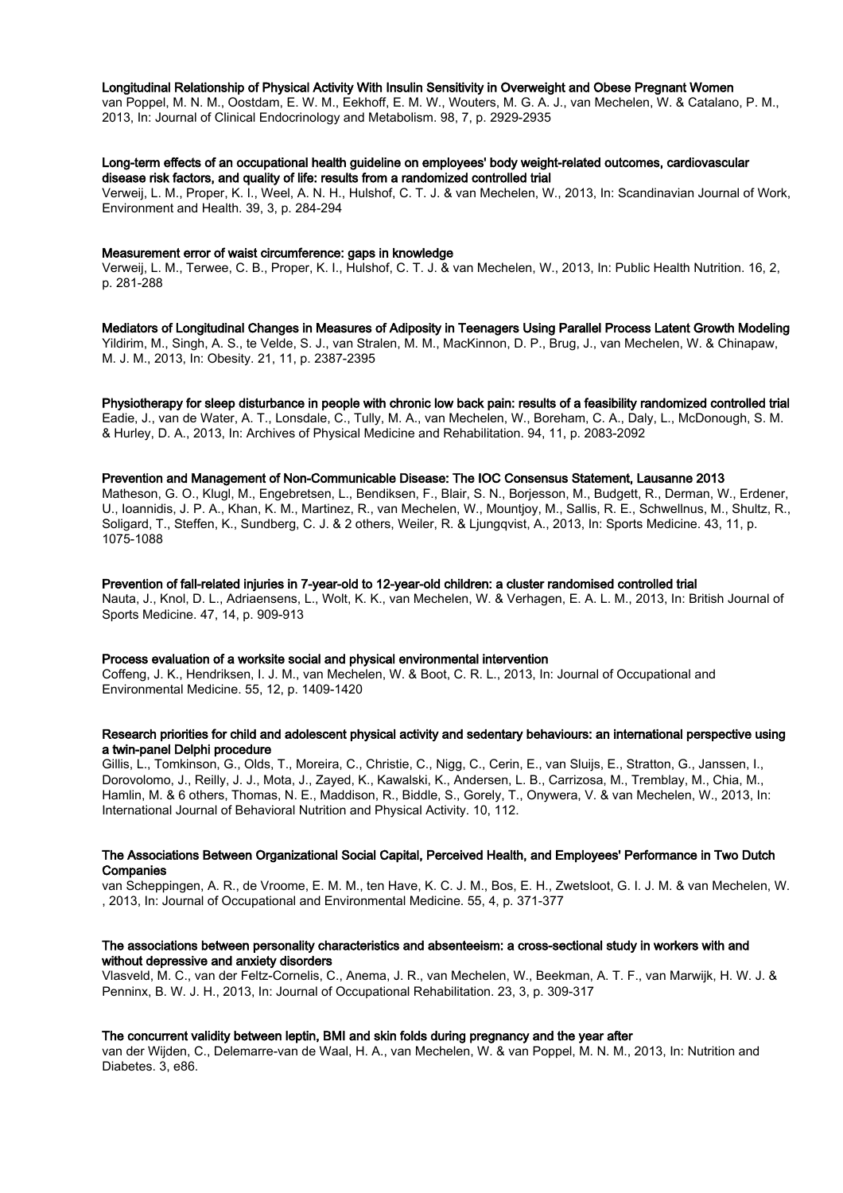**Longitudinal Relationship of Physical Activity With Insulin Sensitivity in Overweight and Obese Pregnant Women**
van Poppel, M. N. M., Oostdam, E. W. M., Eekhoff, E. M. W., Wouters, M. G. A. J., van Mechelen, W. & Catalano, P. M., 2013, In: Journal of Clinical Endocrinology and Metabolism. 98, 7, p. 2929-2935

**Long-term effects of an occupational health guideline on employees' body weight-related outcomes, cardiovascular disease risk factors, and quality of life: results from a randomized controlled trial**
Verweij, L. M., Proper, K. I., Weel, A. N. H., Hulshof, C. T. J. & van Mechelen, W., 2013, In: Scandinavian Journal of Work, Environment and Health. 39, 3, p. 284-294

**Measurement error of waist circumference: gaps in knowledge**
Verweij, L. M., Terwee, C. B., Proper, K. I., Hulshof, C. T. J. & van Mechelen, W., 2013, In: Public Health Nutrition. 16, 2, p. 281-288

**Mediators of Longitudinal Changes in Measures of Adiposity in Teenagers Using Parallel Process Latent Growth Modeling**
Yildirim, M., Singh, A. S., te Velde, S. J., van Stralen, M. M., MacKinnon, D. P., Brug, J., van Mechelen, W. & Chinapaw, M. J. M., 2013, In: Obesity. 21, 11, p. 2387-2395

**Physiotherapy for sleep disturbance in people with chronic low back pain: results of a feasibility randomized controlled trial**
Eadie, J., van de Water, A. T., Lonsdale, C., Tully, M. A., van Mechelen, W., Boreham, C. A., Daly, L., McDonough, S. M. & Hurley, D. A., 2013, In: Archives of Physical Medicine and Rehabilitation. 94, 11, p. 2083-2092

**Prevention and Management of Non-Communicable Disease: The IOC Consensus Statement, Lausanne 2013**
Matheson, G. O., Klugl, M., Engebretsen, L., Bendiksen, F., Blair, S. N., Borjesson, M., Budgett, R., Derman, W., Erdener, U., Ioannidis, J. P. A., Khan, K. M., Martinez, R., van Mechelen, W., Mountjoy, M., Sallis, R. E., Schwellnus, M., Shultz, R., Soligard, T., Steffen, K., Sundberg, C. J. & 2 others, Weiler, R. & Ljungqvist, A., 2013, In: Sports Medicine. 43, 11, p. 1075-1088

**Prevention of fall-related injuries in 7-year-old to 12-year-old children: a cluster randomised controlled trial**
Nauta, J., Knol, D. L., Adriaensens, L., Wolt, K. K., van Mechelen, W. & Verhagen, E. A. L. M., 2013, In: British Journal of Sports Medicine. 47, 14, p. 909-913

**Process evaluation of a worksite social and physical environmental intervention**
Coffeng, J. K., Hendriksen, I. J. M., van Mechelen, W. & Boot, C. R. L., 2013, In: Journal of Occupational and Environmental Medicine. 55, 12, p. 1409-1420

**Research priorities for child and adolescent physical activity and sedentary behaviours: an international perspective using a twin-panel Delphi procedure**
Gillis, L., Tomkinson, G., Olds, T., Moreira, C., Christie, C., Nigg, C., Cerin, E., van Sluijs, E., Stratton, G., Janssen, I., Dorovolomo, J., Reilly, J. J., Mota, J., Zayed, K., Kawalski, K., Andersen, L. B., Carrizosa, M., Tremblay, M., Chia, M., Hamlin, M. & 6 others, Thomas, N. E., Maddison, R., Biddle, S., Gorely, T., Onywera, V. & van Mechelen, W., 2013, In: International Journal of Behavioral Nutrition and Physical Activity. 10, 112.

**The Associations Between Organizational Social Capital, Perceived Health, and Employees' Performance in Two Dutch Companies**
van Scheppingen, A. R., de Vroome, E. M. M., ten Have, K. C. J. M., Bos, E. H., Zwetsloot, G. I. J. M. & van Mechelen, W. , 2013, In: Journal of Occupational and Environmental Medicine. 55, 4, p. 371-377

**The associations between personality characteristics and absenteeism: a cross-sectional study in workers with and without depressive and anxiety disorders**
Vlasveld, M. C., van der Feltz-Cornelis, C., Anema, J. R., van Mechelen, W., Beekman, A. T. F., van Marwijk, H. W. J. & Penninx, B. W. J. H., 2013, In: Journal of Occupational Rehabilitation. 23, 3, p. 309-317

**The concurrent validity between leptin, BMI and skin folds during pregnancy and the year after**
van der Wijden, C., Delemarre-van de Waal, H. A., van Mechelen, W. & van Poppel, M. N. M., 2013, In: Nutrition and Diabetes. 3, e86.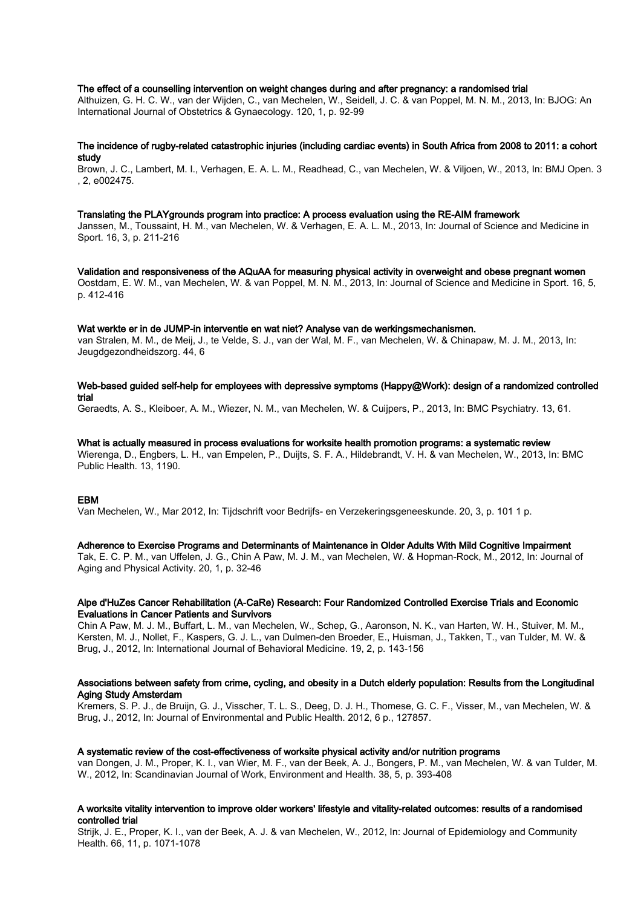**The effect of a counselling intervention on weight changes during and after pregnancy: a randomised trial**
Althuizen, G. H. C. W., van der Wijden, C., van Mechelen, W., Seidell, J. C. & van Poppel, M. N. M., 2013, In: BJOG: An International Journal of Obstetrics & Gynaecology. 120, 1, p. 92-99

**The incidence of rugby-related catastrophic injuries (including cardiac events) in South Africa from 2008 to 2011: a cohort study**
Brown, J. C., Lambert, M. I., Verhagen, E. A. L. M., Readhead, C., van Mechelen, W. & Viljoen, W., 2013, In: BMJ Open. 3 , 2, e002475.

**Translating the PLAYgrounds program into practice: A process evaluation using the RE-AIM framework**
Janssen, M., Toussaint, H. M., van Mechelen, W. & Verhagen, E. A. L. M., 2013, In: Journal of Science and Medicine in Sport. 16, 3, p. 211-216

**Validation and responsiveness of the AQuAA for measuring physical activity in overweight and obese pregnant women**
Oostdam, E. W. M., van Mechelen, W. & van Poppel, M. N. M., 2013, In: Journal of Science and Medicine in Sport. 16, 5, p. 412-416

**Wat werkte er in de JUMP-in interventie en wat niet? Analyse van de werkingsmechanismen.**
van Stralen, M. M., de Meij, J., te Velde, S. J., van der Wal, M. F., van Mechelen, W. & Chinapaw, M. J. M., 2013, In: Jeugdgezondheidszorg. 44, 6

**Web-based guided self-help for employees with depressive symptoms (Happy@Work): design of a randomized controlled trial**
Geraedts, A. S., Kleiboer, A. M., Wiezer, N. M., van Mechelen, W. & Cuijpers, P., 2013, In: BMC Psychiatry. 13, 61.

**What is actually measured in process evaluations for worksite health promotion programs: a systematic review**
Wierenga, D., Engbers, L. H., van Empelen, P., Duijts, S. F. A., Hildebrandt, V. H. & van Mechelen, W., 2013, In: BMC Public Health. 13, 1190.

**EBM**
Van Mechelen, W., Mar 2012, In: Tijdschrift voor Bedrijfs- en Verzekeringsgeneeskunde. 20, 3, p. 101 1 p.

**Adherence to Exercise Programs and Determinants of Maintenance in Older Adults With Mild Cognitive Impairment**
Tak, E. C. P. M., van Uffelen, J. G., Chin A Paw, M. J. M., van Mechelen, W. & Hopman-Rock, M., 2012, In: Journal of Aging and Physical Activity. 20, 1, p. 32-46

**Alpe d'HuZes Cancer Rehabilitation (A-CaRe) Research: Four Randomized Controlled Exercise Trials and Economic Evaluations in Cancer Patients and Survivors**
Chin A Paw, M. J. M., Buffart, L. M., van Mechelen, W., Schep, G., Aaronson, N. K., van Harten, W. H., Stuiver, M. M., Kersten, M. J., Nollet, F., Kaspers, G. J. L., van Dulmen-den Broeder, E., Huisman, J., Takken, T., van Tulder, M. W. & Brug, J., 2012, In: International Journal of Behavioral Medicine. 19, 2, p. 143-156

**Associations between safety from crime, cycling, and obesity in a Dutch elderly population: Results from the Longitudinal Aging Study Amsterdam**
Kremers, S. P. J., de Bruijn, G. J., Visscher, T. L. S., Deeg, D. J. H., Thomese, G. C. F., Visser, M., van Mechelen, W. & Brug, J., 2012, In: Journal of Environmental and Public Health. 2012, 6 p., 127857.

**A systematic review of the cost-effectiveness of worksite physical activity and/or nutrition programs**
van Dongen, J. M., Proper, K. I., van Wier, M. F., van der Beek, A. J., Bongers, P. M., van Mechelen, W. & van Tulder, M. W., 2012, In: Scandinavian Journal of Work, Environment and Health. 38, 5, p. 393-408

**A worksite vitality intervention to improve older workers' lifestyle and vitality-related outcomes: results of a randomised controlled trial**
Strijk, J. E., Proper, K. I., van der Beek, A. J. & van Mechelen, W., 2012, In: Journal of Epidemiology and Community Health. 66, 11, p. 1071-1078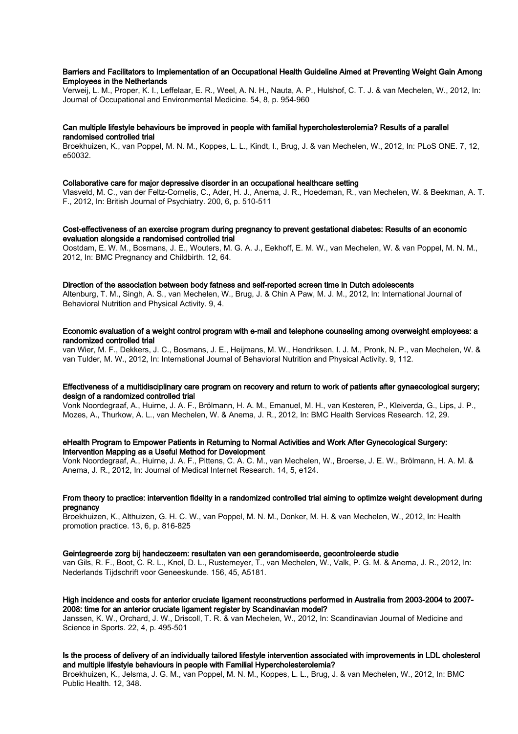**Barriers and Facilitators to Implementation of an Occupational Health Guideline Aimed at Preventing Weight Gain Among Employees in the Netherlands**

Verweij, L. M., Proper, K. I., Leffelaar, E. R., Weel, A. N. H., Nauta, A. P., Hulshof, C. T. J. & van Mechelen, W., 2012, In: Journal of Occupational and Environmental Medicine. 54, 8, p. 954-960

**Can multiple lifestyle behaviours be improved in people with familial hypercholesterolemia? Results of a parallel randomised controlled trial**

Broekhuizen, K., van Poppel, M. N. M., Koppes, L. L., Kindt, I., Brug, J. & van Mechelen, W., 2012, In: PLoS ONE. 7, 12, e50032.

**Collaborative care for major depressive disorder in an occupational healthcare setting**

Vlasveld, M. C., van der Feltz-Cornelis, C., Ader, H. J., Anema, J. R., Hoedeman, R., van Mechelen, W. & Beekman, A. T. F., 2012, In: British Journal of Psychiatry. 200, 6, p. 510-511

**Cost-effectiveness of an exercise program during pregnancy to prevent gestational diabetes: Results of an economic evaluation alongside a randomised controlled trial**

Oostdam, E. W. M., Bosmans, J. E., Wouters, M. G. A. J., Eekhoff, E. M. W., van Mechelen, W. & van Poppel, M. N. M., 2012, In: BMC Pregnancy and Childbirth. 12, 64.

**Direction of the association between body fatness and self-reported screen time in Dutch adolescents**

Altenburg, T. M., Singh, A. S., van Mechelen, W., Brug, J. & Chin A Paw, M. J. M., 2012, In: International Journal of Behavioral Nutrition and Physical Activity. 9, 4.

**Economic evaluation of a weight control program with e-mail and telephone counseling among overweight employees: a randomized controlled trial**

van Wier, M. F., Dekkers, J. C., Bosmans, J. E., Heijmans, M. W., Hendriksen, I. J. M., Pronk, N. P., van Mechelen, W. & van Tulder, M. W., 2012, In: International Journal of Behavioral Nutrition and Physical Activity. 9, 112.

**Effectiveness of a multidisciplinary care program on recovery and return to work of patients after gynaecological surgery; design of a randomized controlled trial**

Vonk Noordegraaf, A., Huirne, J. A. F., Brölmann, H. A. M., Emanuel, M. H., van Kesteren, P., Kleiverda, G., Lips, J. P., Mozes, A., Thurkow, A. L., van Mechelen, W. & Anema, J. R., 2012, In: BMC Health Services Research. 12, 29.

**eHealth Program to Empower Patients in Returning to Normal Activities and Work After Gynecological Surgery: Intervention Mapping as a Useful Method for Development**

Vonk Noordegraaf, A., Huirne, J. A. F., Pittens, C. A. C. M., van Mechelen, W., Broerse, J. E. W., Brölmann, H. A. M. & Anema, J. R., 2012, In: Journal of Medical Internet Research. 14, 5, e124.

**From theory to practice: intervention fidelity in a randomized controlled trial aiming to optimize weight development during pregnancy**

Broekhuizen, K., Althuizen, G. H. C. W., van Poppel, M. N. M., Donker, M. H. & van Mechelen, W., 2012, In: Health promotion practice. 13, 6, p. 816-825

**Geintegreerde zorg bij handeczeem: resultaten van een gerandomiseerde, gecontroleerde studie**

van Gils, R. F., Boot, C. R. L., Knol, D. L., Rustemeyer, T., van Mechelen, W., Valk, P. G. M. & Anema, J. R., 2012, In: Nederlands Tijdschrift voor Geneeskunde. 156, 45, A5181.

**High incidence and costs for anterior cruciate ligament reconstructions performed in Australia from 2003-2004 to 2007-2008: time for an anterior cruciate ligament register by Scandinavian model?**

Janssen, K. W., Orchard, J. W., Driscoll, T. R. & van Mechelen, W., 2012, In: Scandinavian Journal of Medicine and Science in Sports. 22, 4, p. 495-501

**Is the process of delivery of an individually tailored lifestyle intervention associated with improvements in LDL cholesterol and multiple lifestyle behaviours in people with Familial Hypercholesterolemia?**

Broekhuizen, K., Jelsma, J. G. M., van Poppel, M. N. M., Koppes, L. L., Brug, J. & van Mechelen, W., 2012, In: BMC Public Health. 12, 348.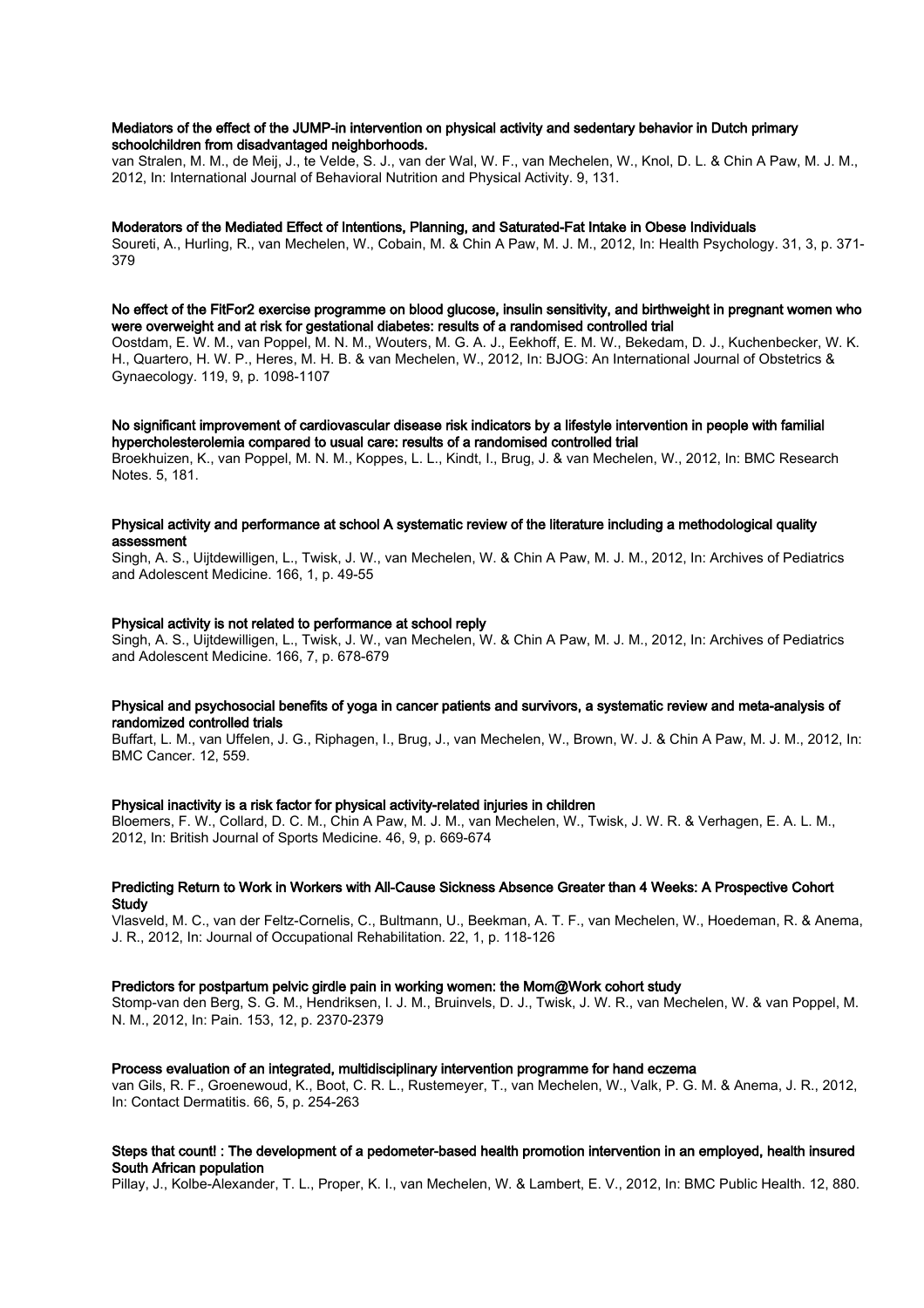**Mediators of the effect of the JUMP-in intervention on physical activity and sedentary behavior in Dutch primary schoolchildren from disadvantaged neighborhoods.**
van Stralen, M. M., de Meij, J., te Velde, S. J., van der Wal, W. F., van Mechelen, W., Knol, D. L. & Chin A Paw, M. J. M., 2012, In: International Journal of Behavioral Nutrition and Physical Activity. 9, 131.

**Moderators of the Mediated Effect of Intentions, Planning, and Saturated-Fat Intake in Obese Individuals**
Soureti, A., Hurling, R., van Mechelen, W., Cobain, M. & Chin A Paw, M. J. M., 2012, In: Health Psychology. 31, 3, p. 371-379

**No effect of the FitFor2 exercise programme on blood glucose, insulin sensitivity, and birthweight in pregnant women who were overweight and at risk for gestational diabetes: results of a randomised controlled trial**
Oostdam, E. W. M., van Poppel, M. N. M., Wouters, M. G. A. J., Eekhoff, E. M. W., Bekedam, D. J., Kuchenbecker, W. K. H., Quartero, H. W. P., Heres, M. H. B. & van Mechelen, W., 2012, In: BJOG: An International Journal of Obstetrics & Gynaecology. 119, 9, p. 1098-1107

**No significant improvement of cardiovascular disease risk indicators by a lifestyle intervention in people with familial hypercholesterolemia compared to usual care: results of a randomised controlled trial**
Broekhuizen, K., van Poppel, M. N. M., Koppes, L. L., Kindt, I., Brug, J. & van Mechelen, W., 2012, In: BMC Research Notes. 5, 181.

**Physical activity and performance at school A systematic review of the literature including a methodological quality assessment**
Singh, A. S., Uijtdewilligen, L., Twisk, J. W., van Mechelen, W. & Chin A Paw, M. J. M., 2012, In: Archives of Pediatrics and Adolescent Medicine. 166, 1, p. 49-55

**Physical activity is not related to performance at school reply**
Singh, A. S., Uijtdewilligen, L., Twisk, J. W., van Mechelen, W. & Chin A Paw, M. J. M., 2012, In: Archives of Pediatrics and Adolescent Medicine. 166, 7, p. 678-679

**Physical and psychosocial benefits of yoga in cancer patients and survivors, a systematic review and meta-analysis of randomized controlled trials**
Buffart, L. M., van Uffelen, J. G., Riphagen, I., Brug, J., van Mechelen, W., Brown, W. J. & Chin A Paw, M. J. M., 2012, In: BMC Cancer. 12, 559.

**Physical inactivity is a risk factor for physical activity-related injuries in children**
Bloemers, F. W., Collard, D. C. M., Chin A Paw, M. J. M., van Mechelen, W., Twisk, J. W. R. & Verhagen, E. A. L. M., 2012, In: British Journal of Sports Medicine. 46, 9, p. 669-674

**Predicting Return to Work in Workers with All-Cause Sickness Absence Greater than 4 Weeks: A Prospective Cohort Study**
Vlasveld, M. C., van der Feltz-Cornelis, C., Bultmann, U., Beekman, A. T. F., van Mechelen, W., Hoedeman, R. & Anema, J. R., 2012, In: Journal of Occupational Rehabilitation. 22, 1, p. 118-126

**Predictors for postpartum pelvic girdle pain in working women: the Mom@Work cohort study**
Stomp-van den Berg, S. G. M., Hendriksen, I. J. M., Bruinvels, D. J., Twisk, J. W. R., van Mechelen, W. & van Poppel, M. N. M., 2012, In: Pain. 153, 12, p. 2370-2379

**Process evaluation of an integrated, multidisciplinary intervention programme for hand eczema**
van Gils, R. F., Groenewoud, K., Boot, C. R. L., Rustemeyer, T., van Mechelen, W., Valk, P. G. M. & Anema, J. R., 2012, In: Contact Dermatitis. 66, 5, p. 254-263

**Steps that count! : The development of a pedometer-based health promotion intervention in an employed, health insured South African population**
Pillay, J., Kolbe-Alexander, T. L., Proper, K. I., van Mechelen, W. & Lambert, E. V., 2012, In: BMC Public Health. 12, 880.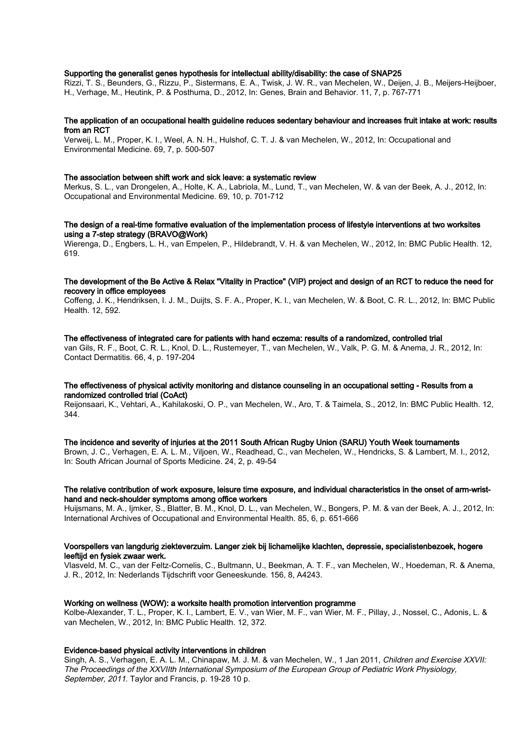**Supporting the generalist genes hypothesis for intellectual ability/disability: the case of SNAP25**
Rizzi, T. S., Beunders, G., Rizzu, P., Sistermans, E. A., Twisk, J. W. R., van Mechelen, W., Deijen, J. B., Meijers-Heijboer, H., Verhage, M., Heutink, P. & Posthuma, D., 2012, In: Genes, Brain and Behavior. 11, 7, p. 767-771

**The application of an occupational health guideline reduces sedentary behaviour and increases fruit intake at work: results from an RCT**
Verweij, L. M., Proper, K. I., Weel, A. N. H., Hulshof, C. T. J. & van Mechelen, W., 2012, In: Occupational and Environmental Medicine. 69, 7, p. 500-507

**The association between shift work and sick leave: a systematic review**
Merkus, S. L., van Drongelen, A., Holte, K. A., Labriola, M., Lund, T., van Mechelen, W. & van der Beek, A. J., 2012, In: Occupational and Environmental Medicine. 69, 10, p. 701-712

**The design of a real-time formative evaluation of the implementation process of lifestyle interventions at two worksites using a 7-step strategy (BRAVO@Work)**
Wierenga, D., Engbers, L. H., van Empelen, P., Hildebrandt, V. H. & van Mechelen, W., 2012, In: BMC Public Health. 12, 619.

**The development of the Be Active & Relax "Vitality in Practice" (VIP) project and design of an RCT to reduce the need for recovery in office employees**
Coffeng, J. K., Hendriksen, I. J. M., Duijts, S. F. A., Proper, K. I., van Mechelen, W. & Boot, C. R. L., 2012, In: BMC Public Health. 12, 592.

**The effectiveness of integrated care for patients with hand eczema: results of a randomized, controlled trial**
van Gils, R. F., Boot, C. R. L., Knol, D. L., Rustemeyer, T., van Mechelen, W., Valk, P. G. M. & Anema, J. R., 2012, In: Contact Dermatitis. 66, 4, p. 197-204

**The effectiveness of physical activity monitoring and distance counseling in an occupational setting - Results from a randomized controlled trial (CoAct)**
Reijonsaari, K., Vehtari, A., Kahilakoski, O. P., van Mechelen, W., Aro, T. & Taimela, S., 2012, In: BMC Public Health. 12, 344.

**The incidence and severity of injuries at the 2011 South African Rugby Union (SARU) Youth Week tournaments**
Brown, J. C., Verhagen, E. A. L. M., Viljoen, W., Readhead, C., van Mechelen, W., Hendricks, S. & Lambert, M. I., 2012, In: South African Journal of Sports Medicine. 24, 2, p. 49-54

**The relative contribution of work exposure, leisure time exposure, and individual characteristics in the onset of arm-wrist-hand and neck-shoulder symptoms among office workers**
Huijsmans, M. A., Ijmker, S., Blatter, B. M., Knol, D. L., van Mechelen, W., Bongers, P. M. & van der Beek, A. J., 2012, In: International Archives of Occupational and Environmental Health. 85, 6, p. 651-666

**Voorspellers van langdurig ziekteverzuim. Langer ziek bij lichamelijke klachten, depressie, specialistenbezoek, hogere leeftijd en fysiek zwaar werk.**
Vlasveld, M. C., van der Feltz-Cornelis, C., Bultmann, U., Beekman, A. T. F., van Mechelen, W., Hoedeman, R. & Anema, J. R., 2012, In: Nederlands Tijdschrift voor Geneeskunde. 156, 8, A4243.

**Working on wellness (WOW): a worksite health promotion intervention programme**
Kolbe-Alexander, T. L., Proper, K. I., Lambert, E. V., van Wier, M. F., van Wier, M. F., Pillay, J., Nossel, C., Adonis, L. & van Mechelen, W., 2012, In: BMC Public Health. 12, 372.

**Evidence-based physical activity interventions in children**
Singh, A. S., Verhagen, E. A. L. M., Chinapaw, M. J. M. & van Mechelen, W., 1 Jan 2011, *Children and Exercise XXVII: The Proceedings of the XXVIIth International Symposium of the European Group of Pediatric Work Physiology, September, 2011.* Taylor and Francis, p. 19-28 10 p.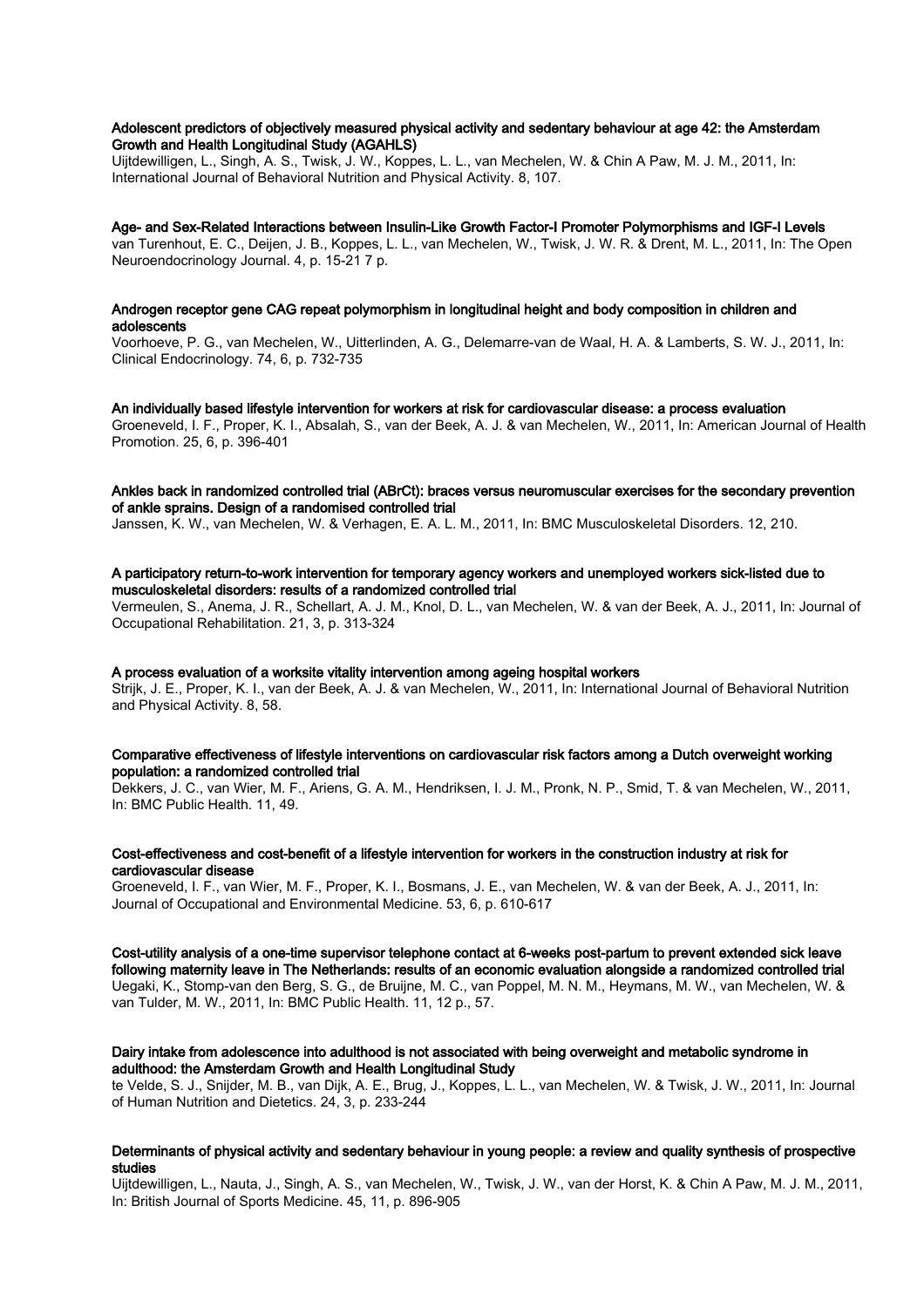**Adolescent predictors of objectively measured physical activity and sedentary behaviour at age 42: the Amsterdam Growth and Health Longitudinal Study (AGAHLS)**
Uijtdewilligen, L., Singh, A. S., Twisk, J. W., Koppes, L. L., van Mechelen, W. & Chin A Paw, M. J. M., 2011, In: International Journal of Behavioral Nutrition and Physical Activity. 8, 107.

**Age- and Sex-Related Interactions between Insulin-Like Growth Factor-I Promoter Polymorphisms and IGF-I Levels**
van Turenhout, E. C., Deijen, J. B., Koppes, L. L., van Mechelen, W., Twisk, J. W. R. & Drent, M. L., 2011, In: The Open Neuroendocrinology Journal. 4, p. 15-21 7 p.

**Androgen receptor gene CAG repeat polymorphism in longitudinal height and body composition in children and adolescents**
Voorhoeve, P. G., van Mechelen, W., Uitterlinden, A. G., Delemarre-van de Waal, H. A. & Lamberts, S. W. J., 2011, In: Clinical Endocrinology. 74, 6, p. 732-735

**An individually based lifestyle intervention for workers at risk for cardiovascular disease: a process evaluation**
Groeneveld, I. F., Proper, K. I., Absalah, S., van der Beek, A. J. & van Mechelen, W., 2011, In: American Journal of Health Promotion. 25, 6, p. 396-401

**Ankles back in randomized controlled trial (ABrCt): braces versus neuromuscular exercises for the secondary prevention of ankle sprains. Design of a randomised controlled trial**
Janssen, K. W., van Mechelen, W. & Verhagen, E. A. L. M., 2011, In: BMC Musculoskeletal Disorders. 12, 210.

**A participatory return-to-work intervention for temporary agency workers and unemployed workers sick-listed due to musculoskeletal disorders: results of a randomized controlled trial**
Vermeulen, S., Anema, J. R., Schellart, A. J. M., Knol, D. L., van Mechelen, W. & van der Beek, A. J., 2011, In: Journal of Occupational Rehabilitation. 21, 3, p. 313-324

**A process evaluation of a worksite vitality intervention among ageing hospital workers**
Strijk, J. E., Proper, K. I., van der Beek, A. J. & van Mechelen, W., 2011, In: International Journal of Behavioral Nutrition and Physical Activity. 8, 58.

**Comparative effectiveness of lifestyle interventions on cardiovascular risk factors among a Dutch overweight working population: a randomized controlled trial**
Dekkers, J. C., van Wier, M. F., Ariens, G. A. M., Hendriksen, I. J. M., Pronk, N. P., Smid, T. & van Mechelen, W., 2011, In: BMC Public Health. 11, 49.

**Cost-effectiveness and cost-benefit of a lifestyle intervention for workers in the construction industry at risk for cardiovascular disease**
Groeneveld, I. F., van Wier, M. F., Proper, K. I., Bosmans, J. E., van Mechelen, W. & van der Beek, A. J., 2011, In: Journal of Occupational and Environmental Medicine. 53, 6, p. 610-617

**Cost-utility analysis of a one-time supervisor telephone contact at 6-weeks post-partum to prevent extended sick leave following maternity leave in The Netherlands: results of an economic evaluation alongside a randomized controlled trial**
Uegaki, K., Stomp-van den Berg, S. G., de Bruijne, M. C., van Poppel, M. N. M., Heymans, M. W., van Mechelen, W. & van Tulder, M. W., 2011, In: BMC Public Health. 11, 12 p., 57.

**Dairy intake from adolescence into adulthood is not associated with being overweight and metabolic syndrome in adulthood: the Amsterdam Growth and Health Longitudinal Study**
te Velde, S. J., Snijder, M. B., van Dijk, A. E., Brug, J., Koppes, L. L., van Mechelen, W. & Twisk, J. W., 2011, In: Journal of Human Nutrition and Dietetics. 24, 3, p. 233-244

**Determinants of physical activity and sedentary behaviour in young people: a review and quality synthesis of prospective studies**
Uijtdewilligen, L., Nauta, J., Singh, A. S., van Mechelen, W., Twisk, J. W., van der Horst, K. & Chin A Paw, M. J. M., 2011, In: British Journal of Sports Medicine. 45, 11, p. 896-905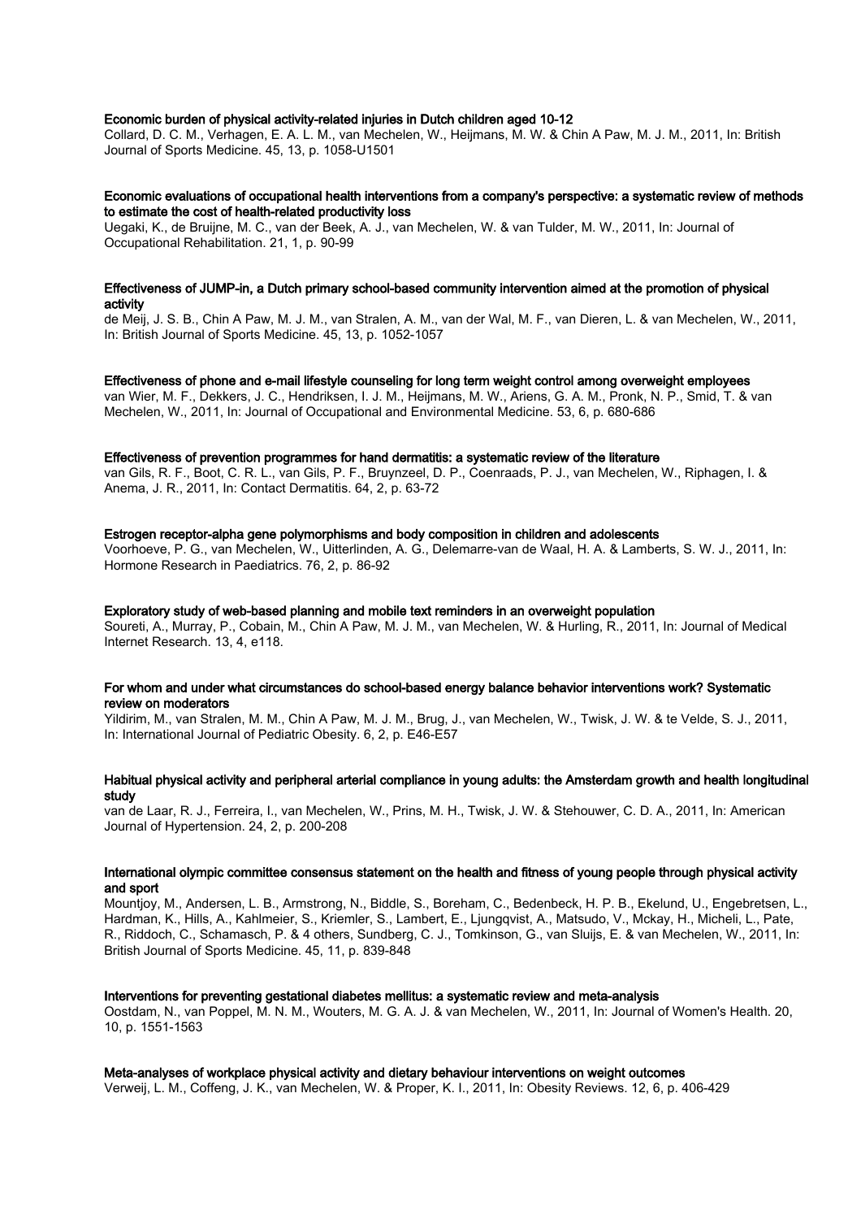**Economic burden of physical activity-related injuries in Dutch children aged 10-12**
Collard, D. C. M., Verhagen, E. A. L. M., van Mechelen, W., Heijmans, M. W. & Chin A Paw, M. J. M., 2011, In: British Journal of Sports Medicine. 45, 13, p. 1058-U1501

**Economic evaluations of occupational health interventions from a company's perspective: a systematic review of methods to estimate the cost of health-related productivity loss**
Uegaki, K., de Bruijne, M. C., van der Beek, A. J., van Mechelen, W. & van Tulder, M. W., 2011, In: Journal of Occupational Rehabilitation. 21, 1, p. 90-99

**Effectiveness of JUMP-in, a Dutch primary school-based community intervention aimed at the promotion of physical activity**
de Meij, J. S. B., Chin A Paw, M. J. M., van Stralen, A. M., van der Wal, M. F., van Dieren, L. & van Mechelen, W., 2011, In: British Journal of Sports Medicine. 45, 13, p. 1052-1057

**Effectiveness of phone and e-mail lifestyle counseling for long term weight control among overweight employees**
van Wier, M. F., Dekkers, J. C., Hendriksen, I. J. M., Heijmans, M. W., Ariens, G. A. M., Pronk, N. P., Smid, T. & van Mechelen, W., 2011, In: Journal of Occupational and Environmental Medicine. 53, 6, p. 680-686

**Effectiveness of prevention programmes for hand dermatitis: a systematic review of the literature**
van Gils, R. F., Boot, C. R. L., van Gils, P. F., Bruynzeel, D. P., Coenraads, P. J., van Mechelen, W., Riphagen, I. & Anema, J. R., 2011, In: Contact Dermatitis. 64, 2, p. 63-72

**Estrogen receptor-alpha gene polymorphisms and body composition in children and adolescents**
Voorhoeve, P. G., van Mechelen, W., Uitterlinden, A. G., Delemarre-van de Waal, H. A. & Lamberts, S. W. J., 2011, In: Hormone Research in Paediatrics. 76, 2, p. 86-92

**Exploratory study of web-based planning and mobile text reminders in an overweight population**
Soureti, A., Murray, P., Cobain, M., Chin A Paw, M. J. M., van Mechelen, W. & Hurling, R., 2011, In: Journal of Medical Internet Research. 13, 4, e118.

**For whom and under what circumstances do school-based energy balance behavior interventions work? Systematic review on moderators**
Yildirim, M., van Stralen, M. M., Chin A Paw, M. J. M., Brug, J., van Mechelen, W., Twisk, J. W. & te Velde, S. J., 2011, In: International Journal of Pediatric Obesity. 6, 2, p. E46-E57

**Habitual physical activity and peripheral arterial compliance in young adults: the Amsterdam growth and health longitudinal study**
van de Laar, R. J., Ferreira, I., van Mechelen, W., Prins, M. H., Twisk, J. W. & Stehouwer, C. D. A., 2011, In: American Journal of Hypertension. 24, 2, p. 200-208

**International olympic committee consensus statement on the health and fitness of young people through physical activity and sport**
Mountjoy, M., Andersen, L. B., Armstrong, N., Biddle, S., Boreham, C., Bedenbeck, H. P. B., Ekelund, U., Engebretsen, L., Hardman, K., Hills, A., Kahlmeier, S., Kriemler, S., Lambert, E., Ljungqvist, A., Matsudo, V., Mckay, H., Micheli, L., Pate, R., Riddoch, C., Schamasch, P. & 4 others, Sundberg, C. J., Tomkinson, G., van Sluijs, E. & van Mechelen, W., 2011, In: British Journal of Sports Medicine. 45, 11, p. 839-848

**Interventions for preventing gestational diabetes mellitus: a systematic review and meta-analysis**
Oostdam, N., van Poppel, M. N. M., Wouters, M. G. A. J. & van Mechelen, W., 2011, In: Journal of Women's Health. 20, 10, p. 1551-1563

**Meta-analyses of workplace physical activity and dietary behaviour interventions on weight outcomes**
Verweij, L. M., Coffeng, J. K., van Mechelen, W. & Proper, K. I., 2011, In: Obesity Reviews. 12, 6, p. 406-429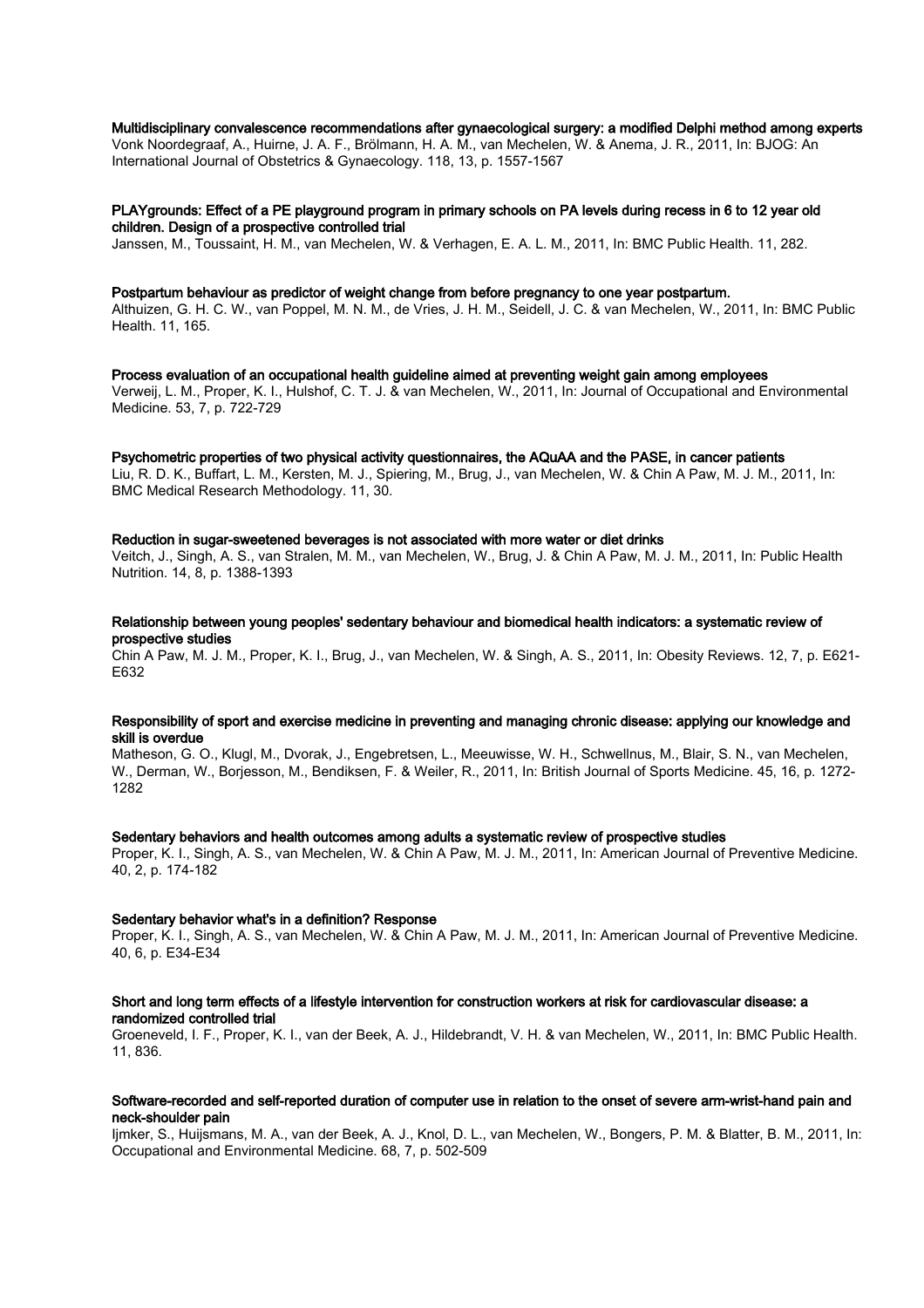**Multidisciplinary convalescence recommendations after gynaecological surgery: a modified Delphi method among experts**
Vonk Noordegraaf, A., Huirne, J. A. F., Brölmann, H. A. M., van Mechelen, W. & Anema, J. R., 2011, In: BJOG: An International Journal of Obstetrics & Gynaecology. 118, 13, p. 1557-1567

**PLAYgrounds: Effect of a PE playground program in primary schools on PA levels during recess in 6 to 12 year old children. Design of a prospective controlled trial**
Janssen, M., Toussaint, H. M., van Mechelen, W. & Verhagen, E. A. L. M., 2011, In: BMC Public Health. 11, 282.

**Postpartum behaviour as predictor of weight change from before pregnancy to one year postpartum.**
Althuizen, G. H. C. W., van Poppel, M. N. M., de Vries, J. H. M., Seidell, J. C. & van Mechelen, W., 2011, In: BMC Public Health. 11, 165.

**Process evaluation of an occupational health guideline aimed at preventing weight gain among employees**
Verweij, L. M., Proper, K. I., Hulshof, C. T. J. & van Mechelen, W., 2011, In: Journal of Occupational and Environmental Medicine. 53, 7, p. 722-729

**Psychometric properties of two physical activity questionnaires, the AQuAA and the PASE, in cancer patients**
Liu, R. D. K., Buffart, L. M., Kersten, M. J., Spiering, M., Brug, J., van Mechelen, W. & Chin A Paw, M. J. M., 2011, In: BMC Medical Research Methodology. 11, 30.

**Reduction in sugar-sweetened beverages is not associated with more water or diet drinks**
Veitch, J., Singh, A. S., van Stralen, M. M., van Mechelen, W., Brug, J. & Chin A Paw, M. J. M., 2011, In: Public Health Nutrition. 14, 8, p. 1388-1393

**Relationship between young peoples' sedentary behaviour and biomedical health indicators: a systematic review of prospective studies**
Chin A Paw, M. J. M., Proper, K. I., Brug, J., van Mechelen, W. & Singh, A. S., 2011, In: Obesity Reviews. 12, 7, p. E621-E632

**Responsibility of sport and exercise medicine in preventing and managing chronic disease: applying our knowledge and skill is overdue**
Matheson, G. O., Klugl, M., Dvorak, J., Engebretsen, L., Meeuwisse, W. H., Schwellnus, M., Blair, S. N., van Mechelen, W., Derman, W., Borjesson, M., Bendiksen, F. & Weiler, R., 2011, In: British Journal of Sports Medicine. 45, 16, p. 1272-1282

**Sedentary behaviors and health outcomes among adults a systematic review of prospective studies**
Proper, K. I., Singh, A. S., van Mechelen, W. & Chin A Paw, M. J. M., 2011, In: American Journal of Preventive Medicine. 40, 2, p. 174-182

**Sedentary behavior what's in a definition? Response**
Proper, K. I., Singh, A. S., van Mechelen, W. & Chin A Paw, M. J. M., 2011, In: American Journal of Preventive Medicine. 40, 6, p. E34-E34

**Short and long term effects of a lifestyle intervention for construction workers at risk for cardiovascular disease: a randomized controlled trial**
Groeneveld, I. F., Proper, K. I., van der Beek, A. J., Hildebrandt, V. H. & van Mechelen, W., 2011, In: BMC Public Health. 11, 836.

**Software-recorded and self-reported duration of computer use in relation to the onset of severe arm-wrist-hand pain and neck-shoulder pain**
Ijmker, S., Huijsmans, M. A., van der Beek, A. J., Knol, D. L., van Mechelen, W., Bongers, P. M. & Blatter, B. M., 2011, In: Occupational and Environmental Medicine. 68, 7, p. 502-509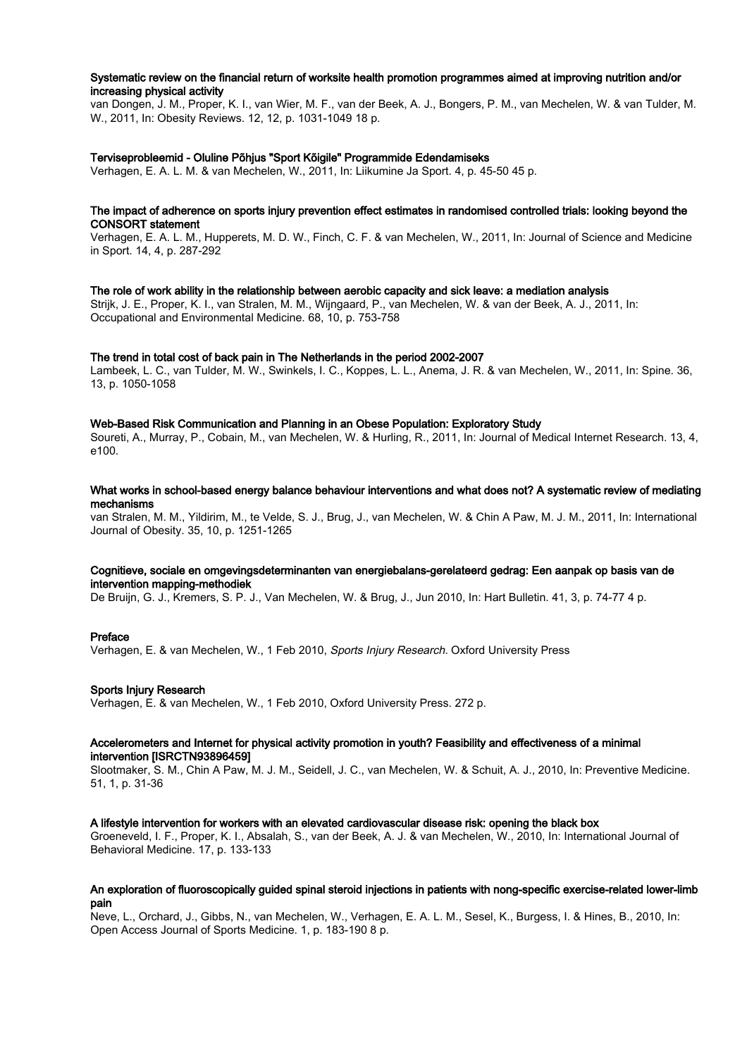**Systematic review on the financial return of worksite health promotion programmes aimed at improving nutrition and/or increasing physical activity**
van Dongen, J. M., Proper, K. I., van Wier, M. F., van der Beek, A. J., Bongers, P. M., van Mechelen, W. & van Tulder, M. W., 2011, In: Obesity Reviews. 12, 12, p. 1031-1049 18 p.

**Terviseprobleemid - Oluline Põhjus "Sport Kõigile" Programmide Edendamiseks**
Verhagen, E. A. L. M. & van Mechelen, W., 2011, In: Liikumine Ja Sport. 4, p. 45-50 45 p.

**The impact of adherence on sports injury prevention effect estimates in randomised controlled trials: looking beyond the CONSORT statement**
Verhagen, E. A. L. M., Hupperets, M. D. W., Finch, C. F. & van Mechelen, W., 2011, In: Journal of Science and Medicine in Sport. 14, 4, p. 287-292

**The role of work ability in the relationship between aerobic capacity and sick leave: a mediation analysis**
Strijk, J. E., Proper, K. I., van Stralen, M. M., Wijngaard, P., van Mechelen, W. & van der Beek, A. J., 2011, In: Occupational and Environmental Medicine. 68, 10, p. 753-758

**The trend in total cost of back pain in The Netherlands in the period 2002-2007**
Lambeek, L. C., van Tulder, M. W., Swinkels, I. C., Koppes, L. L., Anema, J. R. & van Mechelen, W., 2011, In: Spine. 36, 13, p. 1050-1058

**Web-Based Risk Communication and Planning in an Obese Population: Exploratory Study**
Soureti, A., Murray, P., Cobain, M., van Mechelen, W. & Hurling, R., 2011, In: Journal of Medical Internet Research. 13, 4, e100.

**What works in school-based energy balance behaviour interventions and what does not? A systematic review of mediating mechanisms**
van Stralen, M. M., Yildirim, M., te Velde, S. J., Brug, J., van Mechelen, W. & Chin A Paw, M. J. M., 2011, In: International Journal of Obesity. 35, 10, p. 1251-1265

**Cognitieve, sociale en omgevingsdeterminanten van energiebalans-gerelateerd gedrag: Een aanpak op basis van de intervention mapping-methodiek**
De Bruijn, G. J., Kremers, S. P. J., Van Mechelen, W. & Brug, J., Jun 2010, In: Hart Bulletin. 41, 3, p. 74-77 4 p.

**Preface**
Verhagen, E. & van Mechelen, W., 1 Feb 2010, *Sports Injury Research.* Oxford University Press

**Sports Injury Research**
Verhagen, E. & van Mechelen, W., 1 Feb 2010, Oxford University Press. 272 p.

**Accelerometers and Internet for physical activity promotion in youth? Feasibility and effectiveness of a minimal intervention [ISRCTN93896459]**
Slootmaker, S. M., Chin A Paw, M. J. M., Seidell, J. C., van Mechelen, W. & Schuit, A. J., 2010, In: Preventive Medicine. 51, 1, p. 31-36

**A lifestyle intervention for workers with an elevated cardiovascular disease risk: opening the black box**
Groeneveld, I. F., Proper, K. I., Absalah, S., van der Beek, A. J. & van Mechelen, W., 2010, In: International Journal of Behavioral Medicine. 17, p. 133-133

**An exploration of fluoroscopically guided spinal steroid injections in patients with nong-specific exercise-related lower-limb pain**
Neve, L., Orchard, J., Gibbs, N., van Mechelen, W., Verhagen, E. A. L. M., Sesel, K., Burgess, I. & Hines, B., 2010, In: Open Access Journal of Sports Medicine. 1, p. 183-190 8 p.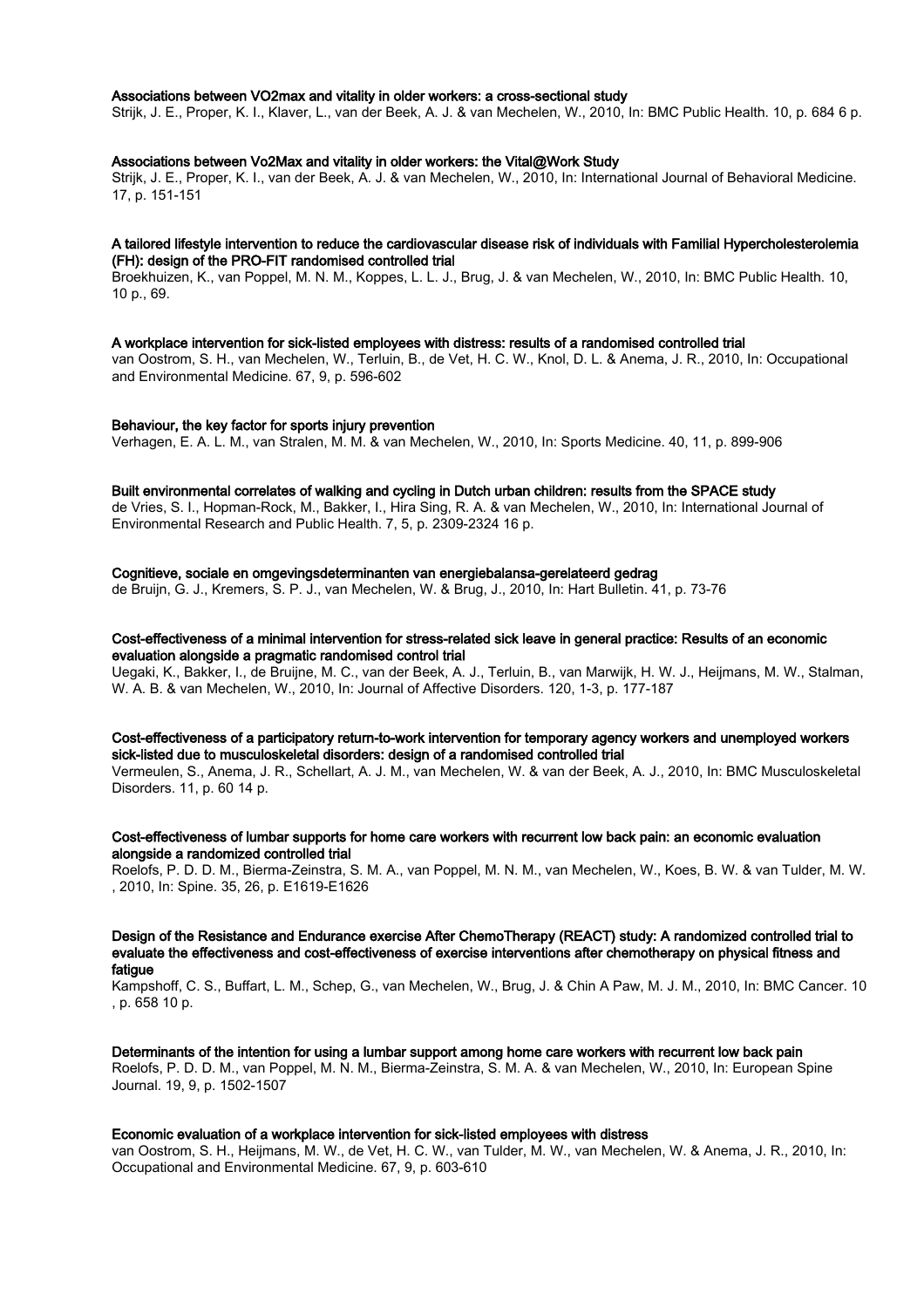**Associations between VO2max and vitality in older workers: a cross-sectional study**
Strijk, J. E., Proper, K. I., Klaver, L., van der Beek, A. J. & van Mechelen, W., 2010, In: BMC Public Health. 10, p. 684 6 p.

**Associations between Vo2Max and vitality in older workers: the Vital@Work Study**
Strijk, J. E., Proper, K. I., van der Beek, A. J. & van Mechelen, W., 2010, In: International Journal of Behavioral Medicine. 17, p. 151-151

**A tailored lifestyle intervention to reduce the cardiovascular disease risk of individuals with Familial Hypercholesterolemia (FH): design of the PRO-FIT randomised controlled trial**
Broekhuizen, K., van Poppel, M. N. M., Koppes, L. L. J., Brug, J. & van Mechelen, W., 2010, In: BMC Public Health. 10, 10 p., 69.

**A workplace intervention for sick-listed employees with distress: results of a randomised controlled trial**
van Oostrom, S. H., van Mechelen, W., Terluin, B., de Vet, H. C. W., Knol, D. L. & Anema, J. R., 2010, In: Occupational and Environmental Medicine. 67, 9, p. 596-602

**Behaviour, the key factor for sports injury prevention**
Verhagen, E. A. L. M., van Stralen, M. M. & van Mechelen, W., 2010, In: Sports Medicine. 40, 11, p. 899-906

**Built environmental correlates of walking and cycling in Dutch urban children: results from the SPACE study**
de Vries, S. I., Hopman-Rock, M., Bakker, I., Hira Sing, R. A. & van Mechelen, W., 2010, In: International Journal of Environmental Research and Public Health. 7, 5, p. 2309-2324 16 p.

**Cognitieve, sociale en omgevingsdeterminanten van energiebalansa-gerelateerd gedrag**
de Bruijn, G. J., Kremers, S. P. J., van Mechelen, W. & Brug, J., 2010, In: Hart Bulletin. 41, p. 73-76

**Cost-effectiveness of a minimal intervention for stress-related sick leave in general practice: Results of an economic evaluation alongside a pragmatic randomised control trial**
Uegaki, K., Bakker, I., de Bruijne, M. C., van der Beek, A. J., Terluin, B., van Marwijk, H. W. J., Heijmans, M. W., Stalman, W. A. B. & van Mechelen, W., 2010, In: Journal of Affective Disorders. 120, 1-3, p. 177-187

**Cost-effectiveness of a participatory return-to-work intervention for temporary agency workers and unemployed workers sick-listed due to musculoskeletal disorders: design of a randomised controlled trial**
Vermeulen, S., Anema, J. R., Schellart, A. J. M., van Mechelen, W. & van der Beek, A. J., 2010, In: BMC Musculoskeletal Disorders. 11, p. 60 14 p.

**Cost-effectiveness of lumbar supports for home care workers with recurrent low back pain: an economic evaluation alongside a randomized controlled trial**
Roelofs, P. D. D. M., Bierma-Zeinstra, S. M. A., van Poppel, M. N. M., van Mechelen, W., Koes, B. W. & van Tulder, M. W. , 2010, In: Spine. 35, 26, p. E1619-E1626

**Design of the Resistance and Endurance exercise After ChemoTherapy (REACT) study: A randomized controlled trial to evaluate the effectiveness and cost-effectiveness of exercise interventions after chemotherapy on physical fitness and fatigue**
Kampshoff, C. S., Buffart, L. M., Schep, G., van Mechelen, W., Brug, J. & Chin A Paw, M. J. M., 2010, In: BMC Cancer. 10 , p. 658 10 p.

**Determinants of the intention for using a lumbar support among home care workers with recurrent low back pain**
Roelofs, P. D. D. M., van Poppel, M. N. M., Bierma-Zeinstra, S. M. A. & van Mechelen, W., 2010, In: European Spine Journal. 19, 9, p. 1502-1507

**Economic evaluation of a workplace intervention for sick-listed employees with distress**
van Oostrom, S. H., Heijmans, M. W., de Vet, H. C. W., van Tulder, M. W., van Mechelen, W. & Anema, J. R., 2010, In: Occupational and Environmental Medicine. 67, 9, p. 603-610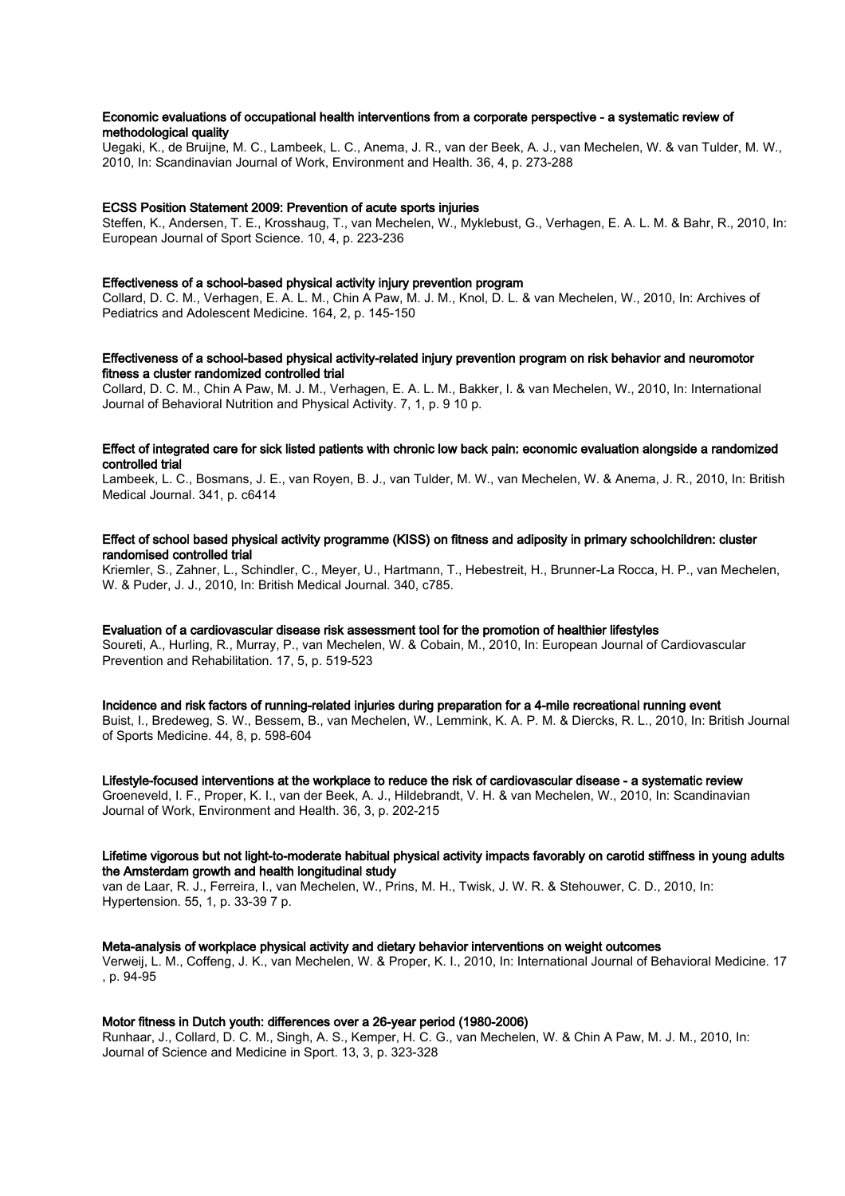**Economic evaluations of occupational health interventions from a corporate perspective - a systematic review of methodological quality**

Uegaki, K., de Bruijne, M. C., Lambeek, L. C., Anema, J. R., van der Beek, A. J., van Mechelen, W. & van Tulder, M. W., 2010, In: Scandinavian Journal of Work, Environment and Health. 36, 4, p. 273-288

**ECSS Position Statement 2009: Prevention of acute sports injuries**

Steffen, K., Andersen, T. E., Krosshaug, T., van Mechelen, W., Myklebust, G., Verhagen, E. A. L. M. & Bahr, R., 2010, In: European Journal of Sport Science. 10, 4, p. 223-236

**Effectiveness of a school-based physical activity injury prevention program**

Collard, D. C. M., Verhagen, E. A. L. M., Chin A Paw, M. J. M., Knol, D. L. & van Mechelen, W., 2010, In: Archives of Pediatrics and Adolescent Medicine. 164, 2, p. 145-150

**Effectiveness of a school-based physical activity-related injury prevention program on risk behavior and neuromotor fitness a cluster randomized controlled trial**

Collard, D. C. M., Chin A Paw, M. J. M., Verhagen, E. A. L. M., Bakker, I. & van Mechelen, W., 2010, In: International Journal of Behavioral Nutrition and Physical Activity. 7, 1, p. 9 10 p.

**Effect of integrated care for sick listed patients with chronic low back pain: economic evaluation alongside a randomized controlled trial**

Lambeek, L. C., Bosmans, J. E., van Royen, B. J., van Tulder, M. W., van Mechelen, W. & Anema, J. R., 2010, In: British Medical Journal. 341, p. c6414

**Effect of school based physical activity programme (KISS) on fitness and adiposity in primary schoolchildren: cluster randomised controlled trial**

Kriemler, S., Zahner, L., Schindler, C., Meyer, U., Hartmann, T., Hebestreit, H., Brunner-La Rocca, H. P., van Mechelen, W. & Puder, J. J., 2010, In: British Medical Journal. 340, c785.

**Evaluation of a cardiovascular disease risk assessment tool for the promotion of healthier lifestyles**

Soureti, A., Hurling, R., Murray, P., van Mechelen, W. & Cobain, M., 2010, In: European Journal of Cardiovascular Prevention and Rehabilitation. 17, 5, p. 519-523

**Incidence and risk factors of running-related injuries during preparation for a 4-mile recreational running event**

Buist, I., Bredeweg, S. W., Bessem, B., van Mechelen, W., Lemmink, K. A. P. M. & Diercks, R. L., 2010, In: British Journal of Sports Medicine. 44, 8, p. 598-604

**Lifestyle-focused interventions at the workplace to reduce the risk of cardiovascular disease - a systematic review**

Groeneveld, I. F., Proper, K. I., van der Beek, A. J., Hildebrandt, V. H. & van Mechelen, W., 2010, In: Scandinavian Journal of Work, Environment and Health. 36, 3, p. 202-215

**Lifetime vigorous but not light-to-moderate habitual physical activity impacts favorably on carotid stiffness in young adults the Amsterdam growth and health longitudinal study**

van de Laar, R. J., Ferreira, I., van Mechelen, W., Prins, M. H., Twisk, J. W. R. & Stehouwer, C. D., 2010, In: Hypertension. 55, 1, p. 33-39 7 p.

**Meta-analysis of workplace physical activity and dietary behavior interventions on weight outcomes**

Verweij, L. M., Coffeng, J. K., van Mechelen, W. & Proper, K. I., 2010, In: International Journal of Behavioral Medicine. 17 , p. 94-95

**Motor fitness in Dutch youth: differences over a 26-year period (1980-2006)**

Runhaar, J., Collard, D. C. M., Singh, A. S., Kemper, H. C. G., van Mechelen, W. & Chin A Paw, M. J. M., 2010, In: Journal of Science and Medicine in Sport. 13, 3, p. 323-328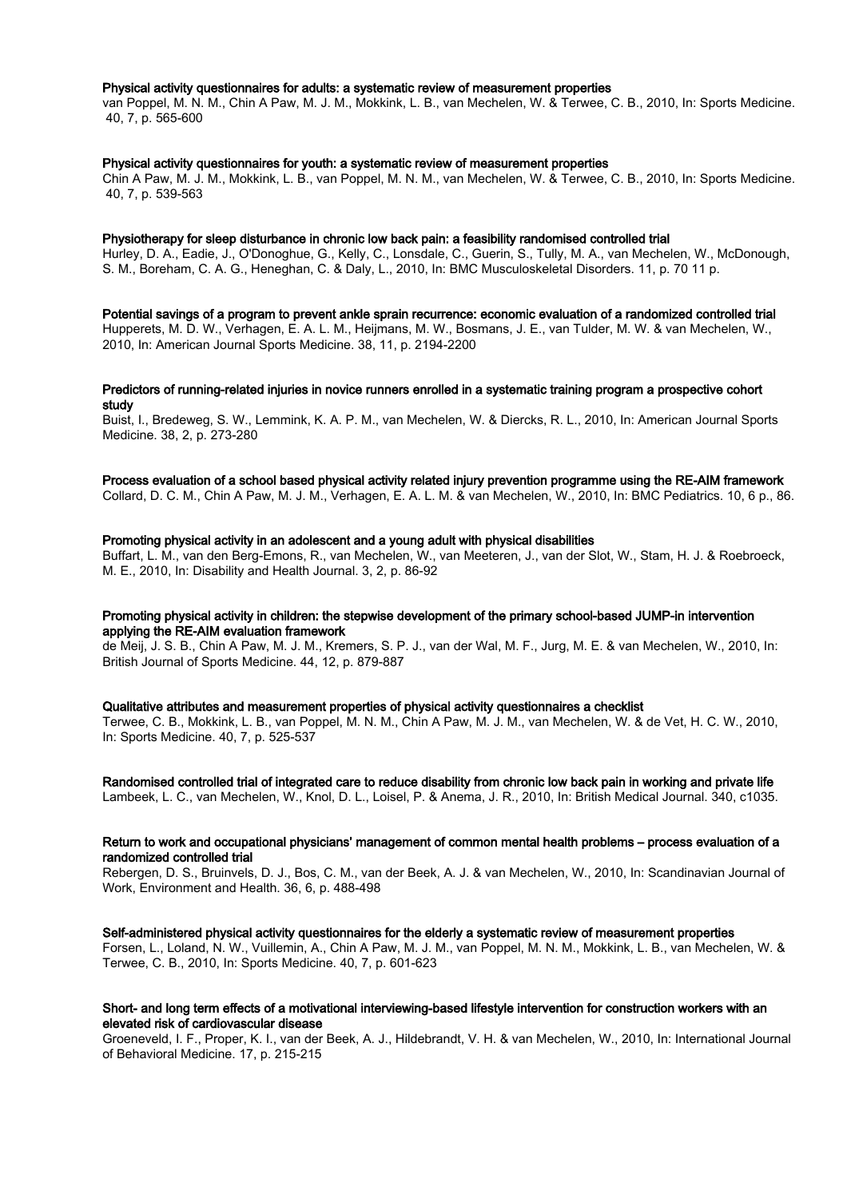**Physical activity questionnaires for adults: a systematic review of measurement properties**
van Poppel, M. N. M., Chin A Paw, M. J. M., Mokkink, L. B., van Mechelen, W. & Terwee, C. B., 2010, In: Sports Medicine. 40, 7, p. 565-600

**Physical activity questionnaires for youth: a systematic review of measurement properties**
Chin A Paw, M. J. M., Mokkink, L. B., van Poppel, M. N. M., van Mechelen, W. & Terwee, C. B., 2010, In: Sports Medicine. 40, 7, p. 539-563

**Physiotherapy for sleep disturbance in chronic low back pain: a feasibility randomised controlled trial**
Hurley, D. A., Eadie, J., O'Donoghue, G., Kelly, C., Lonsdale, C., Guerin, S., Tully, M. A., van Mechelen, W., McDonough, S. M., Boreham, C. A. G., Heneghan, C. & Daly, L., 2010, In: BMC Musculoskeletal Disorders. 11, p. 70 11 p.

**Potential savings of a program to prevent ankle sprain recurrence: economic evaluation of a randomized controlled trial**
Hupperets, M. D. W., Verhagen, E. A. L. M., Heijmans, M. W., Bosmans, J. E., van Tulder, M. W. & van Mechelen, W., 2010, In: American Journal Sports Medicine. 38, 11, p. 2194-2200

**Predictors of running-related injuries in novice runners enrolled in a systematic training program a prospective cohort study**
Buist, I., Bredeweg, S. W., Lemmink, K. A. P. M., van Mechelen, W. & Diercks, R. L., 2010, In: American Journal Sports Medicine. 38, 2, p. 273-280

**Process evaluation of a school based physical activity related injury prevention programme using the RE-AIM framework**
Collard, D. C. M., Chin A Paw, M. J. M., Verhagen, E. A. L. M. & van Mechelen, W., 2010, In: BMC Pediatrics. 10, 6 p., 86.

**Promoting physical activity in an adolescent and a young adult with physical disabilities**
Buffart, L. M., van den Berg-Emons, R., van Mechelen, W., van Meeteren, J., van der Slot, W., Stam, H. J. & Roebroeck, M. E., 2010, In: Disability and Health Journal. 3, 2, p. 86-92

**Promoting physical activity in children: the stepwise development of the primary school-based JUMP-in intervention applying the RE-AIM evaluation framework**
de Meij, J. S. B., Chin A Paw, M. J. M., Kremers, S. P. J., van der Wal, M. F., Jurg, M. E. & van Mechelen, W., 2010, In: British Journal of Sports Medicine. 44, 12, p. 879-887

**Qualitative attributes and measurement properties of physical activity questionnaires a checklist**
Terwee, C. B., Mokkink, L. B., van Poppel, M. N. M., Chin A Paw, M. J. M., van Mechelen, W. & de Vet, H. C. W., 2010, In: Sports Medicine. 40, 7, p. 525-537

**Randomised controlled trial of integrated care to reduce disability from chronic low back pain in working and private life**
Lambeek, L. C., van Mechelen, W., Knol, D. L., Loisel, P. & Anema, J. R., 2010, In: British Medical Journal. 340, c1035.

**Return to work and occupational physicians' management of common mental health problems – process evaluation of a randomized controlled trial**
Rebergen, D. S., Bruinvels, D. J., Bos, C. M., van der Beek, A. J. & van Mechelen, W., 2010, In: Scandinavian Journal of Work, Environment and Health. 36, 6, p. 488-498

**Self-administered physical activity questionnaires for the elderly a systematic review of measurement properties**
Forsen, L., Loland, N. W., Vuillemin, A., Chin A Paw, M. J. M., van Poppel, M. N. M., Mokkink, L. B., van Mechelen, W. & Terwee, C. B., 2010, In: Sports Medicine. 40, 7, p. 601-623

**Short- and long term effects of a motivational interviewing-based lifestyle intervention for construction workers with an elevated risk of cardiovascular disease**
Groeneveld, I. F., Proper, K. I., van der Beek, A. J., Hildebrandt, V. H. & van Mechelen, W., 2010, In: International Journal of Behavioral Medicine. 17, p. 215-215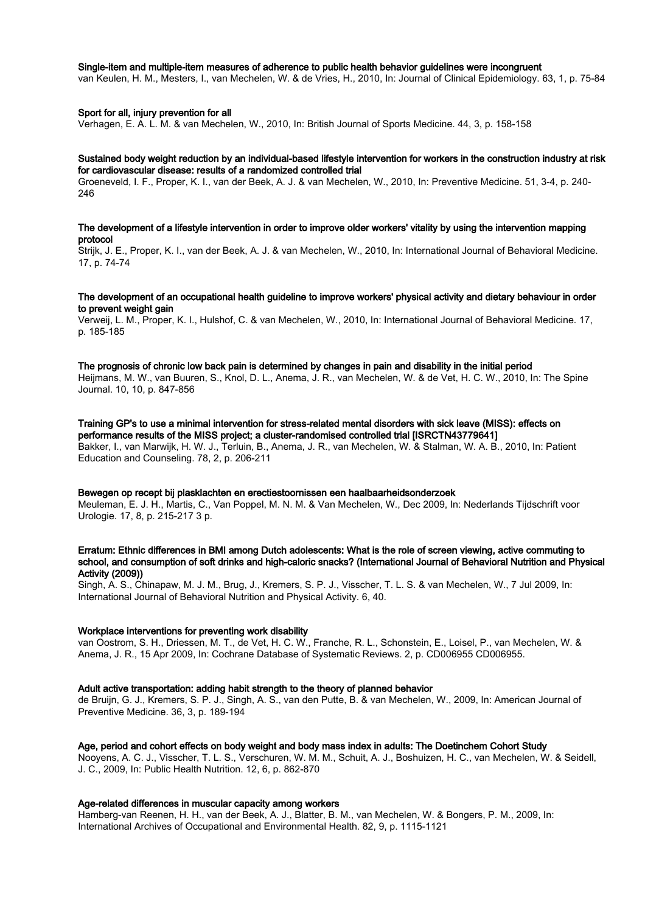**Single-item and multiple-item measures of adherence to public health behavior guidelines were incongruent**
van Keulen, H. M., Mesters, I., van Mechelen, W. & de Vries, H., 2010, In: Journal of Clinical Epidemiology. 63, 1, p. 75-84

**Sport for all, injury prevention for all**
Verhagen, E. A. L. M. & van Mechelen, W., 2010, In: British Journal of Sports Medicine. 44, 3, p. 158-158

**Sustained body weight reduction by an individual-based lifestyle intervention for workers in the construction industry at risk for cardiovascular disease: results of a randomized controlled trial**
Groeneveld, I. F., Proper, K. I., van der Beek, A. J. & van Mechelen, W., 2010, In: Preventive Medicine. 51, 3-4, p. 240-246

**The development of a lifestyle intervention in order to improve older workers' vitality by using the intervention mapping protocol**
Strijk, J. E., Proper, K. I., van der Beek, A. J. & van Mechelen, W., 2010, In: International Journal of Behavioral Medicine. 17, p. 74-74

**The development of an occupational health guideline to improve workers' physical activity and dietary behaviour in order to prevent weight gain**
Verweij, L. M., Proper, K. I., Hulshof, C. & van Mechelen, W., 2010, In: International Journal of Behavioral Medicine. 17, p. 185-185

**The prognosis of chronic low back pain is determined by changes in pain and disability in the initial period**
Heijmans, M. W., van Buuren, S., Knol, D. L., Anema, J. R., van Mechelen, W. & de Vet, H. C. W., 2010, In: The Spine Journal. 10, 10, p. 847-856

**Training GP's to use a minimal intervention for stress-related mental disorders with sick leave (MISS): effects on performance results of the MISS project; a cluster-randomised controlled trial [ISRCTN43779641]**
Bakker, I., van Marwijk, H. W. J., Terluin, B., Anema, J. R., van Mechelen, W. & Stalman, W. A. B., 2010, In: Patient Education and Counseling. 78, 2, p. 206-211

**Bewegen op recept bij plasklachten en erectiestoornissen een haalbaarheidsonderzoek**
Meuleman, E. J. H., Martis, C., Van Poppel, M. N. M. & Van Mechelen, W., Dec 2009, In: Nederlands Tijdschrift voor Urologie. 17, 8, p. 215-217 3 p.

**Erratum: Ethnic differences in BMI among Dutch adolescents: What is the role of screen viewing, active commuting to school, and consumption of soft drinks and high-caloric snacks? (International Journal of Behavioral Nutrition and Physical Activity (2009))**
Singh, A. S., Chinapaw, M. J. M., Brug, J., Kremers, S. P. J., Visscher, T. L. S. & van Mechelen, W., 7 Jul 2009, In: International Journal of Behavioral Nutrition and Physical Activity. 6, 40.

**Workplace interventions for preventing work disability**
van Oostrom, S. H., Driessen, M. T., de Vet, H. C. W., Franche, R. L., Schonstein, E., Loisel, P., van Mechelen, W. & Anema, J. R., 15 Apr 2009, In: Cochrane Database of Systematic Reviews. 2, p. CD006955 CD006955.

**Adult active transportation: adding habit strength to the theory of planned behavior**
de Bruijn, G. J., Kremers, S. P. J., Singh, A. S., van den Putte, B. & van Mechelen, W., 2009, In: American Journal of Preventive Medicine. 36, 3, p. 189-194

**Age, period and cohort effects on body weight and body mass index in adults: The Doetinchem Cohort Study**
Nooyens, A. C. J., Visscher, T. L. S., Verschuren, W. M. M., Schuit, A. J., Boshuizen, H. C., van Mechelen, W. & Seidell, J. C., 2009, In: Public Health Nutrition. 12, 6, p. 862-870

**Age-related differences in muscular capacity among workers**
Hamberg-van Reenen, H. H., van der Beek, A. J., Blatter, B. M., van Mechelen, W. & Bongers, P. M., 2009, In: International Archives of Occupational and Environmental Health. 82, 9, p. 1115-1121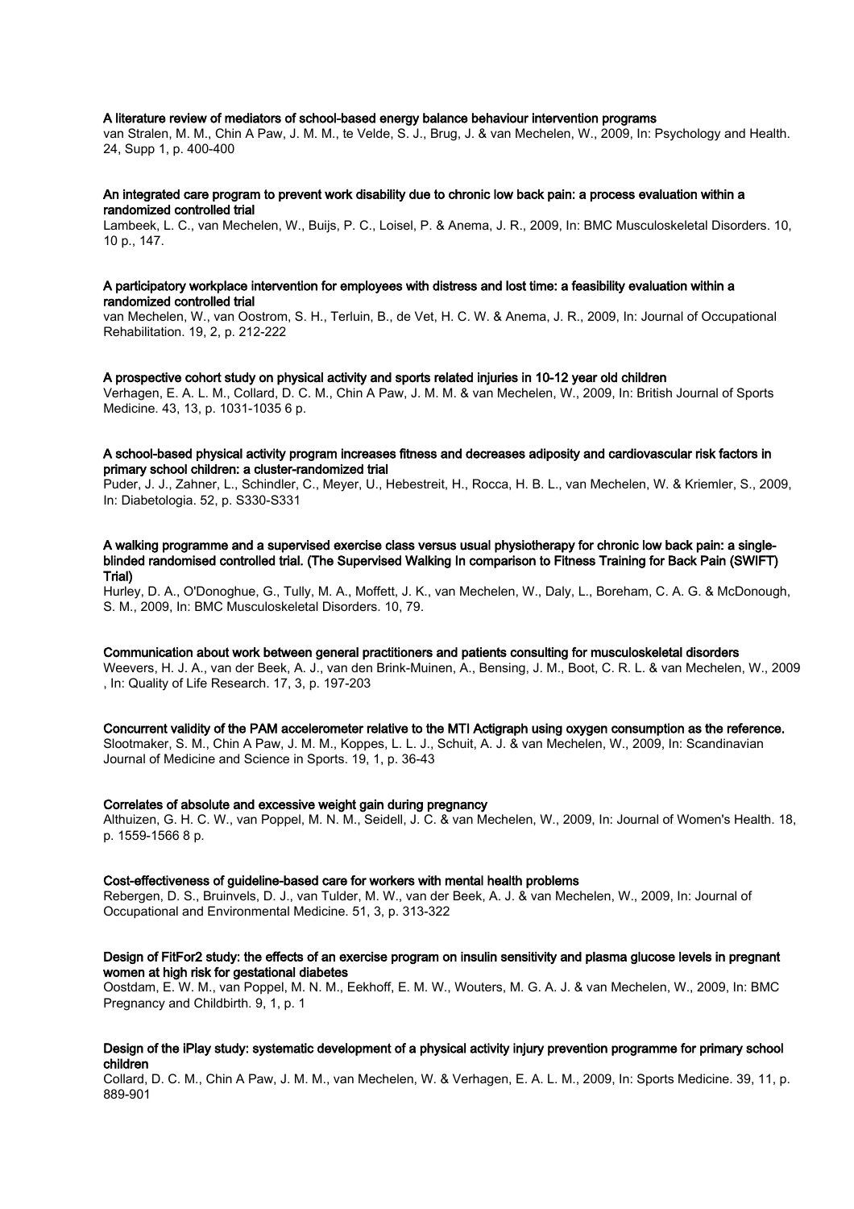**A literature review of mediators of school-based energy balance behaviour intervention programs**
van Stralen, M. M., Chin A Paw, J. M. M., te Velde, S. J., Brug, J. & van Mechelen, W., 2009, In: Psychology and Health. 24, Supp 1, p. 400-400

**An integrated care program to prevent work disability due to chronic low back pain: a process evaluation within a randomized controlled trial**
Lambeek, L. C., van Mechelen, W., Buijs, P. C., Loisel, P. & Anema, J. R., 2009, In: BMC Musculoskeletal Disorders. 10, 10 p., 147.

**A participatory workplace intervention for employees with distress and lost time: a feasibility evaluation within a randomized controlled trial**
van Mechelen, W., van Oostrom, S. H., Terluin, B., de Vet, H. C. W. & Anema, J. R., 2009, In: Journal of Occupational Rehabilitation. 19, 2, p. 212-222

**A prospective cohort study on physical activity and sports related injuries in 10-12 year old children**
Verhagen, E. A. L. M., Collard, D. C. M., Chin A Paw, J. M. M. & van Mechelen, W., 2009, In: British Journal of Sports Medicine. 43, 13, p. 1031-1035 6 p.

**A school-based physical activity program increases fitness and decreases adiposity and cardiovascular risk factors in primary school children: a cluster-randomized trial**
Puder, J. J., Zahner, L., Schindler, C., Meyer, U., Hebestreit, H., Rocca, H. B. L., van Mechelen, W. & Kriemler, S., 2009, In: Diabetologia. 52, p. S330-S331

**A walking programme and a supervised exercise class versus usual physiotherapy for chronic low back pain: a single-blinded randomised controlled trial. (The Supervised Walking In comparison to Fitness Training for Back Pain (SWIFT) Trial)**
Hurley, D. A., O'Donoghue, G., Tully, M. A., Moffett, J. K., van Mechelen, W., Daly, L., Boreham, C. A. G. & McDonough, S. M., 2009, In: BMC Musculoskeletal Disorders. 10, 79.

**Communication about work between general practitioners and patients consulting for musculoskeletal disorders**
Weevers, H. J. A., van der Beek, A. J., van den Brink-Muinen, A., Bensing, J. M., Boot, C. R. L. & van Mechelen, W., 2009, In: Quality of Life Research. 17, 3, p. 197-203

**Concurrent validity of the PAM accelerometer relative to the MTI Actigraph using oxygen consumption as the reference.**
Slootmaker, S. M., Chin A Paw, J. M. M., Koppes, L. L. J., Schuit, A. J. & van Mechelen, W., 2009, In: Scandinavian Journal of Medicine and Science in Sports. 19, 1, p. 36-43

**Correlates of absolute and excessive weight gain during pregnancy**
Althuizen, G. H. C. W., van Poppel, M. N. M., Seidell, J. C. & van Mechelen, W., 2009, In: Journal of Women's Health. 18, p. 1559-1566 8 p.

**Cost-effectiveness of guideline-based care for workers with mental health problems**
Rebergen, D. S., Bruinvels, D. J., van Tulder, M. W., van der Beek, A. J. & van Mechelen, W., 2009, In: Journal of Occupational and Environmental Medicine. 51, 3, p. 313-322

**Design of FitFor2 study: the effects of an exercise program on insulin sensitivity and plasma glucose levels in pregnant women at high risk for gestational diabetes**
Oostdam, E. W. M., van Poppel, M. N. M., Eekhoff, E. M. W., Wouters, M. G. A. J. & van Mechelen, W., 2009, In: BMC Pregnancy and Childbirth. 9, 1, p. 1

**Design of the iPlay study: systematic development of a physical activity injury prevention programme for primary school children**
Collard, D. C. M., Chin A Paw, J. M. M., van Mechelen, W. & Verhagen, E. A. L. M., 2009, In: Sports Medicine. 39, 11, p. 889-901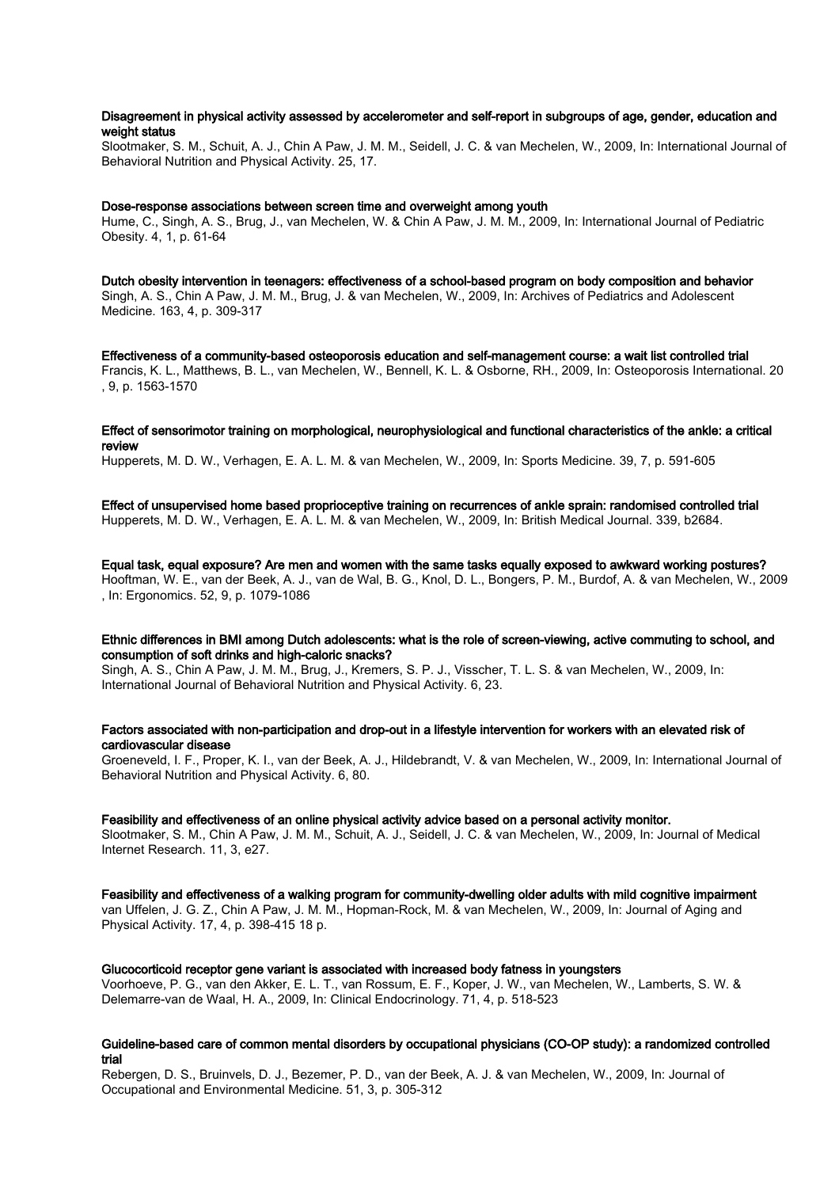**Disagreement in physical activity assessed by accelerometer and self-report in subgroups of age, gender, education and weight status**
Slootmaker, S. M., Schuit, A. J., Chin A Paw, J. M. M., Seidell, J. C. & van Mechelen, W., 2009, In: International Journal of Behavioral Nutrition and Physical Activity. 25, 17.

**Dose-response associations between screen time and overweight among youth**
Hume, C., Singh, A. S., Brug, J., van Mechelen, W. & Chin A Paw, J. M. M., 2009, In: International Journal of Pediatric Obesity. 4, 1, p. 61-64

**Dutch obesity intervention in teenagers: effectiveness of a school-based program on body composition and behavior**
Singh, A. S., Chin A Paw, J. M. M., Brug, J. & van Mechelen, W., 2009, In: Archives of Pediatrics and Adolescent Medicine. 163, 4, p. 309-317

**Effectiveness of a community-based osteoporosis education and self-management course: a wait list controlled trial**
Francis, K. L., Matthews, B. L., van Mechelen, W., Bennell, K. L. & Osborne, RH., 2009, In: Osteoporosis International. 20 , 9, p. 1563-1570

**Effect of sensorimotor training on morphological, neurophysiological and functional characteristics of the ankle: a critical review**
Hupperets, M. D. W., Verhagen, E. A. L. M. & van Mechelen, W., 2009, In: Sports Medicine. 39, 7, p. 591-605

**Effect of unsupervised home based proprioceptive training on recurrences of ankle sprain: randomised controlled trial**
Hupperets, M. D. W., Verhagen, E. A. L. M. & van Mechelen, W., 2009, In: British Medical Journal. 339, b2684.

**Equal task, equal exposure? Are men and women with the same tasks equally exposed to awkward working postures?**
Hooftman, W. E., van der Beek, A. J., van de Wal, B. G., Knol, D. L., Bongers, P. M., Burdof, A. & van Mechelen, W., 2009 , In: Ergonomics. 52, 9, p. 1079-1086

**Ethnic differences in BMI among Dutch adolescents: what is the role of screen-viewing, active commuting to school, and consumption of soft drinks and high-caloric snacks?**
Singh, A. S., Chin A Paw, J. M. M., Brug, J., Kremers, S. P. J., Visscher, T. L. S. & van Mechelen, W., 2009, In: International Journal of Behavioral Nutrition and Physical Activity. 6, 23.

**Factors associated with non-participation and drop-out in a lifestyle intervention for workers with an elevated risk of cardiovascular disease**
Groeneveld, I. F., Proper, K. I., van der Beek, A. J., Hildebrandt, V. & van Mechelen, W., 2009, In: International Journal of Behavioral Nutrition and Physical Activity. 6, 80.

**Feasibility and effectiveness of an online physical activity advice based on a personal activity monitor.**
Slootmaker, S. M., Chin A Paw, J. M. M., Schuit, A. J., Seidell, J. C. & van Mechelen, W., 2009, In: Journal of Medical Internet Research. 11, 3, e27.

**Feasibility and effectiveness of a walking program for community-dwelling older adults with mild cognitive impairment**
van Uffelen, J. G. Z., Chin A Paw, J. M. M., Hopman-Rock, M. & van Mechelen, W., 2009, In: Journal of Aging and Physical Activity. 17, 4, p. 398-415 18 p.

**Glucocorticoid receptor gene variant is associated with increased body fatness in youngsters**
Voorhoeve, P. G., van den Akker, E. L. T., van Rossum, E. F., Koper, J. W., van Mechelen, W., Lamberts, S. W. & Delemarre-van de Waal, H. A., 2009, In: Clinical Endocrinology. 71, 4, p. 518-523

**Guideline-based care of common mental disorders by occupational physicians (CO-OP study): a randomized controlled trial**
Rebergen, D. S., Bruinvels, D. J., Bezemer, P. D., van der Beek, A. J. & van Mechelen, W., 2009, In: Journal of Occupational and Environmental Medicine. 51, 3, p. 305-312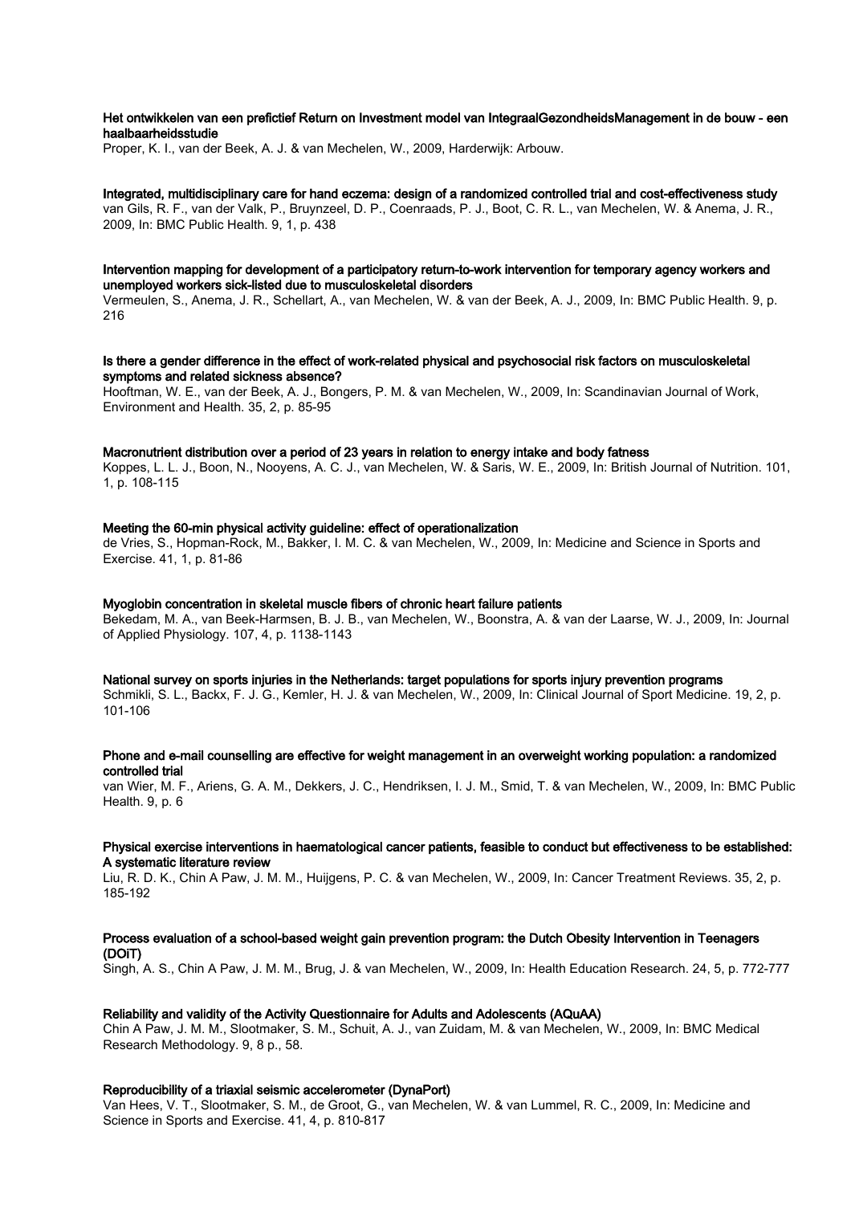**Het ontwikkelen van een prefictief Return on Investment model van IntegraalGezondheidsManagement in de bouw - een haalbaarheidsstudie**
Proper, K. I., van der Beek, A. J. & van Mechelen, W., 2009, Harderwijk: Arbouw.

**Integrated, multidisciplinary care for hand eczema: design of a randomized controlled trial and cost-effectiveness study**
van Gils, R. F., van der Valk, P., Bruynzeel, D. P., Coenraads, P. J., Boot, C. R. L., van Mechelen, W. & Anema, J. R., 2009, In: BMC Public Health. 9, 1, p. 438

**Intervention mapping for development of a participatory return-to-work intervention for temporary agency workers and unemployed workers sick-listed due to musculoskeletal disorders**
Vermeulen, S., Anema, J. R., Schellart, A., van Mechelen, W. & van der Beek, A. J., 2009, In: BMC Public Health. 9, p. 216

**Is there a gender difference in the effect of work-related physical and psychosocial risk factors on musculoskeletal symptoms and related sickness absence?**
Hooftman, W. E., van der Beek, A. J., Bongers, P. M. & van Mechelen, W., 2009, In: Scandinavian Journal of Work, Environment and Health. 35, 2, p. 85-95

**Macronutrient distribution over a period of 23 years in relation to energy intake and body fatness**
Koppes, L. L. J., Boon, N., Nooyens, A. C. J., van Mechelen, W. & Saris, W. E., 2009, In: British Journal of Nutrition. 101, 1, p. 108-115

**Meeting the 60-min physical activity guideline: effect of operationalization**
de Vries, S., Hopman-Rock, M., Bakker, I. M. C. & van Mechelen, W., 2009, In: Medicine and Science in Sports and Exercise. 41, 1, p. 81-86

**Myoglobin concentration in skeletal muscle fibers of chronic heart failure patients**
Bekedam, M. A., van Beek-Harmsen, B. J. B., van Mechelen, W., Boonstra, A. & van der Laarse, W. J., 2009, In: Journal of Applied Physiology. 107, 4, p. 1138-1143

**National survey on sports injuries in the Netherlands: target populations for sports injury prevention programs**
Schmikli, S. L., Backx, F. J. G., Kemler, H. J. & van Mechelen, W., 2009, In: Clinical Journal of Sport Medicine. 19, 2, p. 101-106

**Phone and e-mail counselling are effective for weight management in an overweight working population: a randomized controlled trial**
van Wier, M. F., Ariens, G. A. M., Dekkers, J. C., Hendriksen, I. J. M., Smid, T. & van Mechelen, W., 2009, In: BMC Public Health. 9, p. 6

**Physical exercise interventions in haematological cancer patients, feasible to conduct but effectiveness to be established: A systematic literature review**
Liu, R. D. K., Chin A Paw, J. M. M., Huijgens, P. C. & van Mechelen, W., 2009, In: Cancer Treatment Reviews. 35, 2, p. 185-192

**Process evaluation of a school-based weight gain prevention program: the Dutch Obesity Intervention in Teenagers (DOiT)**
Singh, A. S., Chin A Paw, J. M. M., Brug, J. & van Mechelen, W., 2009, In: Health Education Research. 24, 5, p. 772-777

**Reliability and validity of the Activity Questionnaire for Adults and Adolescents (AQuAA)**
Chin A Paw, J. M. M., Slootmaker, S. M., Schuit, A. J., van Zuidam, M. & van Mechelen, W., 2009, In: BMC Medical Research Methodology. 9, 8 p., 58.

**Reproducibility of a triaxial seismic accelerometer (DynaPort)**
Van Hees, V. T., Slootmaker, S. M., de Groot, G., van Mechelen, W. & van Lummel, R. C., 2009, In: Medicine and Science in Sports and Exercise. 41, 4, p. 810-817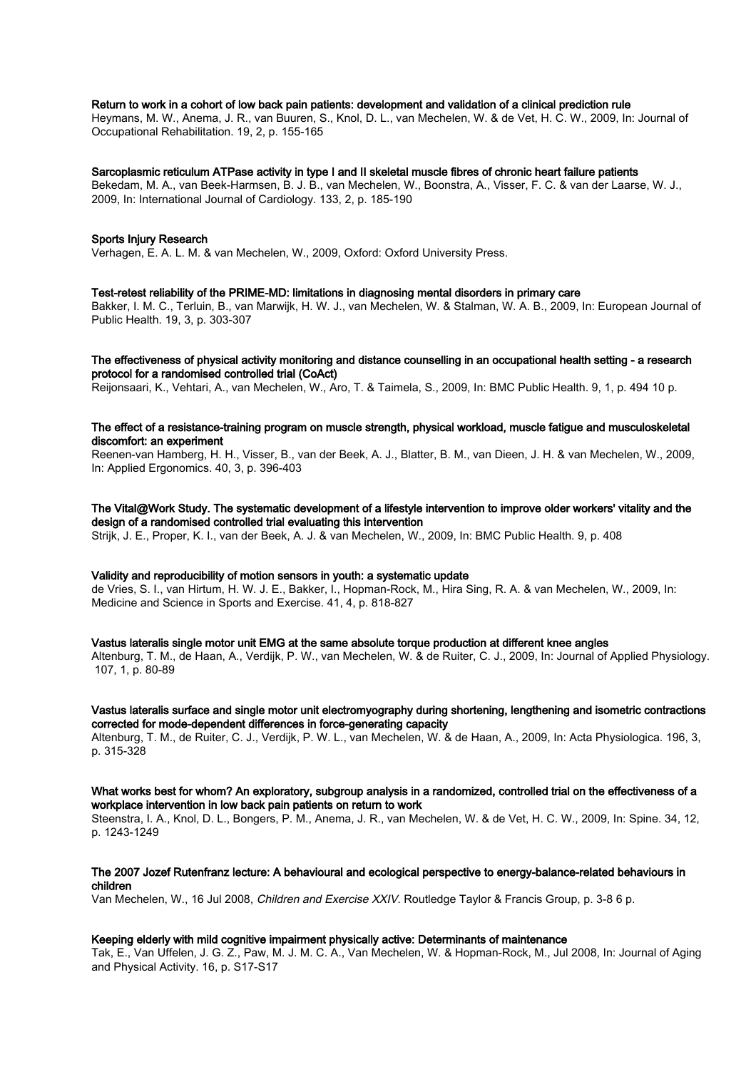**Return to work in a cohort of low back pain patients: development and validation of a clinical prediction rule**
Heymans, M. W., Anema, J. R., van Buuren, S., Knol, D. L., van Mechelen, W. & de Vet, H. C. W., 2009, In: Journal of Occupational Rehabilitation. 19, 2, p. 155-165

**Sarcoplasmic reticulum ATPase activity in type I and II skeletal muscle fibres of chronic heart failure patients**
Bekedam, M. A., van Beek-Harmsen, B. J. B., van Mechelen, W., Boonstra, A., Visser, F. C. & van der Laarse, W. J., 2009, In: International Journal of Cardiology. 133, 2, p. 185-190

**Sports Injury Research**
Verhagen, E. A. L. M. & van Mechelen, W., 2009, Oxford: Oxford University Press.

**Test-retest reliability of the PRIME-MD: limitations in diagnosing mental disorders in primary care**
Bakker, I. M. C., Terluin, B., van Marwijk, H. W. J., van Mechelen, W. & Stalman, W. A. B., 2009, In: European Journal of Public Health. 19, 3, p. 303-307

**The effectiveness of physical activity monitoring and distance counselling in an occupational health setting - a research protocol for a randomised controlled trial (CoAct)**
Reijonsaari, K., Vehtari, A., van Mechelen, W., Aro, T. & Taimela, S., 2009, In: BMC Public Health. 9, 1, p. 494 10 p.

**The effect of a resistance-training program on muscle strength, physical workload, muscle fatigue and musculoskeletal discomfort: an experiment**
Reenen-van Hamberg, H. H., Visser, B., van der Beek, A. J., Blatter, B. M., van Dieen, J. H. & van Mechelen, W., 2009, In: Applied Ergonomics. 40, 3, p. 396-403

**The Vital@Work Study. The systematic development of a lifestyle intervention to improve older workers' vitality and the design of a randomised controlled trial evaluating this intervention**
Strijk, J. E., Proper, K. I., van der Beek, A. J. & van Mechelen, W., 2009, In: BMC Public Health. 9, p. 408

**Validity and reproducibility of motion sensors in youth: a systematic update**
de Vries, S. I., van Hirtum, H. W. J. E., Bakker, I., Hopman-Rock, M., Hira Sing, R. A. & van Mechelen, W., 2009, In: Medicine and Science in Sports and Exercise. 41, 4, p. 818-827

**Vastus lateralis single motor unit EMG at the same absolute torque production at different knee angles**
Altenburg, T. M., de Haan, A., Verdijk, P. W., van Mechelen, W. & de Ruiter, C. J., 2009, In: Journal of Applied Physiology. 107, 1, p. 80-89

**Vastus lateralis surface and single motor unit electromyography during shortening, lengthening and isometric contractions corrected for mode-dependent differences in force-generating capacity**
Altenburg, T. M., de Ruiter, C. J., Verdijk, P. W. L., van Mechelen, W. & de Haan, A., 2009, In: Acta Physiologica. 196, 3, p. 315-328

**What works best for whom? An exploratory, subgroup analysis in a randomized, controlled trial on the effectiveness of a workplace intervention in low back pain patients on return to work**
Steenstra, I. A., Knol, D. L., Bongers, P. M., Anema, J. R., van Mechelen, W. & de Vet, H. C. W., 2009, In: Spine. 34, 12, p. 1243-1249

**The 2007 Jozef Rutenfranz lecture: A behavioural and ecological perspective to energy-balance-related behaviours in children**
Van Mechelen, W., 16 Jul 2008, *Children and Exercise XXIV.* Routledge Taylor & Francis Group, p. 3-8 6 p.

**Keeping elderly with mild cognitive impairment physically active: Determinants of maintenance**
Tak, E., Van Uffelen, J. G. Z., Paw, M. J. M. C. A., Van Mechelen, W. & Hopman-Rock, M., Jul 2008, In: Journal of Aging and Physical Activity. 16, p. S17-S17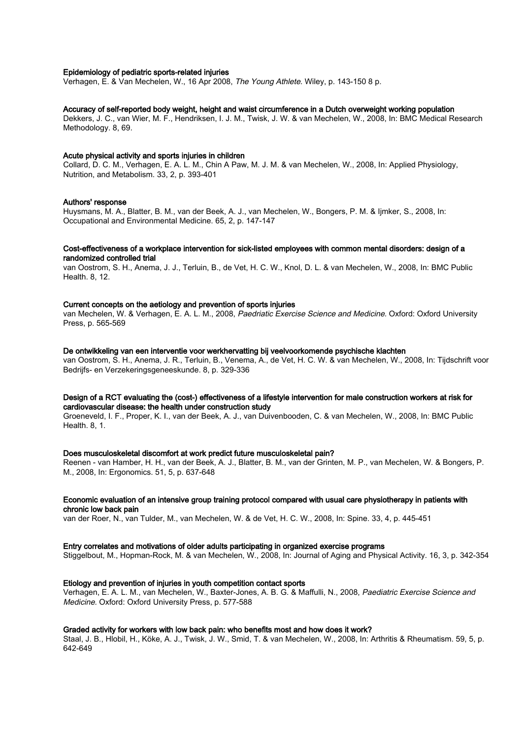**Epidemiology of pediatric sports-related injuries**
Verhagen, E. & Van Mechelen, W., 16 Apr 2008, *The Young Athlete.* Wiley, p. 143-150 8 p.

**Accuracy of self-reported body weight, height and waist circumference in a Dutch overweight working population**
Dekkers, J. C., van Wier, M. F., Hendriksen, I. J. M., Twisk, J. W. & van Mechelen, W., 2008, In: BMC Medical Research Methodology. 8, 69.

**Acute physical activity and sports injuries in children**
Collard, D. C. M., Verhagen, E. A. L. M., Chin A Paw, M. J. M. & van Mechelen, W., 2008, In: Applied Physiology, Nutrition, and Metabolism. 33, 2, p. 393-401

**Authors' response**
Huysmans, M. A., Blatter, B. M., van der Beek, A. J., van Mechelen, W., Bongers, P. M. & Ijmker, S., 2008, In: Occupational and Environmental Medicine. 65, 2, p. 147-147

**Cost-effectiveness of a workplace intervention for sick-listed employees with common mental disorders: design of a randomized controlled trial**
van Oostrom, S. H., Anema, J. J., Terluin, B., de Vet, H. C. W., Knol, D. L. & van Mechelen, W., 2008, In: BMC Public Health. 8, 12.

**Current concepts on the aetiology and prevention of sports injuries**
van Mechelen, W. & Verhagen, E. A. L. M., 2008, *Paedriatic Exercise Science and Medicine.* Oxford: Oxford University Press, p. 565-569

**De ontwikkeling van een interventie voor werkhervatting bij veelvoorkomende psychische klachten**
van Oostrom, S. H., Anema, J. R., Terluin, B., Venema, A., de Vet, H. C. W. & van Mechelen, W., 2008, In: Tijdschrift voor Bedrijfs- en Verzekeringsgeneeskunde. 8, p. 329-336

**Design of a RCT evaluating the (cost-) effectiveness of a lifestyle intervention for male construction workers at risk for cardiovascular disease: the health under construction study**
Groeneveld, I. F., Proper, K. I., van der Beek, A. J., van Duivenbooden, C. & van Mechelen, W., 2008, In: BMC Public Health. 8, 1.

**Does musculoskeletal discomfort at work predict future musculoskeletal pain?**
Reenen - van Hamber, H. H., van der Beek, A. J., Blatter, B. M., van der Grinten, M. P., van Mechelen, W. & Bongers, P. M., 2008, In: Ergonomics. 51, 5, p. 637-648

**Economic evaluation of an intensive group training protocol compared with usual care physiotherapy in patients with chronic low back pain**
van der Roer, N., van Tulder, M., van Mechelen, W. & de Vet, H. C. W., 2008, In: Spine. 33, 4, p. 445-451

**Entry correlates and motivations of older adults participating in organized exercise programs**
Stiggelbout, M., Hopman-Rock, M. & van Mechelen, W., 2008, In: Journal of Aging and Physical Activity. 16, 3, p. 342-354

**Etiology and prevention of injuries in youth competition contact sports**
Verhagen, E. A. L. M., van Mechelen, W., Baxter-Jones, A. B. G. & Maffulli, N., 2008, *Paediatric Exercise Science and Medicine.* Oxford: Oxford University Press, p. 577-588

**Graded activity for workers with low back pain: who benefits most and how does it work?**
Staal, J. B., Hlobil, H., Köke, A. J., Twisk, J. W., Smid, T. & van Mechelen, W., 2008, In: Arthritis & Rheumatism. 59, 5, p. 642-649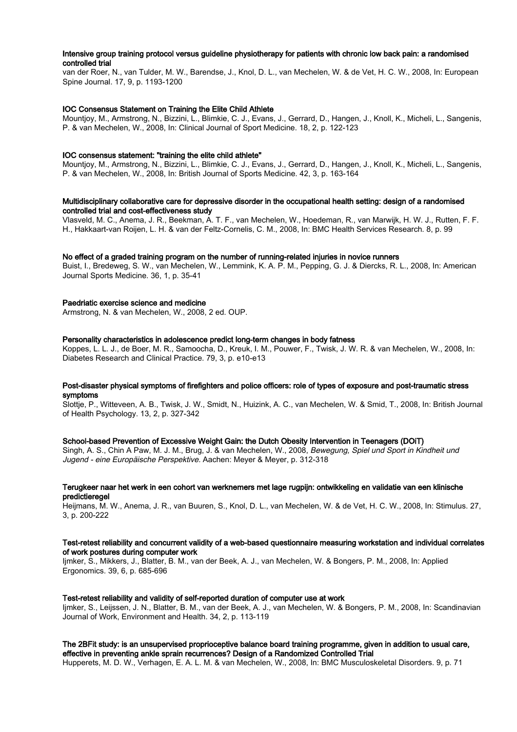**Intensive group training protocol versus guideline physiotherapy for patients with chronic low back pain: a randomised controlled trial**

van der Roer, N., van Tulder, M. W., Barendse, J., Knol, D. L., van Mechelen, W. & de Vet, H. C. W., 2008, In: European Spine Journal. 17, 9, p. 1193-1200

**IOC Consensus Statement on Training the Elite Child Athlete**

Mountjoy, M., Armstrong, N., Bizzini, L., Blimkie, C. J., Evans, J., Gerrard, D., Hangen, J., Knoll, K., Micheli, L., Sangenis, P. & van Mechelen, W., 2008, In: Clinical Journal of Sport Medicine. 18, 2, p. 122-123

**IOC consensus statement: "training the elite child athlete"**

Mountjoy, M., Armstrong, N., Bizzini, L., Blimkie, C. J., Evans, J., Gerrard, D., Hangen, J., Knoll, K., Micheli, L., Sangenis, P. & van Mechelen, W., 2008, In: British Journal of Sports Medicine. 42, 3, p. 163-164

**Multidisciplinary collaborative care for depressive disorder in the occupational health setting: design of a randomised controlled trial and cost-effectiveness study**

Vlasveld, M. C., Anema, J. R., Beekman, A. T. F., van Mechelen, W., Hoedeman, R., van Marwijk, H. W. J., Rutten, F. F. H., Hakkaart-van Roijen, L. H. & van der Feltz-Cornelis, C. M., 2008, In: BMC Health Services Research. 8, p. 99

**No effect of a graded training program on the number of running-related injuries in novice runners**

Buist, I., Bredeweg, S. W., van Mechelen, W., Lemmink, K. A. P. M., Pepping, G. J. & Diercks, R. L., 2008, In: American Journal Sports Medicine. 36, 1, p. 35-41

**Paedriatic exercise science and medicine**

Armstrong, N. & van Mechelen, W., 2008, 2 ed. OUP.

**Personality characteristics in adolescence predict long-term changes in body fatness**

Koppes, L. L. J., de Boer, M. R., Samoocha, D., Kreuk, I. M., Pouwer, F., Twisk, J. W. R. & van Mechelen, W., 2008, In: Diabetes Research and Clinical Practice. 79, 3, p. e10-e13

**Post-disaster physical symptoms of firefighters and police officers: role of types of exposure and post-traumatic stress symptoms**

Slottje, P., Witteveen, A. B., Twisk, J. W., Smidt, N., Huizink, A. C., van Mechelen, W. & Smid, T., 2008, In: British Journal of Health Psychology. 13, 2, p. 327-342

**School-based Prevention of Excessive Weight Gain: the Dutch Obesity Intervention in Teenagers (DOiT)**

Singh, A. S., Chin A Paw, M. J. M., Brug, J. & van Mechelen, W., 2008, *Bewegung, Spiel und Sport in Kindheit und Jugend - eine Europäische Perspektive.* Aachen: Meyer & Meyer, p. 312-318

**Terugkeer naar het werk in een cohort van werknemers met lage rugpijn: ontwikkeling en validatie van een klinische predictieregel**

Heijmans, M. W., Anema, J. R., van Buuren, S., Knol, D. L., van Mechelen, W. & de Vet, H. C. W., 2008, In: Stimulus. 27, 3, p. 200-222

**Test-retest reliability and concurrent validity of a web-based questionnaire measuring workstation and individual correlates of work postures during computer work**

Ijmker, S., Mikkers, J., Blatter, B. M., van der Beek, A. J., van Mechelen, W. & Bongers, P. M., 2008, In: Applied Ergonomics. 39, 6, p. 685-696

**Test-retest reliability and validity of self-reported duration of computer use at work**

Ijmker, S., Leijssen, J. N., Blatter, B. M., van der Beek, A. J., van Mechelen, W. & Bongers, P. M., 2008, In: Scandinavian Journal of Work, Environment and Health. 34, 2, p. 113-119

**The 2BFit study: is an unsupervised proprioceptive balance board training programme, given in addition to usual care, effective in preventing ankle sprain recurrences? Design of a Randomized Controlled Trial**

Hupperets, M. D. W., Verhagen, E. A. L. M. & van Mechelen, W., 2008, In: BMC Musculoskeletal Disorders. 9, p. 71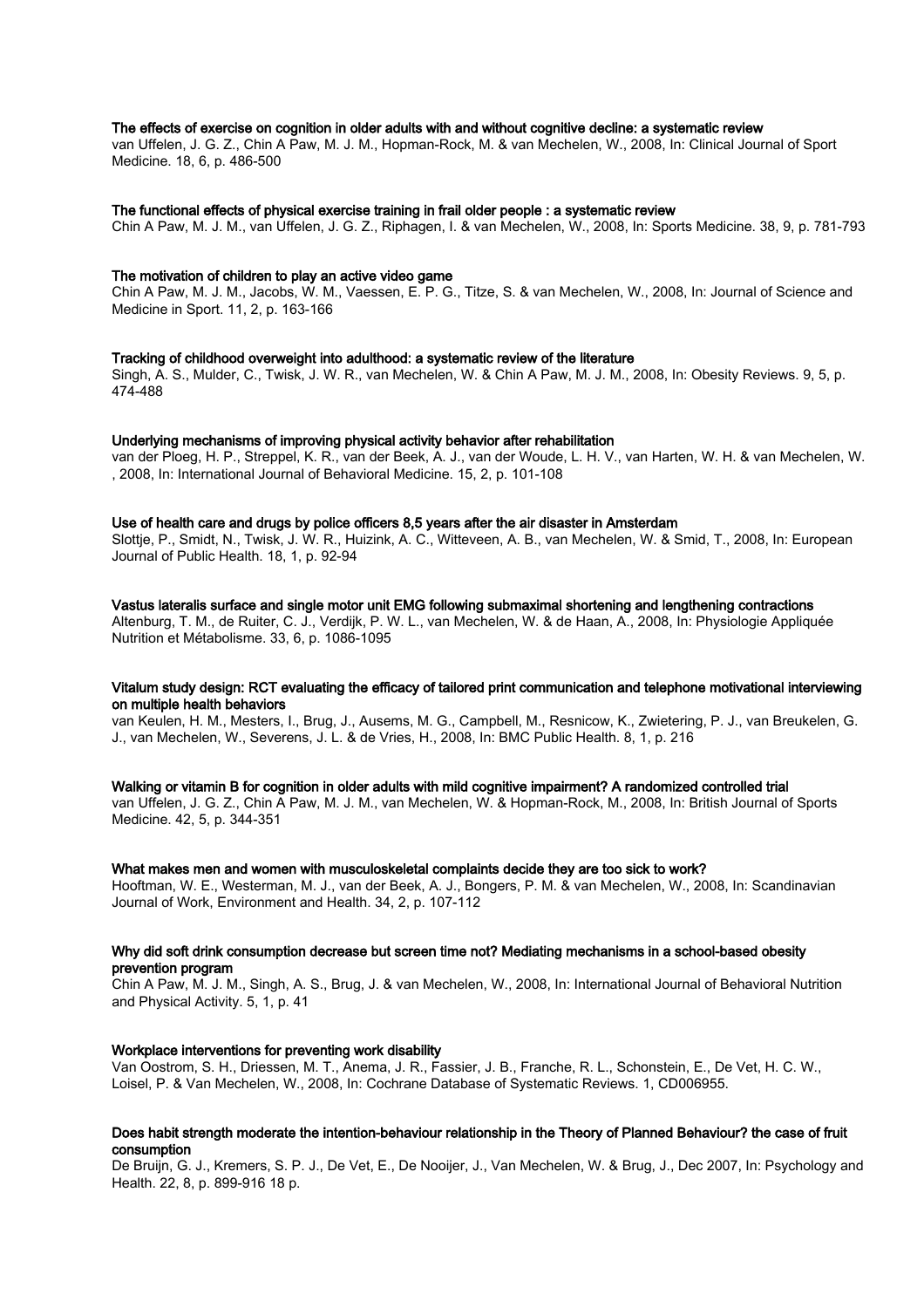**The effects of exercise on cognition in older adults with and without cognitive decline: a systematic review**
van Uffelen, J. G. Z., Chin A Paw, M. J. M., Hopman-Rock, M. & van Mechelen, W., 2008, In: Clinical Journal of Sport Medicine. 18, 6, p. 486-500

**The functional effects of physical exercise training in frail older people : a systematic review**
Chin A Paw, M. J. M., van Uffelen, J. G. Z., Riphagen, I. & van Mechelen, W., 2008, In: Sports Medicine. 38, 9, p. 781-793

**The motivation of children to play an active video game**
Chin A Paw, M. J. M., Jacobs, W. M., Vaessen, E. P. G., Titze, S. & van Mechelen, W., 2008, In: Journal of Science and Medicine in Sport. 11, 2, p. 163-166

**Tracking of childhood overweight into adulthood: a systematic review of the literature**
Singh, A. S., Mulder, C., Twisk, J. W. R., van Mechelen, W. & Chin A Paw, M. J. M., 2008, In: Obesity Reviews. 9, 5, p. 474-488

**Underlying mechanisms of improving physical activity behavior after rehabilitation**
van der Ploeg, H. P., Streppel, K. R., van der Beek, A. J., van der Woude, L. H. V., van Harten, W. H. & van Mechelen, W., 2008, In: International Journal of Behavioral Medicine. 15, 2, p. 101-108

**Use of health care and drugs by police officers 8,5 years after the air disaster in Amsterdam**
Slottje, P., Smidt, N., Twisk, J. W. R., Huizink, A. C., Witteveen, A. B., van Mechelen, W. & Smid, T., 2008, In: European Journal of Public Health. 18, 1, p. 92-94

**Vastus lateralis surface and single motor unit EMG following submaximal shortening and lengthening contractions**
Altenburg, T. M., de Ruiter, C. J., Verdijk, P. W. L., van Mechelen, W. & de Haan, A., 2008, In: Physiologie Appliquée Nutrition et Métabolisme. 33, 6, p. 1086-1095

**Vitalum study design: RCT evaluating the efficacy of tailored print communication and telephone motivational interviewing on multiple health behaviors**
van Keulen, H. M., Mesters, I., Brug, J., Ausems, M. G., Campbell, M., Resnicow, K., Zwietering, P. J., van Breukelen, G. J., van Mechelen, W., Severens, J. L. & de Vries, H., 2008, In: BMC Public Health. 8, 1, p. 216

**Walking or vitamin B for cognition in older adults with mild cognitive impairment? A randomized controlled trial**
van Uffelen, J. G. Z., Chin A Paw, M. J. M., van Mechelen, W. & Hopman-Rock, M., 2008, In: British Journal of Sports Medicine. 42, 5, p. 344-351

**What makes men and women with musculoskeletal complaints decide they are too sick to work?**
Hooftman, W. E., Westerman, M. J., van der Beek, A. J., Bongers, P. M. & van Mechelen, W., 2008, In: Scandinavian Journal of Work, Environment and Health. 34, 2, p. 107-112

**Why did soft drink consumption decrease but screen time not? Mediating mechanisms in a school-based obesity prevention program**
Chin A Paw, M. J. M., Singh, A. S., Brug, J. & van Mechelen, W., 2008, In: International Journal of Behavioral Nutrition and Physical Activity. 5, 1, p. 41

**Workplace interventions for preventing work disability**
Van Oostrom, S. H., Driessen, M. T., Anema, J. R., Fassier, J. B., Franche, R. L., Schonstein, E., De Vet, H. C. W., Loisel, P. & Van Mechelen, W., 2008, In: Cochrane Database of Systematic Reviews. 1, CD006955.

**Does habit strength moderate the intention-behaviour relationship in the Theory of Planned Behaviour? the case of fruit consumption**
De Bruijn, G. J., Kremers, S. P. J., De Vet, E., De Nooijer, J., Van Mechelen, W. & Brug, J., Dec 2007, In: Psychology and Health. 22, 8, p. 899-916 18 p.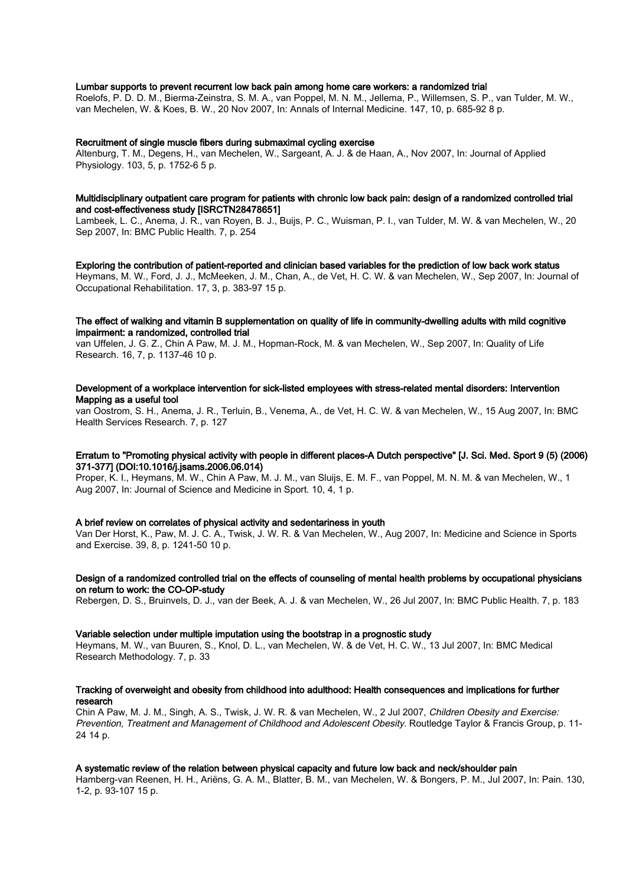**Lumbar supports to prevent recurrent low back pain among home care workers: a randomized trial**
Roelofs, P. D. D. M., Bierma-Zeinstra, S. M. A., van Poppel, M. N. M., Jellema, P., Willemsen, S. P., van Tulder, M. W., van Mechelen, W. & Koes, B. W., 20 Nov 2007, In: Annals of Internal Medicine. 147, 10, p. 685-92 8 p.

**Recruitment of single muscle fibers during submaximal cycling exercise**
Altenburg, T. M., Degens, H., van Mechelen, W., Sargeant, A. J. & de Haan, A., Nov 2007, In: Journal of Applied Physiology. 103, 5, p. 1752-6 5 p.

**Multidisciplinary outpatient care program for patients with chronic low back pain: design of a randomized controlled trial and cost-effectiveness study [ISRCTN28478651]**
Lambeek, L. C., Anema, J. R., van Royen, B. J., Buijs, P. C., Wuisman, P. I., van Tulder, M. W. & van Mechelen, W., 20 Sep 2007, In: BMC Public Health. 7, p. 254

**Exploring the contribution of patient-reported and clinician based variables for the prediction of low back work status**
Heymans, M. W., Ford, J. J., McMeeken, J. M., Chan, A., de Vet, H. C. W. & van Mechelen, W., Sep 2007, In: Journal of Occupational Rehabilitation. 17, 3, p. 383-97 15 p.

**The effect of walking and vitamin B supplementation on quality of life in community-dwelling adults with mild cognitive impairment: a randomized, controlled trial**
van Uffelen, J. G. Z., Chin A Paw, M. J. M., Hopman-Rock, M. & van Mechelen, W., Sep 2007, In: Quality of Life Research. 16, 7, p. 1137-46 10 p.

**Development of a workplace intervention for sick-listed employees with stress-related mental disorders: Intervention Mapping as a useful tool**
van Oostrom, S. H., Anema, J. R., Terluin, B., Venema, A., de Vet, H. C. W. & van Mechelen, W., 15 Aug 2007, In: BMC Health Services Research. 7, p. 127

**Erratum to "Promoting physical activity with people in different places-A Dutch perspective" [J. Sci. Med. Sport 9 (5) (2006) 371-377] (DOI:10.1016/j.jsams.2006.06.014)**
Proper, K. I., Heymans, M. W., Chin A Paw, M. J. M., van Sluijs, E. M. F., van Poppel, M. N. M. & van Mechelen, W., 1 Aug 2007, In: Journal of Science and Medicine in Sport. 10, 4, 1 p.

**A brief review on correlates of physical activity and sedentariness in youth**
Van Der Horst, K., Paw, M. J. C. A., Twisk, J. W. R. & Van Mechelen, W., Aug 2007, In: Medicine and Science in Sports and Exercise. 39, 8, p. 1241-50 10 p.

**Design of a randomized controlled trial on the effects of counseling of mental health problems by occupational physicians on return to work: the CO-OP-study**
Rebergen, D. S., Bruinvels, D. J., van der Beek, A. J. & van Mechelen, W., 26 Jul 2007, In: BMC Public Health. 7, p. 183

**Variable selection under multiple imputation using the bootstrap in a prognostic study**
Heymans, M. W., van Buuren, S., Knol, D. L., van Mechelen, W. & de Vet, H. C. W., 13 Jul 2007, In: BMC Medical Research Methodology. 7, p. 33

**Tracking of overweight and obesity from childhood into adulthood: Health consequences and implications for further research**
Chin A Paw, M. J. M., Singh, A. S., Twisk, J. W. R. & van Mechelen, W., 2 Jul 2007, *Children Obesity and Exercise: Prevention, Treatment and Management of Childhood and Adolescent Obesity.* Routledge Taylor & Francis Group, p. 11-24 14 p.

**A systematic review of the relation between physical capacity and future low back and neck/shoulder pain**
Hamberg-van Reenen, H. H., Ariëns, G. A. M., Blatter, B. M., van Mechelen, W. & Bongers, P. M., Jul 2007, In: Pain. 130, 1-2, p. 93-107 15 p.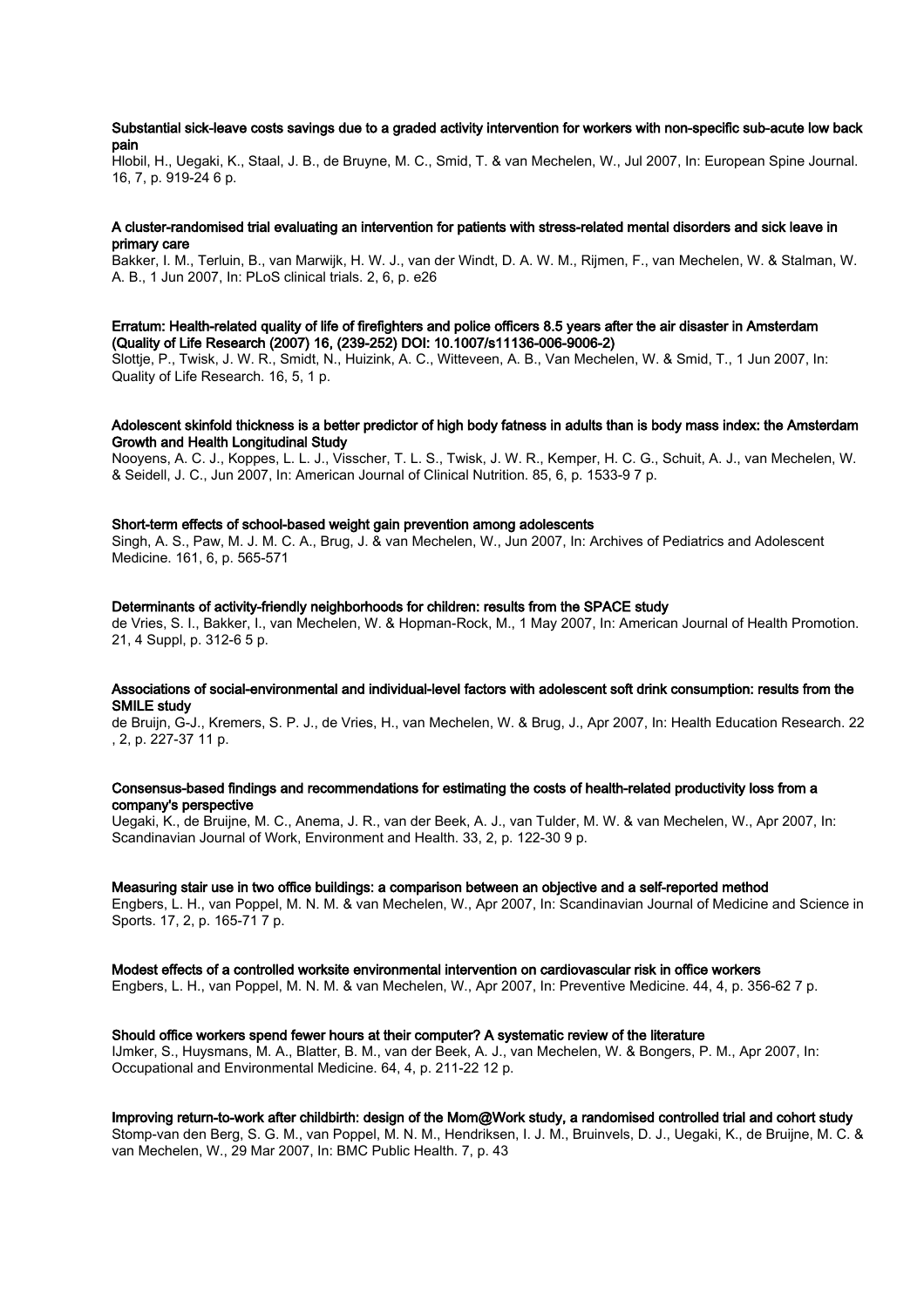**Substantial sick-leave costs savings due to a graded activity intervention for workers with non-specific sub-acute low back pain**

Hlobil, H., Uegaki, K., Staal, J. B., de Bruyne, M. C., Smid, T. & van Mechelen, W., Jul 2007, In: European Spine Journal. 16, 7, p. 919-24 6 p.

**A cluster-randomised trial evaluating an intervention for patients with stress-related mental disorders and sick leave in primary care**

Bakker, I. M., Terluin, B., van Marwijk, H. W. J., van der Windt, D. A. W. M., Rijmen, F., van Mechelen, W. & Stalman, W. A. B., 1 Jun 2007, In: PLoS clinical trials. 2, 6, p. e26

**Erratum: Health-related quality of life of firefighters and police officers 8.5 years after the air disaster in Amsterdam (Quality of Life Research (2007) 16, (239-252) DOI: 10.1007/s11136-006-9006-2)**

Slottje, P., Twisk, J. W. R., Smidt, N., Huizink, A. C., Witteveen, A. B., Van Mechelen, W. & Smid, T., 1 Jun 2007, In: Quality of Life Research. 16, 5, 1 p.

**Adolescent skinfold thickness is a better predictor of high body fatness in adults than is body mass index: the Amsterdam Growth and Health Longitudinal Study**

Nooyens, A. C. J., Koppes, L. L. J., Visscher, T. L. S., Twisk, J. W. R., Kemper, H. C. G., Schuit, A. J., van Mechelen, W. & Seidell, J. C., Jun 2007, In: American Journal of Clinical Nutrition. 85, 6, p. 1533-9 7 p.

**Short-term effects of school-based weight gain prevention among adolescents**

Singh, A. S., Paw, M. J. M. C. A., Brug, J. & van Mechelen, W., Jun 2007, In: Archives of Pediatrics and Adolescent Medicine. 161, 6, p. 565-571

**Determinants of activity-friendly neighborhoods for children: results from the SPACE study**

de Vries, S. I., Bakker, I., van Mechelen, W. & Hopman-Rock, M., 1 May 2007, In: American Journal of Health Promotion. 21, 4 Suppl, p. 312-6 5 p.

**Associations of social-environmental and individual-level factors with adolescent soft drink consumption: results from the SMILE study**

de Bruijn, G-J., Kremers, S. P. J., de Vries, H., van Mechelen, W. & Brug, J., Apr 2007, In: Health Education Research. 22 , 2, p. 227-37 11 p.

**Consensus-based findings and recommendations for estimating the costs of health-related productivity loss from a company's perspective**

Uegaki, K., de Bruijne, M. C., Anema, J. R., van der Beek, A. J., van Tulder, M. W. & van Mechelen, W., Apr 2007, In: Scandinavian Journal of Work, Environment and Health. 33, 2, p. 122-30 9 p.

**Measuring stair use in two office buildings: a comparison between an objective and a self-reported method**

Engbers, L. H., van Poppel, M. N. M. & van Mechelen, W., Apr 2007, In: Scandinavian Journal of Medicine and Science in Sports. 17, 2, p. 165-71 7 p.

**Modest effects of a controlled worksite environmental intervention on cardiovascular risk in office workers**

Engbers, L. H., van Poppel, M. N. M. & van Mechelen, W., Apr 2007, In: Preventive Medicine. 44, 4, p. 356-62 7 p.

**Should office workers spend fewer hours at their computer? A systematic review of the literature**

IJmker, S., Huysmans, M. A., Blatter, B. M., van der Beek, A. J., van Mechelen, W. & Bongers, P. M., Apr 2007, In: Occupational and Environmental Medicine. 64, 4, p. 211-22 12 p.

**Improving return-to-work after childbirth: design of the Mom@Work study, a randomised controlled trial and cohort study**

Stomp-van den Berg, S. G. M., van Poppel, M. N. M., Hendriksen, I. J. M., Bruinvels, D. J., Uegaki, K., de Bruijne, M. C. & van Mechelen, W., 29 Mar 2007, In: BMC Public Health. 7, p. 43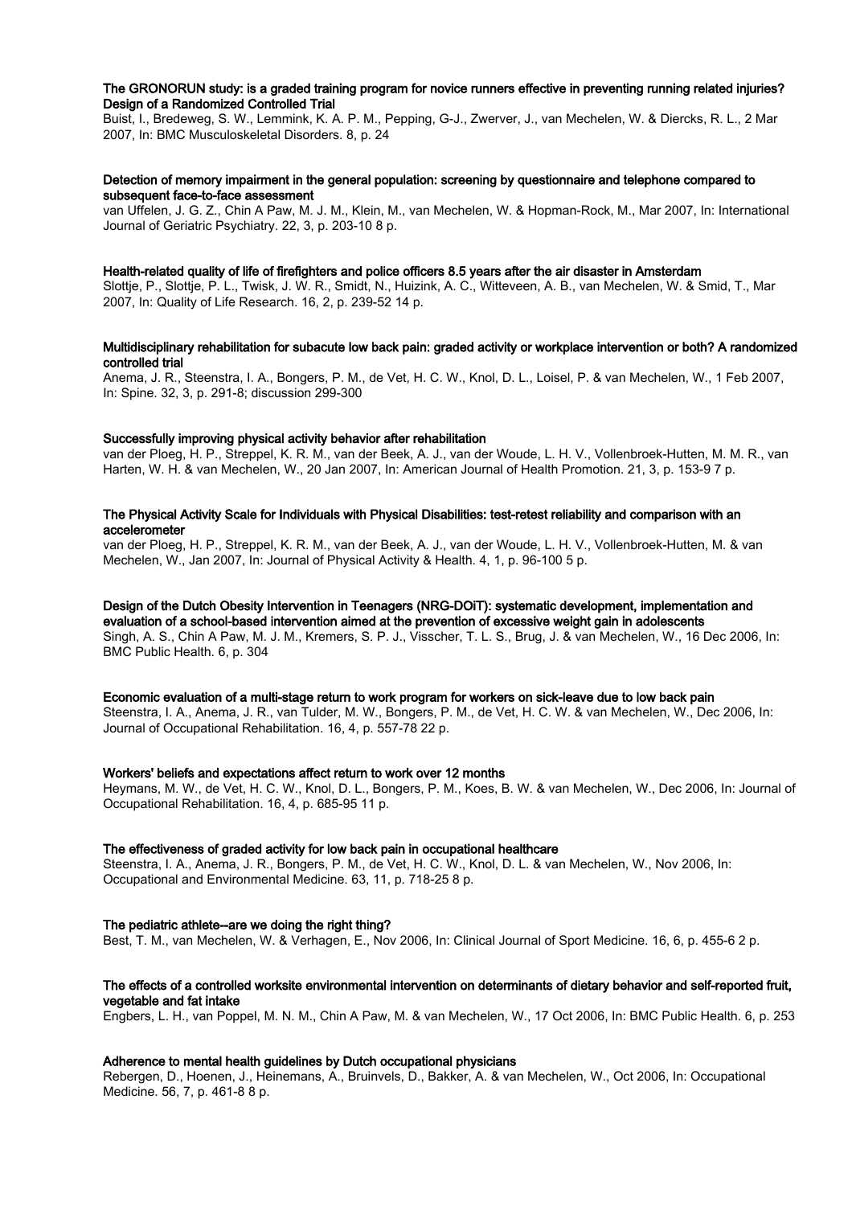**The GRONORUN study: is a graded training program for novice runners effective in preventing running related injuries? Design of a Randomized Controlled Trial**

Buist, I., Bredeweg, S. W., Lemmink, K. A. P. M., Pepping, G-J., Zwerver, J., van Mechelen, W. & Diercks, R. L., 2 Mar 2007, In: BMC Musculoskeletal Disorders. 8, p. 24

**Detection of memory impairment in the general population: screening by questionnaire and telephone compared to subsequent face-to-face assessment**

van Uffelen, J. G. Z., Chin A Paw, M. J. M., Klein, M., van Mechelen, W. & Hopman-Rock, M., Mar 2007, In: International Journal of Geriatric Psychiatry. 22, 3, p. 203-10 8 p.

**Health-related quality of life of firefighters and police officers 8.5 years after the air disaster in Amsterdam**

Slottje, P., Slottje, P. L., Twisk, J. W. R., Smidt, N., Huizink, A. C., Witteveen, A. B., van Mechelen, W. & Smid, T., Mar 2007, In: Quality of Life Research. 16, 2, p. 239-52 14 p.

**Multidisciplinary rehabilitation for subacute low back pain: graded activity or workplace intervention or both? A randomized controlled trial**

Anema, J. R., Steenstra, I. A., Bongers, P. M., de Vet, H. C. W., Knol, D. L., Loisel, P. & van Mechelen, W., 1 Feb 2007, In: Spine. 32, 3, p. 291-8; discussion 299-300

**Successfully improving physical activity behavior after rehabilitation**

van der Ploeg, H. P., Streppel, K. R. M., van der Beek, A. J., van der Woude, L. H. V., Vollenbroek-Hutten, M. M. R., van Harten, W. H. & van Mechelen, W., 20 Jan 2007, In: American Journal of Health Promotion. 21, 3, p. 153-9 7 p.

**The Physical Activity Scale for Individuals with Physical Disabilities: test-retest reliability and comparison with an accelerometer**

van der Ploeg, H. P., Streppel, K. R. M., van der Beek, A. J., van der Woude, L. H. V., Vollenbroek-Hutten, M. & van Mechelen, W., Jan 2007, In: Journal of Physical Activity & Health. 4, 1, p. 96-100 5 p.

**Design of the Dutch Obesity Intervention in Teenagers (NRG-DOiT): systematic development, implementation and evaluation of a school-based intervention aimed at the prevention of excessive weight gain in adolescents**

Singh, A. S., Chin A Paw, M. J. M., Kremers, S. P. J., Visscher, T. L. S., Brug, J. & van Mechelen, W., 16 Dec 2006, In: BMC Public Health. 6, p. 304

**Economic evaluation of a multi-stage return to work program for workers on sick-leave due to low back pain**

Steenstra, I. A., Anema, J. R., van Tulder, M. W., Bongers, P. M., de Vet, H. C. W. & van Mechelen, W., Dec 2006, In: Journal of Occupational Rehabilitation. 16, 4, p. 557-78 22 p.

**Workers' beliefs and expectations affect return to work over 12 months**

Heymans, M. W., de Vet, H. C. W., Knol, D. L., Bongers, P. M., Koes, B. W. & van Mechelen, W., Dec 2006, In: Journal of Occupational Rehabilitation. 16, 4, p. 685-95 11 p.

**The effectiveness of graded activity for low back pain in occupational healthcare**

Steenstra, I. A., Anema, J. R., Bongers, P. M., de Vet, H. C. W., Knol, D. L. & van Mechelen, W., Nov 2006, In: Occupational and Environmental Medicine. 63, 11, p. 718-25 8 p.

**The pediatric athlete--are we doing the right thing?**

Best, T. M., van Mechelen, W. & Verhagen, E., Nov 2006, In: Clinical Journal of Sport Medicine. 16, 6, p. 455-6 2 p.

**The effects of a controlled worksite environmental intervention on determinants of dietary behavior and self-reported fruit, vegetable and fat intake**

Engbers, L. H., van Poppel, M. N. M., Chin A Paw, M. & van Mechelen, W., 17 Oct 2006, In: BMC Public Health. 6, p. 253

**Adherence to mental health guidelines by Dutch occupational physicians**

Rebergen, D., Hoenen, J., Heinemans, A., Bruinvels, D., Bakker, A. & van Mechelen, W., Oct 2006, In: Occupational Medicine. 56, 7, p. 461-8 8 p.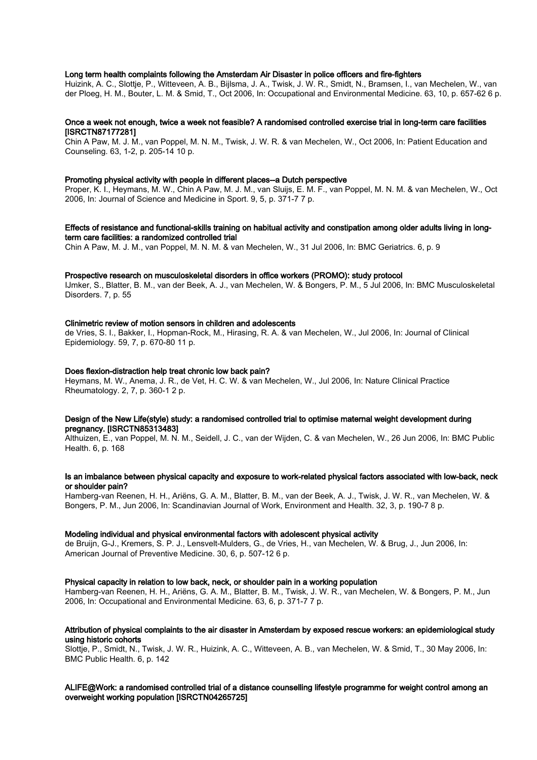**Long term health complaints following the Amsterdam Air Disaster in police officers and fire-fighters**
Huizink, A. C., Slottje, P., Witteveen, A. B., Bijlsma, J. A., Twisk, J. W. R., Smidt, N., Bramsen, I., van Mechelen, W., van der Ploeg, H. M., Bouter, L. M. & Smid, T., Oct 2006, In: Occupational and Environmental Medicine. 63, 10, p. 657-62 6 p.

**Once a week not enough, twice a week not feasible? A randomised controlled exercise trial in long-term care facilities [ISRCTN87177281]**
Chin A Paw, M. J. M., van Poppel, M. N. M., Twisk, J. W. R. & van Mechelen, W., Oct 2006, In: Patient Education and Counseling. 63, 1-2, p. 205-14 10 p.

**Promoting physical activity with people in different places--a Dutch perspective**
Proper, K. I., Heymans, M. W., Chin A Paw, M. J. M., van Sluijs, E. M. F., van Poppel, M. N. M. & van Mechelen, W., Oct 2006, In: Journal of Science and Medicine in Sport. 9, 5, p. 371-7 7 p.

**Effects of resistance and functional-skills training on habitual activity and constipation among older adults living in long-term care facilities: a randomized controlled trial**
Chin A Paw, M. J. M., van Poppel, M. N. M. & van Mechelen, W., 31 Jul 2006, In: BMC Geriatrics. 6, p. 9

**Prospective research on musculoskeletal disorders in office workers (PROMO): study protocol**
IJmker, S., Blatter, B. M., van der Beek, A. J., van Mechelen, W. & Bongers, P. M., 5 Jul 2006, In: BMC Musculoskeletal Disorders. 7, p. 55

**Clinimetric review of motion sensors in children and adolescents**
de Vries, S. I., Bakker, I., Hopman-Rock, M., Hirasing, R. A. & van Mechelen, W., Jul 2006, In: Journal of Clinical Epidemiology. 59, 7, p. 670-80 11 p.

**Does flexion-distraction help treat chronic low back pain?**
Heymans, M. W., Anema, J. R., de Vet, H. C. W. & van Mechelen, W., Jul 2006, In: Nature Clinical Practice Rheumatology. 2, 7, p. 360-1 2 p.

**Design of the New Life(style) study: a randomised controlled trial to optimise maternal weight development during pregnancy. [ISRCTN85313483]**
Althuizen, E., van Poppel, M. N. M., Seidell, J. C., van der Wijden, C. & van Mechelen, W., 26 Jun 2006, In: BMC Public Health. 6, p. 168

**Is an imbalance between physical capacity and exposure to work-related physical factors associated with low-back, neck or shoulder pain?**
Hamberg-van Reenen, H. H., Ariëns, G. A. M., Blatter, B. M., van der Beek, A. J., Twisk, J. W. R., van Mechelen, W. & Bongers, P. M., Jun 2006, In: Scandinavian Journal of Work, Environment and Health. 32, 3, p. 190-7 8 p.

**Modeling individual and physical environmental factors with adolescent physical activity**
de Bruijn, G-J., Kremers, S. P. J., Lensvelt-Mulders, G., de Vries, H., van Mechelen, W. & Brug, J., Jun 2006, In: American Journal of Preventive Medicine. 30, 6, p. 507-12 6 p.

**Physical capacity in relation to low back, neck, or shoulder pain in a working population**
Hamberg-van Reenen, H. H., Ariëns, G. A. M., Blatter, B. M., Twisk, J. W. R., van Mechelen, W. & Bongers, P. M., Jun 2006, In: Occupational and Environmental Medicine. 63, 6, p. 371-7 7 p.

**Attribution of physical complaints to the air disaster in Amsterdam by exposed rescue workers: an epidemiological study using historic cohorts**
Slottje, P., Smidt, N., Twisk, J. W. R., Huizink, A. C., Witteveen, A. B., van Mechelen, W. & Smid, T., 30 May 2006, In: BMC Public Health. 6, p. 142

**ALIFE@Work: a randomised controlled trial of a distance counselling lifestyle programme for weight control among an overweight working population [ISRCTN04265725]**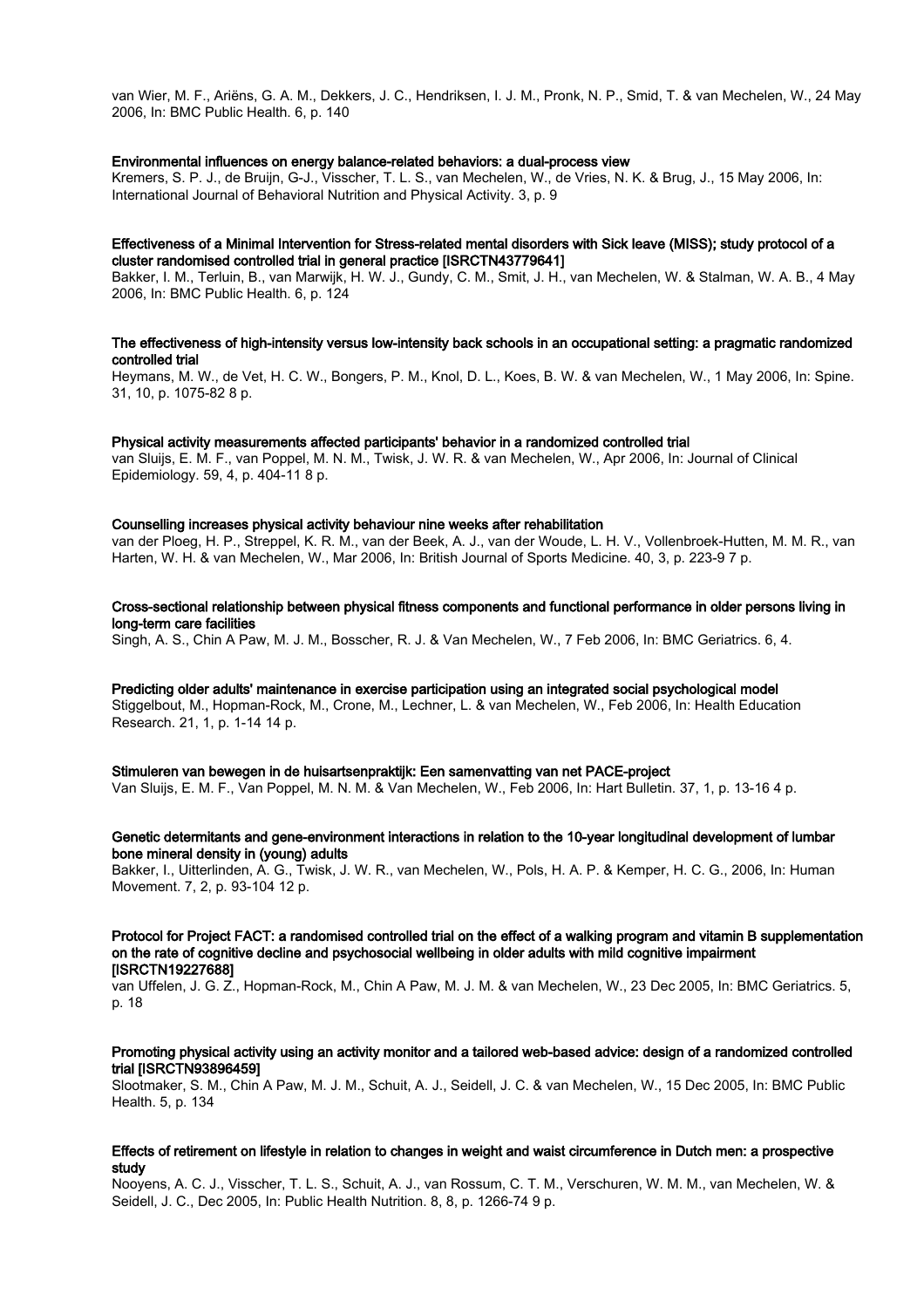van Wier, M. F., Ariëns, G. A. M., Dekkers, J. C., Hendriksen, I. J. M., Pronk, N. P., Smid, T. & van Mechelen, W., 24 May 2006, In: BMC Public Health. 6, p. 140

**Environmental influences on energy balance-related behaviors: a dual-process view**

Kremers, S. P. J., de Bruijn, G-J., Visscher, T. L. S., van Mechelen, W., de Vries, N. K. & Brug, J., 15 May 2006, In: International Journal of Behavioral Nutrition and Physical Activity. 3, p. 9

**Effectiveness of a Minimal Intervention for Stress-related mental disorders with Sick leave (MISS); study protocol of a cluster randomised controlled trial in general practice [ISRCTN43779641]**

Bakker, I. M., Terluin, B., van Marwijk, H. W. J., Gundy, C. M., Smit, J. H., van Mechelen, W. & Stalman, W. A. B., 4 May 2006, In: BMC Public Health. 6, p. 124

**The effectiveness of high-intensity versus low-intensity back schools in an occupational setting: a pragmatic randomized controlled trial**

Heymans, M. W., de Vet, H. C. W., Bongers, P. M., Knol, D. L., Koes, B. W. & van Mechelen, W., 1 May 2006, In: Spine. 31, 10, p. 1075-82 8 p.

**Physical activity measurements affected participants' behavior in a randomized controlled trial**

van Sluijs, E. M. F., van Poppel, M. N. M., Twisk, J. W. R. & van Mechelen, W., Apr 2006, In: Journal of Clinical Epidemiology. 59, 4, p. 404-11 8 p.

**Counselling increases physical activity behaviour nine weeks after rehabilitation**

van der Ploeg, H. P., Streppel, K. R. M., van der Beek, A. J., van der Woude, L. H. V., Vollenbroek-Hutten, M. M. R., van Harten, W. H. & van Mechelen, W., Mar 2006, In: British Journal of Sports Medicine. 40, 3, p. 223-9 7 p.

**Cross-sectional relationship between physical fitness components and functional performance in older persons living in long-term care facilities**

Singh, A. S., Chin A Paw, M. J. M., Bosscher, R. J. & Van Mechelen, W., 7 Feb 2006, In: BMC Geriatrics. 6, 4.

**Predicting older adults' maintenance in exercise participation using an integrated social psychological model**

Stiggelbout, M., Hopman-Rock, M., Crone, M., Lechner, L. & van Mechelen, W., Feb 2006, In: Health Education Research. 21, 1, p. 1-14 14 p.

**Stimuleren van bewegen in de huisartsenpraktijk: Een samenvatting van het PACE-project**

Van Sluijs, E. M. F., Van Poppel, M. N. M. & Van Mechelen, W., Feb 2006, In: Hart Bulletin. 37, 1, p. 13-16 4 p.

**Genetic determitants and gene-environment interactions in relation to the 10-year longitudinal development of lumbar bone mineral density in (young) adults**

Bakker, I., Uitterlinden, A. G., Twisk, J. W. R., van Mechelen, W., Pols, H. A. P. & Kemper, H. C. G., 2006, In: Human Movement. 7, 2, p. 93-104 12 p.

**Protocol for Project FACT: a randomised controlled trial on the effect of a walking program and vitamin B supplementation on the rate of cognitive decline and psychosocial wellbeing in older adults with mild cognitive impairment [ISRCTN19227688]**

van Uffelen, J. G. Z., Hopman-Rock, M., Chin A Paw, M. J. M. & van Mechelen, W., 23 Dec 2005, In: BMC Geriatrics. 5, p. 18

**Promoting physical activity using an activity monitor and a tailored web-based advice: design of a randomized controlled trial [ISRCTN93896459]**

Slootmaker, S. M., Chin A Paw, M. J. M., Schuit, A. J., Seidell, J. C. & van Mechelen, W., 15 Dec 2005, In: BMC Public Health. 5, p. 134

**Effects of retirement on lifestyle in relation to changes in weight and waist circumference in Dutch men: a prospective study**

Nooyens, A. C. J., Visscher, T. L. S., Schuit, A. J., van Rossum, C. T. M., Verschuren, W. M. M., van Mechelen, W. & Seidell, J. C., Dec 2005, In: Public Health Nutrition. 8, 8, p. 1266-74 9 p.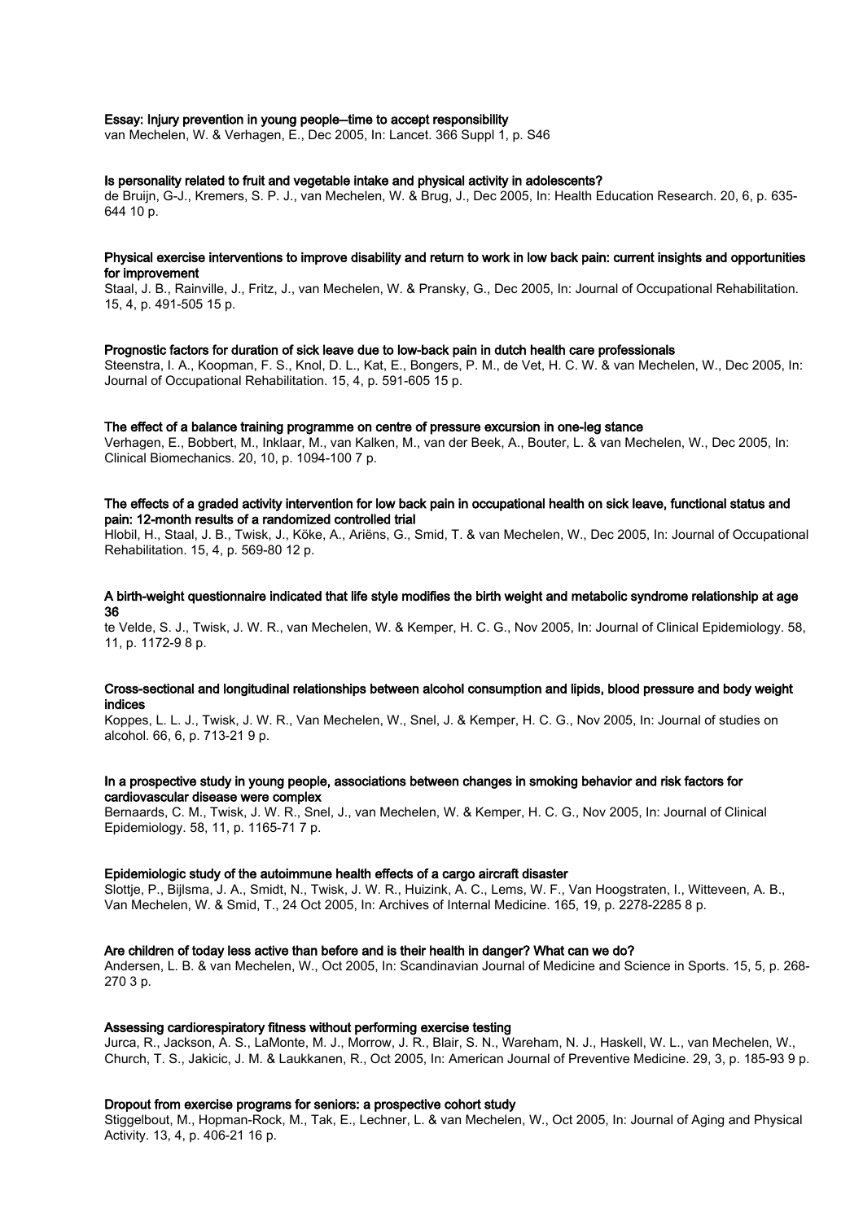**Essay: Injury prevention in young people--time to accept responsibility**
van Mechelen, W. & Verhagen, E., Dec 2005, In: Lancet. 366 Suppl 1, p. S46

**Is personality related to fruit and vegetable intake and physical activity in adolescents?**
de Bruijn, G-J., Kremers, S. P. J., van Mechelen, W. & Brug, J., Dec 2005, In: Health Education Research. 20, 6, p. 635-644 10 p.

**Physical exercise interventions to improve disability and return to work in low back pain: current insights and opportunities for improvement**
Staal, J. B., Rainville, J., Fritz, J., van Mechelen, W. & Pransky, G., Dec 2005, In: Journal of Occupational Rehabilitation. 15, 4, p. 491-505 15 p.

**Prognostic factors for duration of sick leave due to low-back pain in dutch health care professionals**
Steenstra, I. A., Koopman, F. S., Knol, D. L., Kat, E., Bongers, P. M., de Vet, H. C. W. & van Mechelen, W., Dec 2005, In: Journal of Occupational Rehabilitation. 15, 4, p. 591-605 15 p.

**The effect of a balance training programme on centre of pressure excursion in one-leg stance**
Verhagen, E., Bobbert, M., Inklaar, M., van Kalken, M., van der Beek, A., Bouter, L. & van Mechelen, W., Dec 2005, In: Clinical Biomechanics. 20, 10, p. 1094-100 7 p.

**The effects of a graded activity intervention for low back pain in occupational health on sick leave, functional status and pain: 12-month results of a randomized controlled trial**
Hlobil, H., Staal, J. B., Twisk, J., Köke, A., Ariëns, G., Smid, T. & van Mechelen, W., Dec 2005, In: Journal of Occupational Rehabilitation. 15, 4, p. 569-80 12 p.

**A birth-weight questionnaire indicated that life style modifies the birth weight and metabolic syndrome relationship at age 36**
te Velde, S. J., Twisk, J. W. R., van Mechelen, W. & Kemper, H. C. G., Nov 2005, In: Journal of Clinical Epidemiology. 58, 11, p. 1172-9 8 p.

**Cross-sectional and longitudinal relationships between alcohol consumption and lipids, blood pressure and body weight indices**
Koppes, L. L. J., Twisk, J. W. R., Van Mechelen, W., Snel, J. & Kemper, H. C. G., Nov 2005, In: Journal of studies on alcohol. 66, 6, p. 713-21 9 p.

**In a prospective study in young people, associations between changes in smoking behavior and risk factors for cardiovascular disease were complex**
Bernaards, C. M., Twisk, J. W. R., Snel, J., van Mechelen, W. & Kemper, H. C. G., Nov 2005, In: Journal of Clinical Epidemiology. 58, 11, p. 1165-71 7 p.

**Epidemiologic study of the autoimmune health effects of a cargo aircraft disaster**
Slottje, P., Bijlsma, J. A., Smidt, N., Twisk, J. W. R., Huizink, A. C., Lems, W. F., Van Hoogstraten, I., Witteveen, A. B., Van Mechelen, W. & Smid, T., 24 Oct 2005, In: Archives of Internal Medicine. 165, 19, p. 2278-2285 8 p.

**Are children of today less active than before and is their health in danger? What can we do?**
Andersen, L. B. & van Mechelen, W., Oct 2005, In: Scandinavian Journal of Medicine and Science in Sports. 15, 5, p. 268-270 3 p.

**Assessing cardiorespiratory fitness without performing exercise testing**
Jurca, R., Jackson, A. S., LaMonte, M. J., Morrow, J. R., Blair, S. N., Wareham, N. J., Haskell, W. L., van Mechelen, W., Church, T. S., Jakicic, J. M. & Laukkanen, R., Oct 2005, In: American Journal of Preventive Medicine. 29, 3, p. 185-93 9 p.

**Dropout from exercise programs for seniors: a prospective cohort study**
Stiggelbout, M., Hopman-Rock, M., Tak, E., Lechner, L. & van Mechelen, W., Oct 2005, In: Journal of Aging and Physical Activity. 13, 4, p. 406-21 16 p.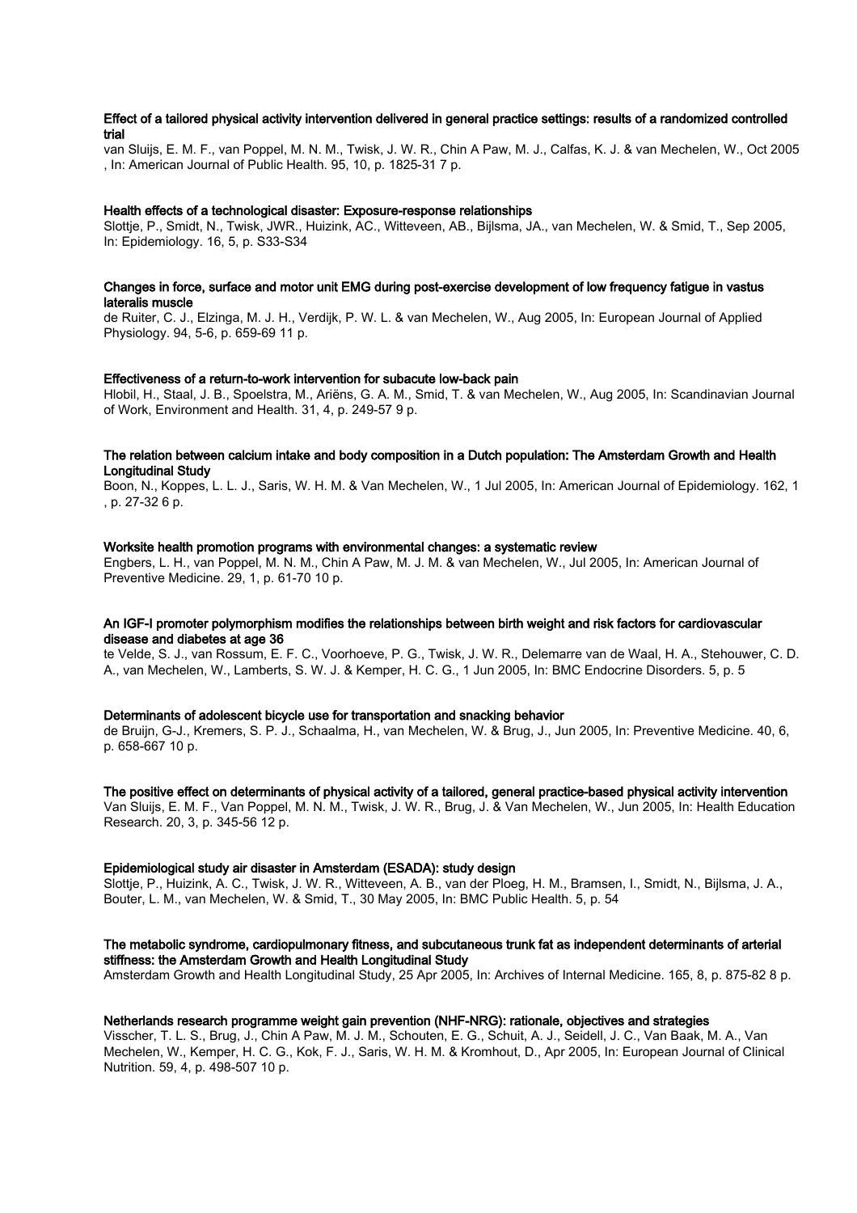**Effect of a tailored physical activity intervention delivered in general practice settings: results of a randomized controlled trial**

van Sluijs, E. M. F., van Poppel, M. N. M., Twisk, J. W. R., Chin A Paw, M. J., Calfas, K. J. & van Mechelen, W., Oct 2005 , In: American Journal of Public Health. 95, 10, p. 1825-31 7 p.

**Health effects of a technological disaster: Exposure-response relationships**

Slottje, P., Smidt, N., Twisk, JWR., Huizink, AC., Witteveen, AB., Bijlsma, JA., van Mechelen, W. & Smid, T., Sep 2005, In: Epidemiology. 16, 5, p. S33-S34

**Changes in force, surface and motor unit EMG during post-exercise development of low frequency fatigue in vastus lateralis muscle**

de Ruiter, C. J., Elzinga, M. J. H., Verdijk, P. W. L. & van Mechelen, W., Aug 2005, In: European Journal of Applied Physiology. 94, 5-6, p. 659-69 11 p.

**Effectiveness of a return-to-work intervention for subacute low-back pain**

Hlobil, H., Staal, J. B., Spoelstra, M., Ariëns, G. A. M., Smid, T. & van Mechelen, W., Aug 2005, In: Scandinavian Journal of Work, Environment and Health. 31, 4, p. 249-57 9 p.

**The relation between calcium intake and body composition in a Dutch population: The Amsterdam Growth and Health Longitudinal Study**

Boon, N., Koppes, L. L. J., Saris, W. H. M. & Van Mechelen, W., 1 Jul 2005, In: American Journal of Epidemiology. 162, 1 , p. 27-32 6 p.

**Worksite health promotion programs with environmental changes: a systematic review**

Engbers, L. H., van Poppel, M. N. M., Chin A Paw, M. J. M. & van Mechelen, W., Jul 2005, In: American Journal of Preventive Medicine. 29, 1, p. 61-70 10 p.

**An IGF-I promoter polymorphism modifies the relationships between birth weight and risk factors for cardiovascular disease and diabetes at age 36**

te Velde, S. J., van Rossum, E. F. C., Voorhoeve, P. G., Twisk, J. W. R., Delemarre van de Waal, H. A., Stehouwer, C. D. A., van Mechelen, W., Lamberts, S. W. J. & Kemper, H. C. G., 1 Jun 2005, In: BMC Endocrine Disorders. 5, p. 5

**Determinants of adolescent bicycle use for transportation and snacking behavior**

de Bruijn, G-J., Kremers, S. P. J., Schaalma, H., van Mechelen, W. & Brug, J., Jun 2005, In: Preventive Medicine. 40, 6, p. 658-667 10 p.

**The positive effect on determinants of physical activity of a tailored, general practice-based physical activity intervention**

Van Sluijs, E. M. F., Van Poppel, M. N. M., Twisk, J. W. R., Brug, J. & Van Mechelen, W., Jun 2005, In: Health Education Research. 20, 3, p. 345-56 12 p.

**Epidemiological study air disaster in Amsterdam (ESADA): study design**

Slottje, P., Huizink, A. C., Twisk, J. W. R., Witteveen, A. B., van der Ploeg, H. M., Bramsen, I., Smidt, N., Bijlsma, J. A., Bouter, L. M., van Mechelen, W. & Smid, T., 30 May 2005, In: BMC Public Health. 5, p. 54

**The metabolic syndrome, cardiopulmonary fitness, and subcutaneous trunk fat as independent determinants of arterial stiffness: the Amsterdam Growth and Health Longitudinal Study**

Amsterdam Growth and Health Longitudinal Study, 25 Apr 2005, In: Archives of Internal Medicine. 165, 8, p. 875-82 8 p.

**Netherlands research programme weight gain prevention (NHF-NRG): rationale, objectives and strategies**

Visscher, T. L. S., Brug, J., Chin A Paw, M. J. M., Schouten, E. G., Schuit, A. J., Seidell, J. C., Van Baak, M. A., Van Mechelen, W., Kemper, H. C. G., Kok, F. J., Saris, W. H. M. & Kromhout, D., Apr 2005, In: European Journal of Clinical Nutrition. 59, 4, p. 498-507 10 p.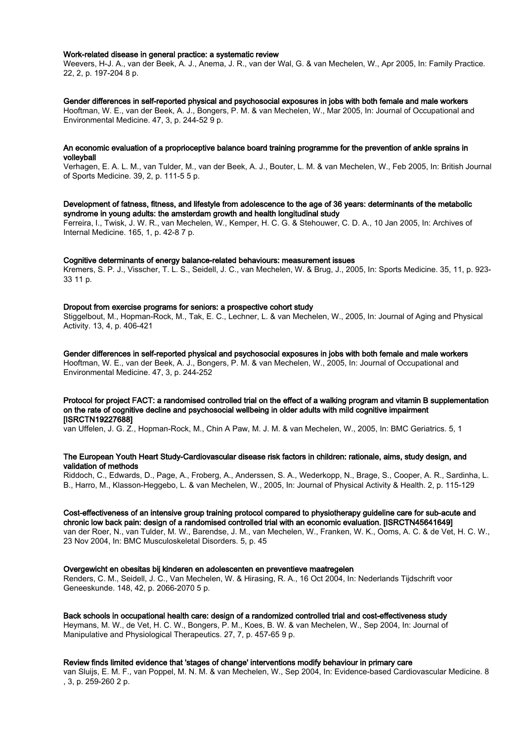**Work-related disease in general practice: a systematic review**
Weevers, H-J. A., van der Beek, A. J., Anema, J. R., van der Wal, G. & van Mechelen, W., Apr 2005, In: Family Practice. 22, 2, p. 197-204 8 p.

**Gender differences in self-reported physical and psychosocial exposures in jobs with both female and male workers**
Hooftman, W. E., van der Beek, A. J., Bongers, P. M. & van Mechelen, W., Mar 2005, In: Journal of Occupational and Environmental Medicine. 47, 3, p. 244-52 9 p.

**An economic evaluation of a proprioceptive balance board training programme for the prevention of ankle sprains in volleyball**
Verhagen, E. A. L. M., van Tulder, M., van der Beek, A. J., Bouter, L. M. & van Mechelen, W., Feb 2005, In: British Journal of Sports Medicine. 39, 2, p. 111-5 5 p.

**Development of fatness, fitness, and lifestyle from adolescence to the age of 36 years: determinants of the metabolic syndrome in young adults: the amsterdam growth and health longitudinal study**
Ferreira, I., Twisk, J. W. R., van Mechelen, W., Kemper, H. C. G. & Stehouwer, C. D. A., 10 Jan 2005, In: Archives of Internal Medicine. 165, 1, p. 42-8 7 p.

**Cognitive determinants of energy balance-related behaviours: measurement issues**
Kremers, S. P. J., Visscher, T. L. S., Seidell, J. C., van Mechelen, W. & Brug, J., 2005, In: Sports Medicine. 35, 11, p. 923-33 11 p.

**Dropout from exercise programs for seniors: a prospective cohort study**
Stiggelbout, M., Hopman-Rock, M., Tak, E. C., Lechner, L. & van Mechelen, W., 2005, In: Journal of Aging and Physical Activity. 13, 4, p. 406-421

**Gender differences in self-reported physical and psychosocial exposures in jobs with both female and male workers**
Hooftman, W. E., van der Beek, A. J., Bongers, P. M. & van Mechelen, W., 2005, In: Journal of Occupational and Environmental Medicine. 47, 3, p. 244-252

**Protocol for project FACT: a randomised controlled trial on the effect of a walking program and vitamin B supplementation on the rate of cognitive decline and psychosocial wellbeing in older adults with mild cognitive impairment [ISRCTN19227688]**
van Uffelen, J. G. Z., Hopman-Rock, M., Chin A Paw, M. J. M. & van Mechelen, W., 2005, In: BMC Geriatrics. 5, 1

**The European Youth Heart Study-Cardiovascular disease risk factors in children: rationale, aims, study design, and validation of methods**
Riddoch, C., Edwards, D., Page, A., Froberg, A., Anderssen, S. A., Wederkopp, N., Brage, S., Cooper, A. R., Sardinha, L. B., Harro, M., Klasson-Heggebo, L. & van Mechelen, W., 2005, In: Journal of Physical Activity & Health. 2, p. 115-129

**Cost-effectiveness of an intensive group training protocol compared to physiotherapy guideline care for sub-acute and chronic low back pain: design of a randomised controlled trial with an economic evaluation. [ISRCTN45641649]**
van der Roer, N., van Tulder, M. W., Barendse, J. M., van Mechelen, W., Franken, W. K., Ooms, A. C. & de Vet, H. C. W., 23 Nov 2004, In: BMC Musculoskeletal Disorders. 5, p. 45

**Overgewicht en obesitas bij kinderen en adolescenten en preventieve maatregelen**
Renders, C. M., Seidell, J. C., Van Mechelen, W. & Hirasing, R. A., 16 Oct 2004, In: Nederlands Tijdschrift voor Geneeskunde. 148, 42, p. 2066-2070 5 p.

**Back schools in occupational health care: design of a randomized controlled trial and cost-effectiveness study**
Heymans, M. W., de Vet, H. C. W., Bongers, P. M., Koes, B. W. & van Mechelen, W., Sep 2004, In: Journal of Manipulative and Physiological Therapeutics. 27, 7, p. 457-65 9 p.

**Review finds limited evidence that 'stages of change' interventions modify behaviour in primary care**
van Sluijs, E. M. F., van Poppel, M. N. M. & van Mechelen, W., Sep 2004, In: Evidence-based Cardiovascular Medicine. 8 , 3, p. 259-260 2 p.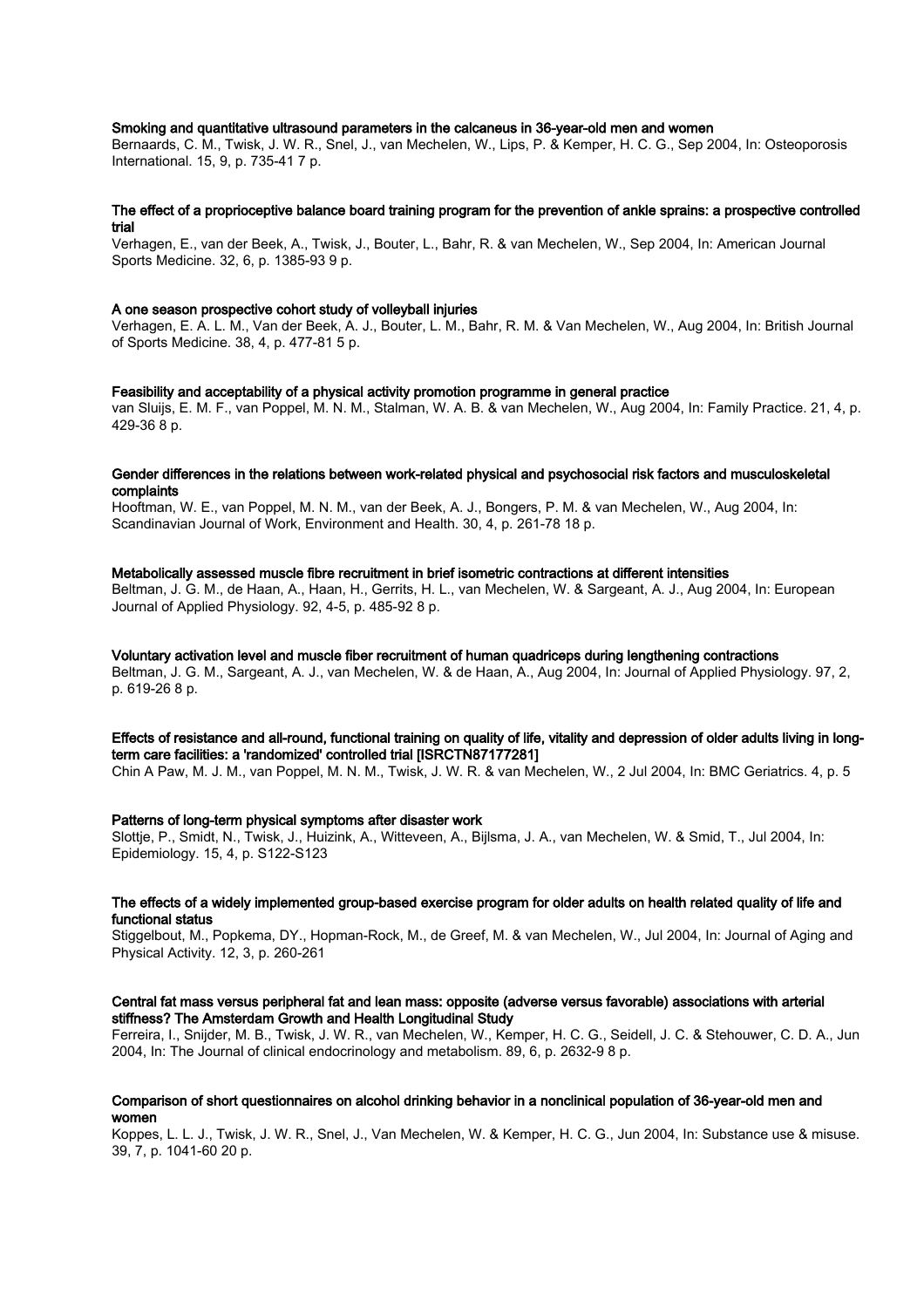**Smoking and quantitative ultrasound parameters in the calcaneus in 36-year-old men and women**

Bernaards, C. M., Twisk, J. W. R., Snel, J., van Mechelen, W., Lips, P. & Kemper, H. C. G., Sep 2004, In: Osteoporosis International. 15, 9, p. 735-41 7 p.

**The effect of a proprioceptive balance board training program for the prevention of ankle sprains: a prospective controlled trial**

Verhagen, E., van der Beek, A., Twisk, J., Bouter, L., Bahr, R. & van Mechelen, W., Sep 2004, In: American Journal Sports Medicine. 32, 6, p. 1385-93 9 p.

**A one season prospective cohort study of volleyball injuries**

Verhagen, E. A. L. M., Van der Beek, A. J., Bouter, L. M., Bahr, R. M. & Van Mechelen, W., Aug 2004, In: British Journal of Sports Medicine. 38, 4, p. 477-81 5 p.

**Feasibility and acceptability of a physical activity promotion programme in general practice**

van Sluijs, E. M. F., van Poppel, M. N. M., Stalman, W. A. B. & van Mechelen, W., Aug 2004, In: Family Practice. 21, 4, p. 429-36 8 p.

**Gender differences in the relations between work-related physical and psychosocial risk factors and musculoskeletal complaints**

Hooftman, W. E., van Poppel, M. N. M., van der Beek, A. J., Bongers, P. M. & van Mechelen, W., Aug 2004, In: Scandinavian Journal of Work, Environment and Health. 30, 4, p. 261-78 18 p.

**Metabolically assessed muscle fibre recruitment in brief isometric contractions at different intensities**

Beltman, J. G. M., de Haan, A., Haan, H., Gerrits, H. L., van Mechelen, W. & Sargeant, A. J., Aug 2004, In: European Journal of Applied Physiology. 92, 4-5, p. 485-92 8 p.

**Voluntary activation level and muscle fiber recruitment of human quadriceps during lengthening contractions**

Beltman, J. G. M., Sargeant, A. J., van Mechelen, W. & de Haan, A., Aug 2004, In: Journal of Applied Physiology. 97, 2, p. 619-26 8 p.

**Effects of resistance and all-round, functional training on quality of life, vitality and depression of older adults living in long-term care facilities: a 'randomized' controlled trial [ISRCTN87177281]**

Chin A Paw, M. J. M., van Poppel, M. N. M., Twisk, J. W. R. & van Mechelen, W., 2 Jul 2004, In: BMC Geriatrics. 4, p. 5

**Patterns of long-term physical symptoms after disaster work**

Slottje, P., Smidt, N., Twisk, J., Huizink, A., Witteveen, A., Bijlsma, J. A., van Mechelen, W. & Smid, T., Jul 2004, In: Epidemiology. 15, 4, p. S122-S123

**The effects of a widely implemented group-based exercise program for older adults on health related quality of life and functional status**

Stiggelbout, M., Popkema, DY., Hopman-Rock, M., de Greef, M. & van Mechelen, W., Jul 2004, In: Journal of Aging and Physical Activity. 12, 3, p. 260-261

**Central fat mass versus peripheral fat and lean mass: opposite (adverse versus favorable) associations with arterial stiffness? The Amsterdam Growth and Health Longitudinal Study**

Ferreira, I., Snijder, M. B., Twisk, J. W. R., van Mechelen, W., Kemper, H. C. G., Seidell, J. C. & Stehouwer, C. D. A., Jun 2004, In: The Journal of clinical endocrinology and metabolism. 89, 6, p. 2632-9 8 p.

**Comparison of short questionnaires on alcohol drinking behavior in a nonclinical population of 36-year-old men and women**

Koppes, L. L. J., Twisk, J. W. R., Snel, J., Van Mechelen, W. & Kemper, H. C. G., Jun 2004, In: Substance use & misuse. 39, 7, p. 1041-60 20 p.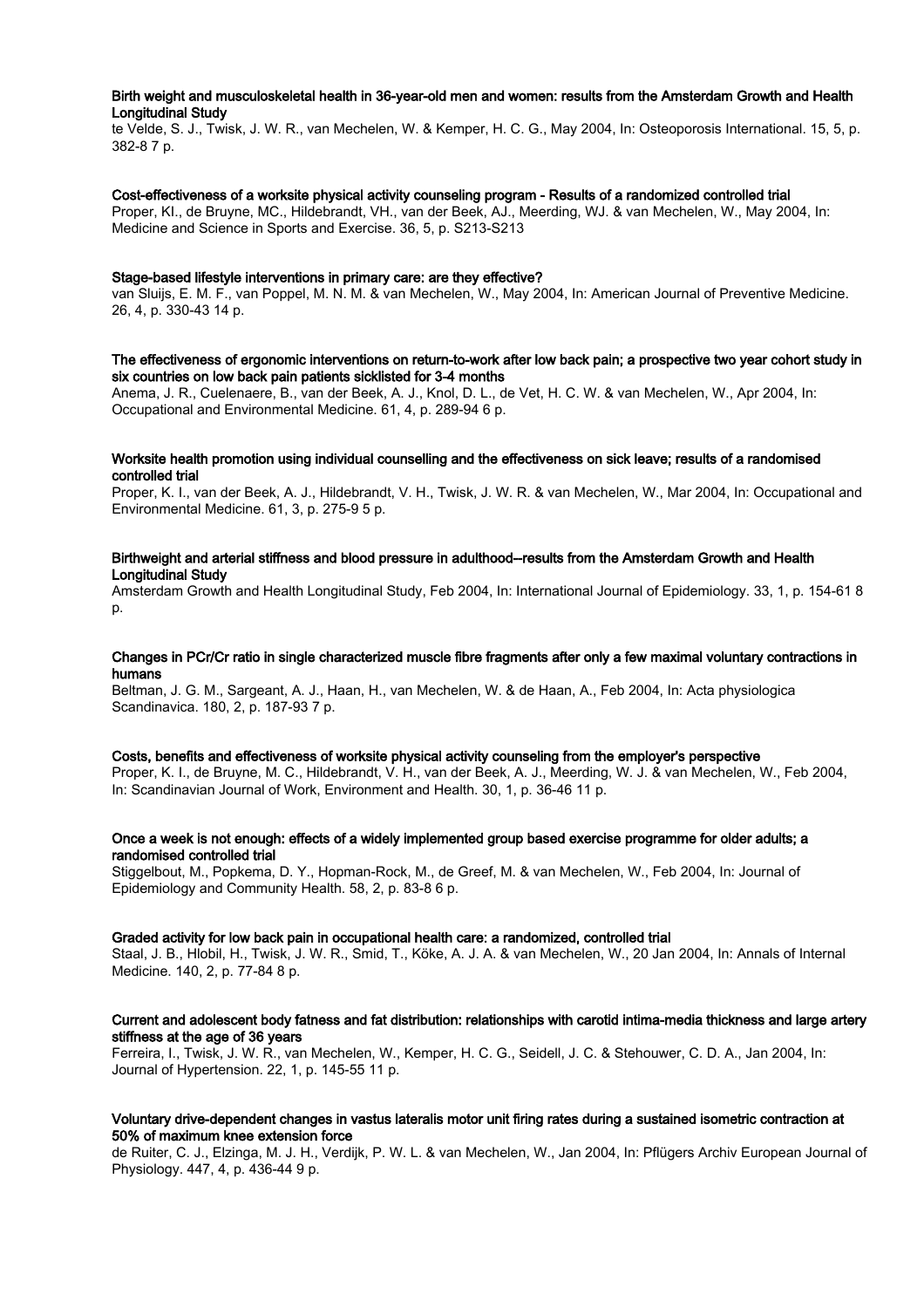**Birth weight and musculoskeletal health in 36-year-old men and women: results from the Amsterdam Growth and Health Longitudinal Study**

te Velde, S. J., Twisk, J. W. R., van Mechelen, W. & Kemper, H. C. G., May 2004, In: Osteoporosis International. 15, 5, p. 382-8 7 p.

**Cost-effectiveness of a worksite physical activity counseling program - Results of a randomized controlled trial**

Proper, KI., de Bruyne, MC., Hildebrandt, VH., van der Beek, AJ., Meerding, WJ. & van Mechelen, W., May 2004, In: Medicine and Science in Sports and Exercise. 36, 5, p. S213-S213

**Stage-based lifestyle interventions in primary care: are they effective?**

van Sluijs, E. M. F., van Poppel, M. N. M. & van Mechelen, W., May 2004, In: American Journal of Preventive Medicine. 26, 4, p. 330-43 14 p.

**The effectiveness of ergonomic interventions on return-to-work after low back pain; a prospective two year cohort study in six countries on low back pain patients sicklisted for 3-4 months**

Anema, J. R., Cuelenaere, B., van der Beek, A. J., Knol, D. L., de Vet, H. C. W. & van Mechelen, W., Apr 2004, In: Occupational and Environmental Medicine. 61, 4, p. 289-94 6 p.

**Worksite health promotion using individual counselling and the effectiveness on sick leave; results of a randomised controlled trial**

Proper, K. I., van der Beek, A. J., Hildebrandt, V. H., Twisk, J. W. R. & van Mechelen, W., Mar 2004, In: Occupational and Environmental Medicine. 61, 3, p. 275-9 5 p.

**Birthweight and arterial stiffness and blood pressure in adulthood--results from the Amsterdam Growth and Health Longitudinal Study**

Amsterdam Growth and Health Longitudinal Study, Feb 2004, In: International Journal of Epidemiology. 33, 1, p. 154-61 8 p.

**Changes in PCr/Cr ratio in single characterized muscle fibre fragments after only a few maximal voluntary contractions in humans**

Beltman, J. G. M., Sargeant, A. J., Haan, H., van Mechelen, W. & de Haan, A., Feb 2004, In: Acta physiologica Scandinavica. 180, 2, p. 187-93 7 p.

**Costs, benefits and effectiveness of worksite physical activity counseling from the employer's perspective**

Proper, K. I., de Bruyne, M. C., Hildebrandt, V. H., van der Beek, A. J., Meerding, W. J. & van Mechelen, W., Feb 2004, In: Scandinavian Journal of Work, Environment and Health. 30, 1, p. 36-46 11 p.

**Once a week is not enough: effects of a widely implemented group based exercise programme for older adults; a randomised controlled trial**

Stiggelbout, M., Popkema, D. Y., Hopman-Rock, M., de Greef, M. & van Mechelen, W., Feb 2004, In: Journal of Epidemiology and Community Health. 58, 2, p. 83-8 6 p.

**Graded activity for low back pain in occupational health care: a randomized, controlled trial**

Staal, J. B., Hlobil, H., Twisk, J. W. R., Smid, T., Köke, A. J. A. & van Mechelen, W., 20 Jan 2004, In: Annals of Internal Medicine. 140, 2, p. 77-84 8 p.

**Current and adolescent body fatness and fat distribution: relationships with carotid intima-media thickness and large artery stiffness at the age of 36 years**

Ferreira, I., Twisk, J. W. R., van Mechelen, W., Kemper, H. C. G., Seidell, J. C. & Stehouwer, C. D. A., Jan 2004, In: Journal of Hypertension. 22, 1, p. 145-55 11 p.

**Voluntary drive-dependent changes in vastus lateralis motor unit firing rates during a sustained isometric contraction at 50% of maximum knee extension force**

de Ruiter, C. J., Elzinga, M. J. H., Verdijk, P. W. L. & van Mechelen, W., Jan 2004, In: Pflügers Archiv European Journal of Physiology. 447, 4, p. 436-44 9 p.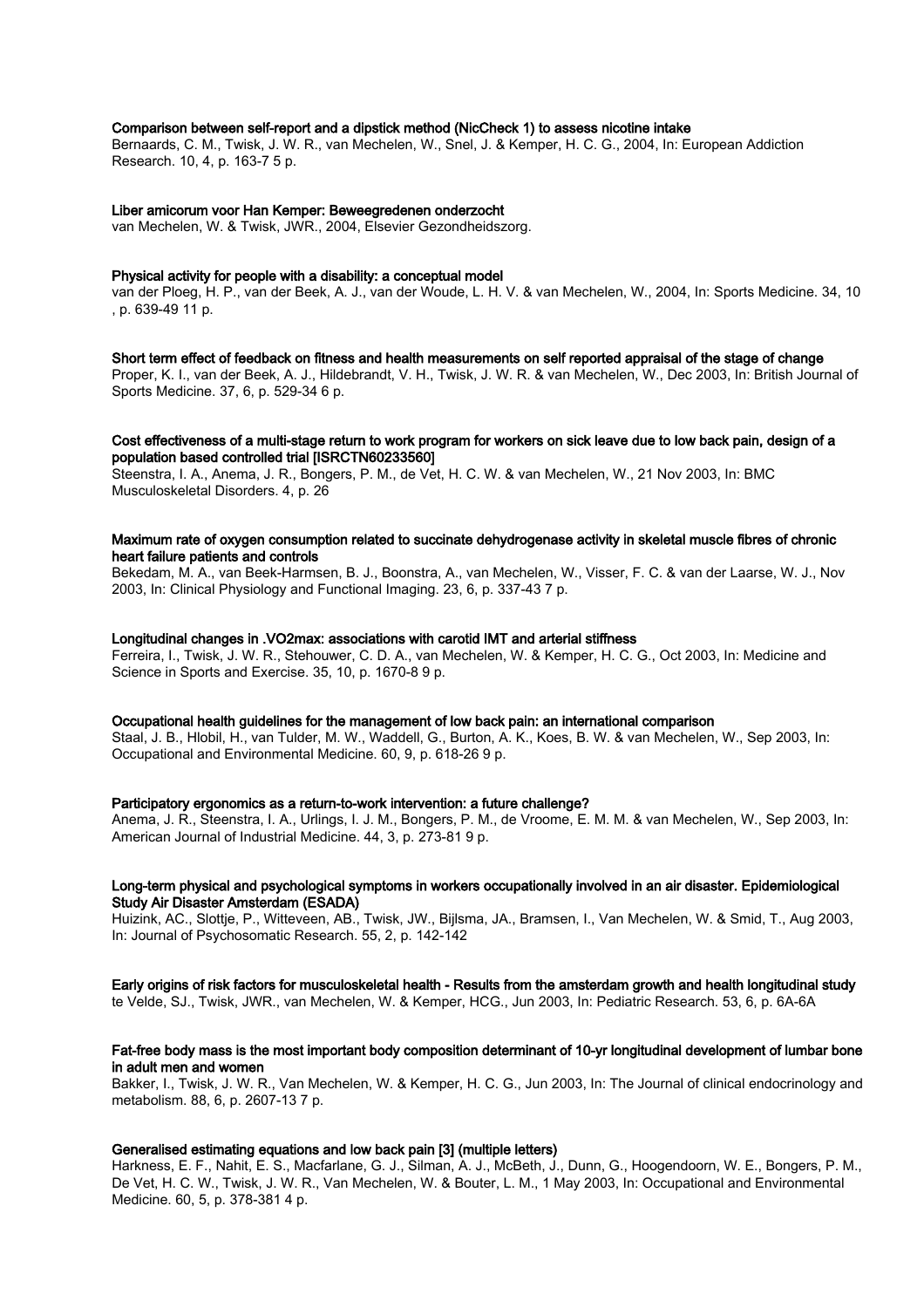**Comparison between self-report and a dipstick method (NicCheck 1) to assess nicotine intake**
Bernaards, C. M., Twisk, J. W. R., van Mechelen, W., Snel, J. & Kemper, H. C. G., 2004, In: European Addiction Research. 10, 4, p. 163-7 5 p.

**Liber amicorum voor Han Kemper: Beweegredenen onderzocht**
van Mechelen, W. & Twisk, JWR., 2004, Elsevier Gezondheidszorg.

**Physical activity for people with a disability: a conceptual model**
van der Ploeg, H. P., van der Beek, A. J., van der Woude, L. H. V. & van Mechelen, W., 2004, In: Sports Medicine. 34, 10 , p. 639-49 11 p.

**Short term effect of feedback on fitness and health measurements on self reported appraisal of the stage of change**
Proper, K. I., van der Beek, A. J., Hildebrandt, V. H., Twisk, J. W. R. & van Mechelen, W., Dec 2003, In: British Journal of Sports Medicine. 37, 6, p. 529-34 6 p.

**Cost effectiveness of a multi-stage return to work program for workers on sick leave due to low back pain, design of a population based controlled trial [ISRCTN60233560]**
Steenstra, I. A., Anema, J. R., Bongers, P. M., de Vet, H. C. W. & van Mechelen, W., 21 Nov 2003, In: BMC Musculoskeletal Disorders. 4, p. 26

**Maximum rate of oxygen consumption related to succinate dehydrogenase activity in skeletal muscle fibres of chronic heart failure patients and controls**
Bekedam, M. A., van Beek-Harmsen, B. J., Boonstra, A., van Mechelen, W., Visser, F. C. & van der Laarse, W. J., Nov 2003, In: Clinical Physiology and Functional Imaging. 23, 6, p. 337-43 7 p.

**Longitudinal changes in .VO2max: associations with carotid IMT and arterial stiffness**
Ferreira, I., Twisk, J. W. R., Stehouwer, C. D. A., van Mechelen, W. & Kemper, H. C. G., Oct 2003, In: Medicine and Science in Sports and Exercise. 35, 10, p. 1670-8 9 p.

**Occupational health guidelines for the management of low back pain: an international comparison**
Staal, J. B., Hlobil, H., van Tulder, M. W., Waddell, G., Burton, A. K., Koes, B. W. & van Mechelen, W., Sep 2003, In: Occupational and Environmental Medicine. 60, 9, p. 618-26 9 p.

**Participatory ergonomics as a return-to-work intervention: a future challenge?**
Anema, J. R., Steenstra, I. A., Urlings, I. J. M., Bongers, P. M., de Vroome, E. M. M. & van Mechelen, W., Sep 2003, In: American Journal of Industrial Medicine. 44, 3, p. 273-81 9 p.

**Long-term physical and psychological symptoms in workers occupationally involved in an air disaster. Epidemiological Study Air Disaster Amsterdam (ESADA)**
Huizink, AC., Slottje, P., Witteveen, AB., Twisk, JW., Bijlsma, JA., Bramsen, I., Van Mechelen, W. & Smid, T., Aug 2003, In: Journal of Psychosomatic Research. 55, 2, p. 142-142

**Early origins of risk factors for musculoskeletal health - Results from the amsterdam growth and health longitudinal study**
te Velde, SJ., Twisk, JWR., van Mechelen, W. & Kemper, HCG., Jun 2003, In: Pediatric Research. 53, 6, p. 6A-6A

**Fat-free body mass is the most important body composition determinant of 10-yr longitudinal development of lumbar bone in adult men and women**
Bakker, I., Twisk, J. W. R., Van Mechelen, W. & Kemper, H. C. G., Jun 2003, In: The Journal of clinical endocrinology and metabolism. 88, 6, p. 2607-13 7 p.

**Generalised estimating equations and low back pain [3] (multiple letters)**
Harkness, E. F., Nahit, E. S., Macfarlane, G. J., Silman, A. J., McBeth, J., Dunn, G., Hoogendoorn, W. E., Bongers, P. M., De Vet, H. C. W., Twisk, J. W. R., Van Mechelen, W. & Bouter, L. M., 1 May 2003, In: Occupational and Environmental Medicine. 60, 5, p. 378-381 4 p.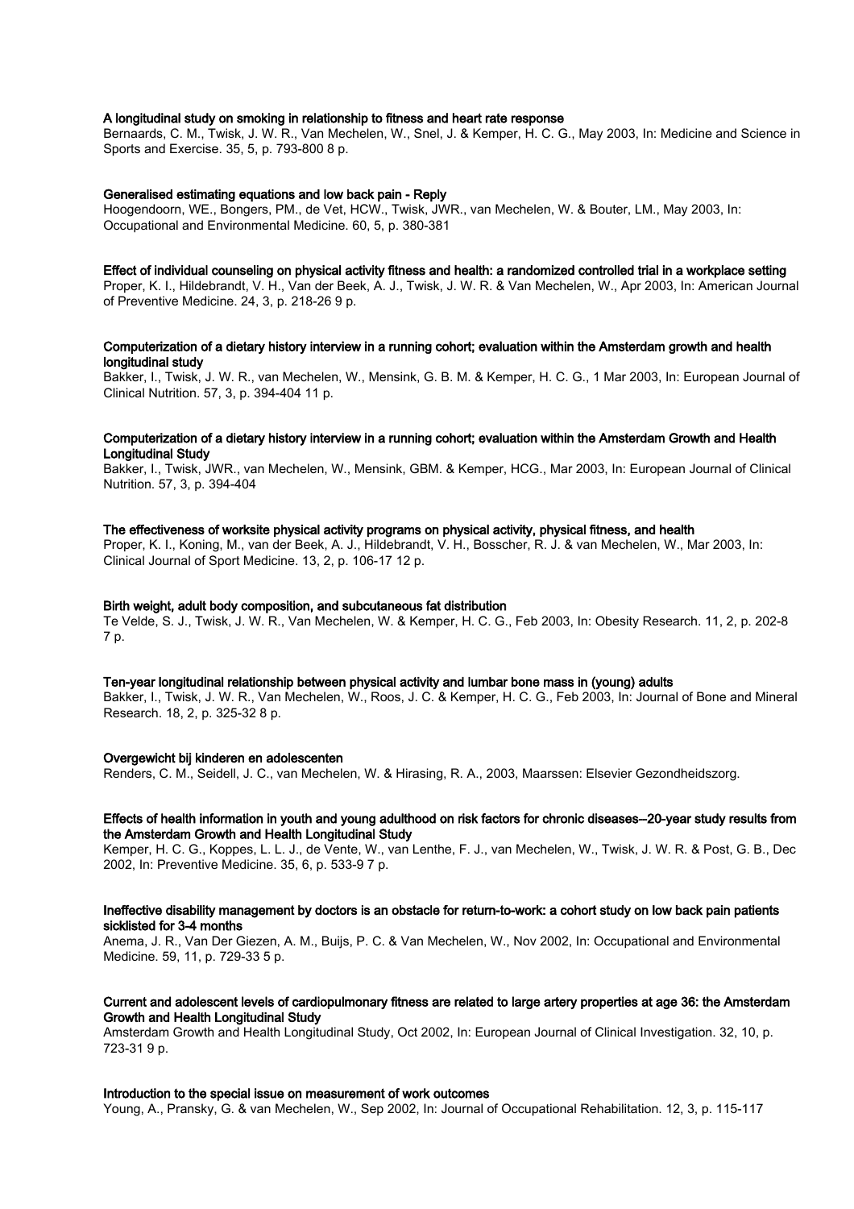**A longitudinal study on smoking in relationship to fitness and heart rate response**
Bernaards, C. M., Twisk, J. W. R., Van Mechelen, W., Snel, J. & Kemper, H. C. G., May 2003, In: Medicine and Science in Sports and Exercise. 35, 5, p. 793-800 8 p.

**Generalised estimating equations and low back pain - Reply**
Hoogendoorn, WE., Bongers, PM., de Vet, HCW., Twisk, JWR., van Mechelen, W. & Bouter, LM., May 2003, In: Occupational and Environmental Medicine. 60, 5, p. 380-381

**Effect of individual counseling on physical activity fitness and health: a randomized controlled trial in a workplace setting**
Proper, K. I., Hildebrandt, V. H., Van der Beek, A. J., Twisk, J. W. R. & Van Mechelen, W., Apr 2003, In: American Journal of Preventive Medicine. 24, 3, p. 218-26 9 p.

**Computerization of a dietary history interview in a running cohort; evaluation within the Amsterdam growth and health longitudinal study**
Bakker, I., Twisk, J. W. R., van Mechelen, W., Mensink, G. B. M. & Kemper, H. C. G., 1 Mar 2003, In: European Journal of Clinical Nutrition. 57, 3, p. 394-404 11 p.

**Computerization of a dietary history interview in a running cohort; evaluation within the Amsterdam Growth and Health Longitudinal Study**
Bakker, I., Twisk, JWR., van Mechelen, W., Mensink, GBM. & Kemper, HCG., Mar 2003, In: European Journal of Clinical Nutrition. 57, 3, p. 394-404

**The effectiveness of worksite physical activity programs on physical activity, physical fitness, and health**
Proper, K. I., Koning, M., van der Beek, A. J., Hildebrandt, V. H., Bosscher, R. J. & van Mechelen, W., Mar 2003, In: Clinical Journal of Sport Medicine. 13, 2, p. 106-17 12 p.

**Birth weight, adult body composition, and subcutaneous fat distribution**
Te Velde, S. J., Twisk, J. W. R., Van Mechelen, W. & Kemper, H. C. G., Feb 2003, In: Obesity Research. 11, 2, p. 202-8 7 p.

**Ten-year longitudinal relationship between physical activity and lumbar bone mass in (young) adults**
Bakker, I., Twisk, J. W. R., Van Mechelen, W., Roos, J. C. & Kemper, H. C. G., Feb 2003, In: Journal of Bone and Mineral Research. 18, 2, p. 325-32 8 p.

**Overgewicht bij kinderen en adolescenten**
Renders, C. M., Seidell, J. C., van Mechelen, W. & Hirasing, R. A., 2003, Maarssen: Elsevier Gezondheidszorg.

**Effects of health information in youth and young adulthood on risk factors for chronic diseases--20-year study results from the Amsterdam Growth and Health Longitudinal Study**
Kemper, H. C. G., Koppes, L. L. J., de Vente, W., van Lenthe, F. J., van Mechelen, W., Twisk, J. W. R. & Post, G. B., Dec 2002, In: Preventive Medicine. 35, 6, p. 533-9 7 p.

**Ineffective disability management by doctors is an obstacle for return-to-work: a cohort study on low back pain patients sicklisted for 3-4 months**
Anema, J. R., Van Der Giezen, A. M., Buijs, P. C. & Van Mechelen, W., Nov 2002, In: Occupational and Environmental Medicine. 59, 11, p. 729-33 5 p.

**Current and adolescent levels of cardiopulmonary fitness are related to large artery properties at age 36: the Amsterdam Growth and Health Longitudinal Study**
Amsterdam Growth and Health Longitudinal Study, Oct 2002, In: European Journal of Clinical Investigation. 32, 10, p. 723-31 9 p.

**Introduction to the special issue on measurement of work outcomes**
Young, A., Pransky, G. & van Mechelen, W., Sep 2002, In: Journal of Occupational Rehabilitation. 12, 3, p. 115-117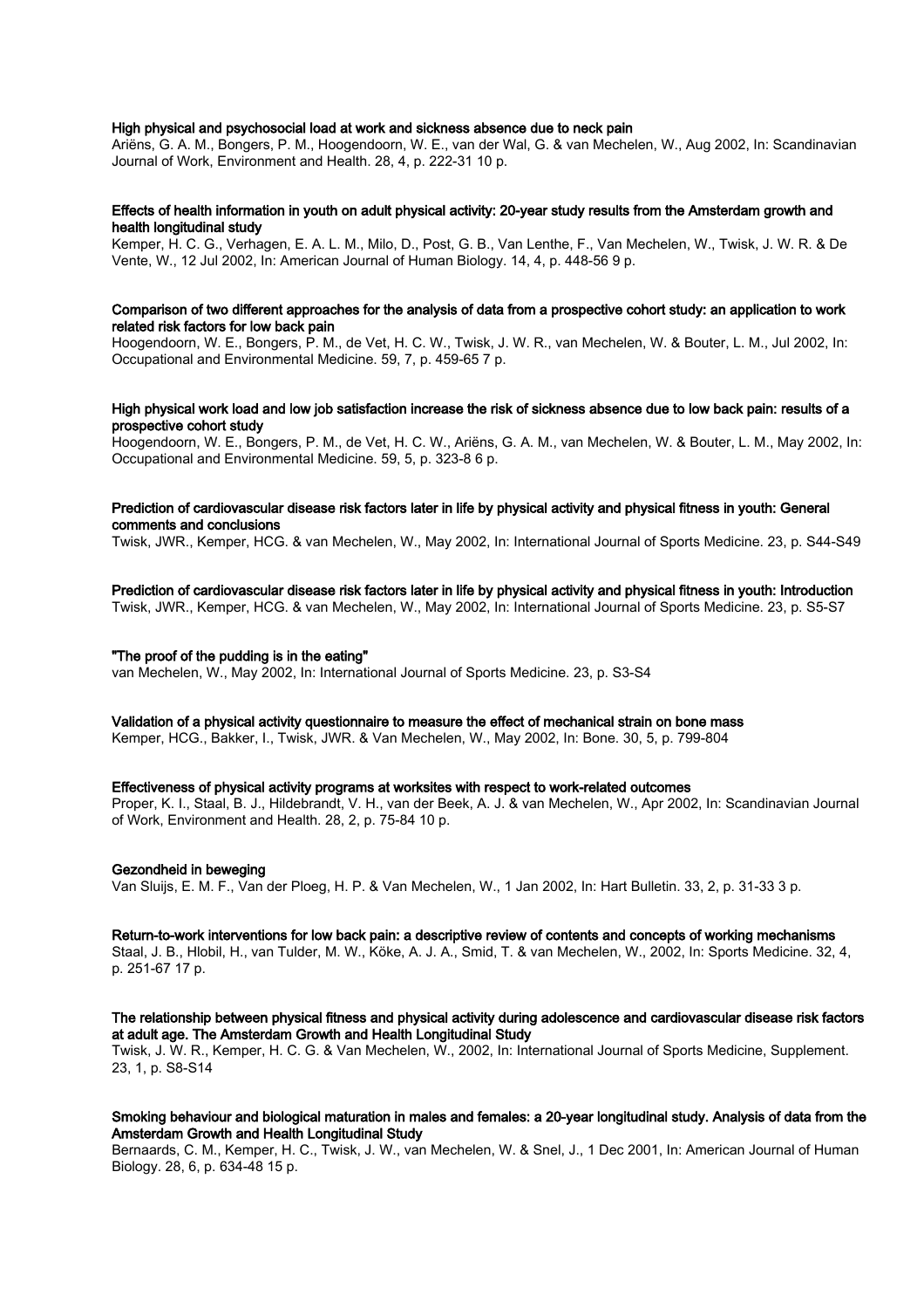**High physical and psychosocial load at work and sickness absence due to neck pain**
Ariëns, G. A. M., Bongers, P. M., Hoogendoorn, W. E., van der Wal, G. & van Mechelen, W., Aug 2002, In: Scandinavian Journal of Work, Environment and Health. 28, 4, p. 222-31 10 p.

**Effects of health information in youth on adult physical activity: 20-year study results from the Amsterdam growth and health longitudinal study**
Kemper, H. C. G., Verhagen, E. A. L. M., Milo, D., Post, G. B., Van Lenthe, F., Van Mechelen, W., Twisk, J. W. R. & De Vente, W., 12 Jul 2002, In: American Journal of Human Biology. 14, 4, p. 448-56 9 p.

**Comparison of two different approaches for the analysis of data from a prospective cohort study: an application to work related risk factors for low back pain**
Hoogendoorn, W. E., Bongers, P. M., de Vet, H. C. W., Twisk, J. W. R., van Mechelen, W. & Bouter, L. M., Jul 2002, In: Occupational and Environmental Medicine. 59, 7, p. 459-65 7 p.

**High physical work load and low job satisfaction increase the risk of sickness absence due to low back pain: results of a prospective cohort study**
Hoogendoorn, W. E., Bongers, P. M., de Vet, H. C. W., Ariëns, G. A. M., van Mechelen, W. & Bouter, L. M., May 2002, In: Occupational and Environmental Medicine. 59, 5, p. 323-8 6 p.

**Prediction of cardiovascular disease risk factors later in life by physical activity and physical fitness in youth: General comments and conclusions**
Twisk, JWR., Kemper, HCG. & van Mechelen, W., May 2002, In: International Journal of Sports Medicine. 23, p. S44-S49

**Prediction of cardiovascular disease risk factors later in life by physical activity and physical fitness in youth: Introduction**
Twisk, JWR., Kemper, HCG. & van Mechelen, W., May 2002, In: International Journal of Sports Medicine. 23, p. S5-S7

**"The proof of the pudding is in the eating"**
van Mechelen, W., May 2002, In: International Journal of Sports Medicine. 23, p. S3-S4

**Validation of a physical activity questionnaire to measure the effect of mechanical strain on bone mass**
Kemper, HCG., Bakker, I., Twisk, JWR. & Van Mechelen, W., May 2002, In: Bone. 30, 5, p. 799-804

**Effectiveness of physical activity programs at worksites with respect to work-related outcomes**
Proper, K. I., Staal, B. J., Hildebrandt, V. H., van der Beek, A. J. & van Mechelen, W., Apr 2002, In: Scandinavian Journal of Work, Environment and Health. 28, 2, p. 75-84 10 p.

**Gezondheid in beweging**
Van Sluijs, E. M. F., Van der Ploeg, H. P. & Van Mechelen, W., 1 Jan 2002, In: Hart Bulletin. 33, 2, p. 31-33 3 p.

**Return-to-work interventions for low back pain: a descriptive review of contents and concepts of working mechanisms**
Staal, J. B., Hlobil, H., van Tulder, M. W., Köke, A. J. A., Smid, T. & van Mechelen, W., 2002, In: Sports Medicine. 32, 4, p. 251-67 17 p.

**The relationship between physical fitness and physical activity during adolescence and cardiovascular disease risk factors at adult age. The Amsterdam Growth and Health Longitudinal Study**
Twisk, J. W. R., Kemper, H. C. G. & Van Mechelen, W., 2002, In: International Journal of Sports Medicine, Supplement. 23, 1, p. S8-S14

**Smoking behaviour and biological maturation in males and females: a 20-year longitudinal study. Analysis of data from the Amsterdam Growth and Health Longitudinal Study**
Bernaards, C. M., Kemper, H. C., Twisk, J. W., van Mechelen, W. & Snel, J., 1 Dec 2001, In: American Journal of Human Biology. 28, 6, p. 634-48 15 p.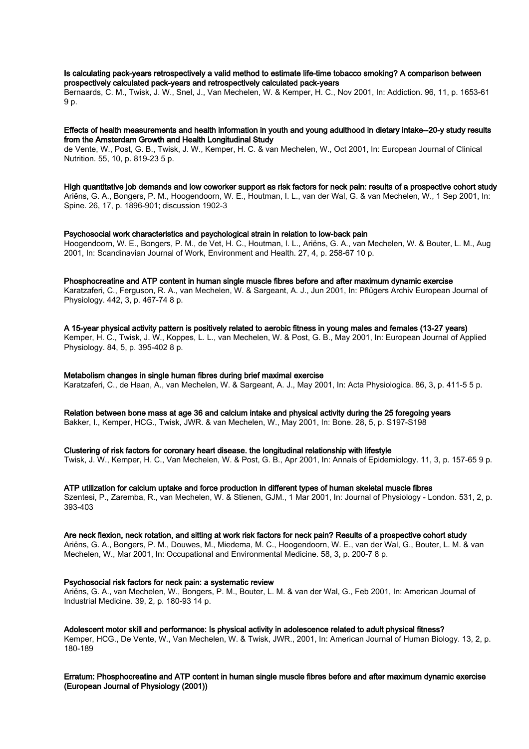**Is calculating pack-years retrospectively a valid method to estimate life-time tobacco smoking? A comparison between prospectively calculated pack-years and retrospectively calculated pack-years**
Bernaards, C. M., Twisk, J. W., Snel, J., Van Mechelen, W. & Kemper, H. C., Nov 2001, In: Addiction. 96, 11, p. 1653-61 9 p.

**Effects of health measurements and health information in youth and young adulthood in dietary intake--20-y study results from the Amsterdam Growth and Health Longitudinal Study**
de Vente, W., Post, G. B., Twisk, J. W., Kemper, H. C. & van Mechelen, W., Oct 2001, In: European Journal of Clinical Nutrition. 55, 10, p. 819-23 5 p.

**High quantitative job demands and low coworker support as risk factors for neck pain: results of a prospective cohort study**
Ariëns, G. A., Bongers, P. M., Hoogendoorn, W. E., Houtman, I. L., van der Wal, G. & van Mechelen, W., 1 Sep 2001, In: Spine. 26, 17, p. 1896-901; discussion 1902-3

**Psychosocial work characteristics and psychological strain in relation to low-back pain**
Hoogendoorn, W. E., Bongers, P. M., de Vet, H. C., Houtman, I. L., Ariëns, G. A., van Mechelen, W. & Bouter, L. M., Aug 2001, In: Scandinavian Journal of Work, Environment and Health. 27, 4, p. 258-67 10 p.

**Phosphocreatine and ATP content in human single muscle fibres before and after maximum dynamic exercise**
Karatzaferi, C., Ferguson, R. A., van Mechelen, W. & Sargeant, A. J., Jun 2001, In: Pflügers Archiv European Journal of Physiology. 442, 3, p. 467-74 8 p.

**A 15-year physical activity pattern is positively related to aerobic fitness in young males and females (13-27 years)**
Kemper, H. C., Twisk, J. W., Koppes, L. L., van Mechelen, W. & Post, G. B., May 2001, In: European Journal of Applied Physiology. 84, 5, p. 395-402 8 p.

**Metabolism changes in single human fibres during brief maximal exercise**
Karatzaferi, C., de Haan, A., van Mechelen, W. & Sargeant, A. J., May 2001, In: Acta Physiologica. 86, 3, p. 411-5 5 p.

**Relation between bone mass at age 36 and calcium intake and physical activity during the 25 foregoing years**
Bakker, I., Kemper, HCG., Twisk, JWR. & van Mechelen, W., May 2001, In: Bone. 28, 5, p. S197-S198

**Clustering of risk factors for coronary heart disease. the longitudinal relationship with lifestyle**
Twisk, J. W., Kemper, H. C., Van Mechelen, W. & Post, G. B., Apr 2001, In: Annals of Epidemiology. 11, 3, p. 157-65 9 p.

**ATP utilization for calcium uptake and force production in different types of human skeletal muscle fibres**
Szentesi, P., Zaremba, R., van Mechelen, W. & Stienen, GJM., 1 Mar 2001, In: Journal of Physiology - London. 531, 2, p. 393-403

**Are neck flexion, neck rotation, and sitting at work risk factors for neck pain? Results of a prospective cohort study**
Ariëns, G. A., Bongers, P. M., Douwes, M., Miedema, M. C., Hoogendoorn, W. E., van der Wal, G., Bouter, L. M. & van Mechelen, W., Mar 2001, In: Occupational and Environmental Medicine. 58, 3, p. 200-7 8 p.

**Psychosocial risk factors for neck pain: a systematic review**
Ariëns, G. A., van Mechelen, W., Bongers, P. M., Bouter, L. M. & van der Wal, G., Feb 2001, In: American Journal of Industrial Medicine. 39, 2, p. 180-93 14 p.

**Adolescent motor skill and performance: Is physical activity in adolescence related to adult physical fitness?**
Kemper, HCG., De Vente, W., Van Mechelen, W. & Twisk, JWR., 2001, In: American Journal of Human Biology. 13, 2, p. 180-189

**Erratum: Phosphocreatine and ATP content in human single muscle fibres before and after maximum dynamic exercise (European Journal of Physiology (2001))**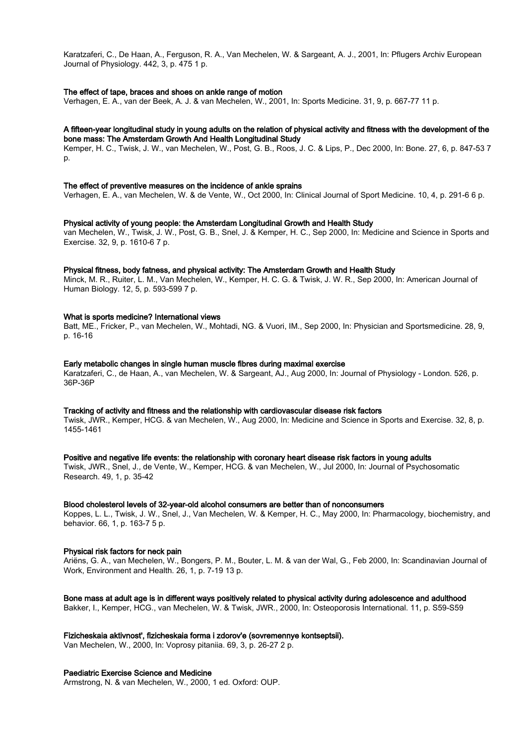Karatzaferi, C., De Haan, A., Ferguson, R. A., Van Mechelen, W. & Sargeant, A. J., 2001, In: Pflugers Archiv European Journal of Physiology. 442, 3, p. 475 1 p.

**The effect of tape, braces and shoes on ankle range of motion**

Verhagen, E. A., van der Beek, A. J. & van Mechelen, W., 2001, In: Sports Medicine. 31, 9, p. 667-77 11 p.

**A fifteen-year longitudinal study in young adults on the relation of physical activity and fitness with the development of the bone mass: The Amsterdam Growth And Health Longitudinal Study**

Kemper, H. C., Twisk, J. W., van Mechelen, W., Post, G. B., Roos, J. C. & Lips, P., Dec 2000, In: Bone. 27, 6, p. 847-53 7 p.

**The effect of preventive measures on the incidence of ankle sprains**

Verhagen, E. A., van Mechelen, W. & de Vente, W., Oct 2000, In: Clinical Journal of Sport Medicine. 10, 4, p. 291-6 6 p.

**Physical activity of young people: the Amsterdam Longitudinal Growth and Health Study**

van Mechelen, W., Twisk, J. W., Post, G. B., Snel, J. & Kemper, H. C., Sep 2000, In: Medicine and Science in Sports and Exercise. 32, 9, p. 1610-6 7 p.

**Physical fitness, body fatness, and physical activity: The Amsterdam Growth and Health Study**

Minck, M. R., Ruiter, L. M., Van Mechelen, W., Kemper, H. C. G. & Twisk, J. W. R., Sep 2000, In: American Journal of Human Biology. 12, 5, p. 593-599 7 p.

**What is sports medicine? International views**

Batt, ME., Fricker, P., van Mechelen, W., Mohtadi, NG. & Vuori, IM., Sep 2000, In: Physician and Sportsmedicine. 28, 9, p. 16-16

**Early metabolic changes in single human muscle fibres during maximal exercise**

Karatzaferi, C., de Haan, A., van Mechelen, W. & Sargeant, AJ., Aug 2000, In: Journal of Physiology - London. 526, p. 36P-36P

**Tracking of activity and fitness and the relationship with cardiovascular disease risk factors**

Twisk, JWR., Kemper, HCG. & van Mechelen, W., Aug 2000, In: Medicine and Science in Sports and Exercise. 32, 8, p. 1455-1461

**Positive and negative life events: the relationship with coronary heart disease risk factors in young adults**

Twisk, JWR., Snel, J., de Vente, W., Kemper, HCG. & van Mechelen, W., Jul 2000, In: Journal of Psychosomatic Research. 49, 1, p. 35-42

**Blood cholesterol levels of 32-year-old alcohol consumers are better than of nonconsumers**

Koppes, L. L., Twisk, J. W., Snel, J., Van Mechelen, W. & Kemper, H. C., May 2000, In: Pharmacology, biochemistry, and behavior. 66, 1, p. 163-7 5 p.

**Physical risk factors for neck pain**

Ariëns, G. A., van Mechelen, W., Bongers, P. M., Bouter, L. M. & van der Wal, G., Feb 2000, In: Scandinavian Journal of Work, Environment and Health. 26, 1, p. 7-19 13 p.

**Bone mass at adult age is in different ways positively related to physical activity during adolescence and adulthood**

Bakker, I., Kemper, HCG., van Mechelen, W. & Twisk, JWR., 2000, In: Osteoporosis International. 11, p. S59-S59

**Fizicheskaia aktivnost', fizicheskaia forma i zdorov'e (sovremennye kontseptsii).**

Van Mechelen, W., 2000, In: Voprosy pitaniia. 69, 3, p. 26-27 2 p.

**Paediatric Exercise Science and Medicine**

Armstrong, N. & van Mechelen, W., 2000, 1 ed. Oxford: OUP.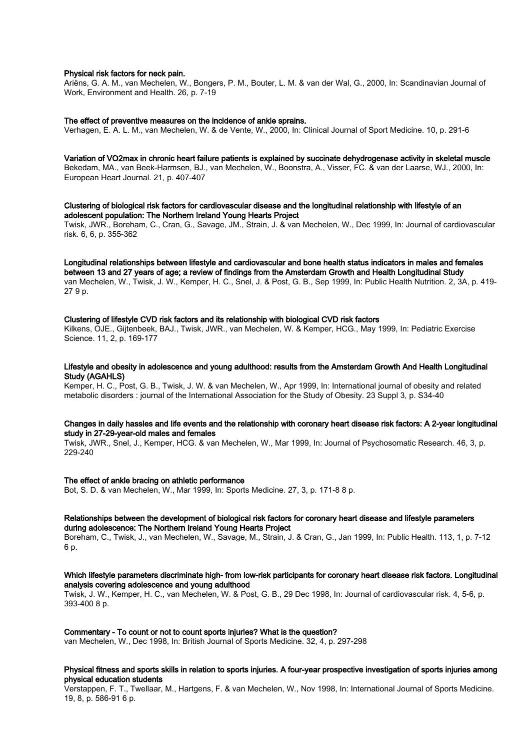**Physical risk factors for neck pain.**
Ariëns, G. A. M., van Mechelen, W., Bongers, P. M., Bouter, L. M. & van der Wal, G., 2000, In: Scandinavian Journal of Work, Environment and Health. 26, p. 7-19

**The effect of preventive measures on the incidence of ankle sprains.**
Verhagen, E. A. L. M., van Mechelen, W. & de Vente, W., 2000, In: Clinical Journal of Sport Medicine. 10, p. 291-6

**Variation of VO2max in chronic heart failure patients is explained by succinate dehydrogenase activity in skeletal muscle**
Bekedam, MA., van Beek-Harmsen, BJ., van Mechelen, W., Boonstra, A., Visser, FC. & van der Laarse, WJ., 2000, In: European Heart Journal. 21, p. 407-407

**Clustering of biological risk factors for cardiovascular disease and the longitudinal relationship with lifestyle of an adolescent population: The Northern Ireland Young Hearts Project**
Twisk, JWR., Boreham, C., Cran, G., Savage, JM., Strain, J. & van Mechelen, W., Dec 1999, In: Journal of cardiovascular risk. 6, 6, p. 355-362

**Longitudinal relationships between lifestyle and cardiovascular and bone health status indicators in males and females between 13 and 27 years of age; a review of findings from the Amsterdam Growth and Health Longitudinal Study**
van Mechelen, W., Twisk, J. W., Kemper, H. C., Snel, J. & Post, G. B., Sep 1999, In: Public Health Nutrition. 2, 3A, p. 419-27 9 p.

**Clustering of lifestyle CVD risk factors and its relationship with biological CVD risk factors**
Kilkens, OJE., Gijtenbeek, BAJ., Twisk, JWR., van Mechelen, W. & Kemper, HCG., May 1999, In: Pediatric Exercise Science. 11, 2, p. 169-177

**Lifestyle and obesity in adolescence and young adulthood: results from the Amsterdam Growth And Health Longitudinal Study (AGAHLS)**
Kemper, H. C., Post, G. B., Twisk, J. W. & van Mechelen, W., Apr 1999, In: International journal of obesity and related metabolic disorders : journal of the International Association for the Study of Obesity. 23 Suppl 3, p. S34-40

**Changes in daily hassles and life events and the relationship with coronary heart disease risk factors: A 2-year longitudinal study in 27-29-year-old males and females**
Twisk, JWR., Snel, J., Kemper, HCG. & van Mechelen, W., Mar 1999, In: Journal of Psychosomatic Research. 46, 3, p. 229-240

**The effect of ankle bracing on athletic performance**
Bot, S. D. & van Mechelen, W., Mar 1999, In: Sports Medicine. 27, 3, p. 171-8 8 p.

**Relationships between the development of biological risk factors for coronary heart disease and lifestyle parameters during adolescence: The Northern Ireland Young Hearts Project**
Boreham, C., Twisk, J., van Mechelen, W., Savage, M., Strain, J. & Cran, G., Jan 1999, In: Public Health. 113, 1, p. 7-12 6 p.

**Which lifestyle parameters discriminate high- from low-risk participants for coronary heart disease risk factors. Longitudinal analysis covering adolescence and young adulthood**
Twisk, J. W., Kemper, H. C., van Mechelen, W. & Post, G. B., 29 Dec 1998, In: Journal of cardiovascular risk. 4, 5-6, p. 393-400 8 p.

**Commentary - To count or not to count sports injuries? What is the question?**
van Mechelen, W., Dec 1998, In: British Journal of Sports Medicine. 32, 4, p. 297-298

**Physical fitness and sports skills in relation to sports injuries. A four-year prospective investigation of sports injuries among physical education students**
Verstappen, F. T., Twellaar, M., Hartgens, F. & van Mechelen, W., Nov 1998, In: International Journal of Sports Medicine. 19, 8, p. 586-91 6 p.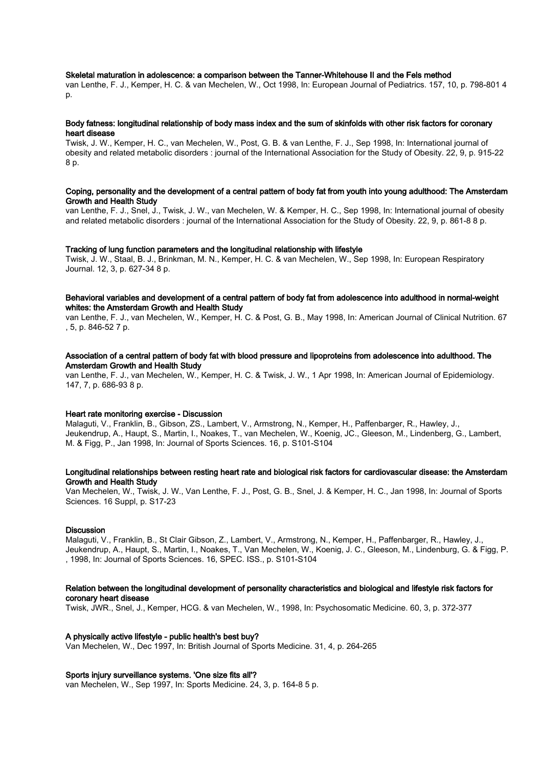**Skeletal maturation in adolescence: a comparison between the Tanner-Whitehouse II and the Fels method**
van Lenthe, F. J., Kemper, H. C. & van Mechelen, W., Oct 1998, In: European Journal of Pediatrics. 157, 10, p. 798-801 4 p.

**Body fatness: longitudinal relationship of body mass index and the sum of skinfolds with other risk factors for coronary heart disease**
Twisk, J. W., Kemper, H. C., van Mechelen, W., Post, G. B. & van Lenthe, F. J., Sep 1998, In: International journal of obesity and related metabolic disorders : journal of the International Association for the Study of Obesity. 22, 9, p. 915-22 8 p.

**Coping, personality and the development of a central pattern of body fat from youth into young adulthood: The Amsterdam Growth and Health Study**
van Lenthe, F. J., Snel, J., Twisk, J. W., van Mechelen, W. & Kemper, H. C., Sep 1998, In: International journal of obesity and related metabolic disorders : journal of the International Association for the Study of Obesity. 22, 9, p. 861-8 8 p.

**Tracking of lung function parameters and the longitudinal relationship with lifestyle**
Twisk, J. W., Staal, B. J., Brinkman, M. N., Kemper, H. C. & van Mechelen, W., Sep 1998, In: European Respiratory Journal. 12, 3, p. 627-34 8 p.

**Behavioral variables and development of a central pattern of body fat from adolescence into adulthood in normal-weight whites: the Amsterdam Growth and Health Study**
van Lenthe, F. J., van Mechelen, W., Kemper, H. C. & Post, G. B., May 1998, In: American Journal of Clinical Nutrition. 67 , 5, p. 846-52 7 p.

**Association of a central pattern of body fat with blood pressure and lipoproteins from adolescence into adulthood. The Amsterdam Growth and Health Study**
van Lenthe, F. J., van Mechelen, W., Kemper, H. C. & Twisk, J. W., 1 Apr 1998, In: American Journal of Epidemiology. 147, 7, p. 686-93 8 p.

**Heart rate monitoring exercise - Discussion**
Malaguti, V., Franklin, B., Gibson, ZS., Lambert, V., Armstrong, N., Kemper, H., Paffenbarger, R., Hawley, J., Jeukendrup, A., Haupt, S., Martin, I., Noakes, T., van Mechelen, W., Koenig, JC., Gleeson, M., Lindenberg, G., Lambert, M. & Figg, P., Jan 1998, In: Journal of Sports Sciences. 16, p. S101-S104

**Longitudinal relationships between resting heart rate and biological risk factors for cardiovascular disease: the Amsterdam Growth and Health Study**
Van Mechelen, W., Twisk, J. W., Van Lenthe, F. J., Post, G. B., Snel, J. & Kemper, H. C., Jan 1998, In: Journal of Sports Sciences. 16 Suppl, p. S17-23

**Discussion**
Malaguti, V., Franklin, B., St Clair Gibson, Z., Lambert, V., Armstrong, N., Kemper, H., Paffenbarger, R., Hawley, J., Jeukendrup, A., Haupt, S., Martin, I., Noakes, T., Van Mechelen, W., Koenig, J. C., Gleeson, M., Lindenburg, G. & Figg, P. , 1998, In: Journal of Sports Sciences. 16, SPEC. ISS., p. S101-S104

**Relation between the longitudinal development of personality characteristics and biological and lifestyle risk factors for coronary heart disease**
Twisk, JWR., Snel, J., Kemper, HCG. & van Mechelen, W., 1998, In: Psychosomatic Medicine. 60, 3, p. 372-377

**A physically active lifestyle - public health's best buy?**
Van Mechelen, W., Dec 1997, In: British Journal of Sports Medicine. 31, 4, p. 264-265

**Sports injury surveillance systems. 'One size fits all'?**
van Mechelen, W., Sep 1997, In: Sports Medicine. 24, 3, p. 164-8 5 p.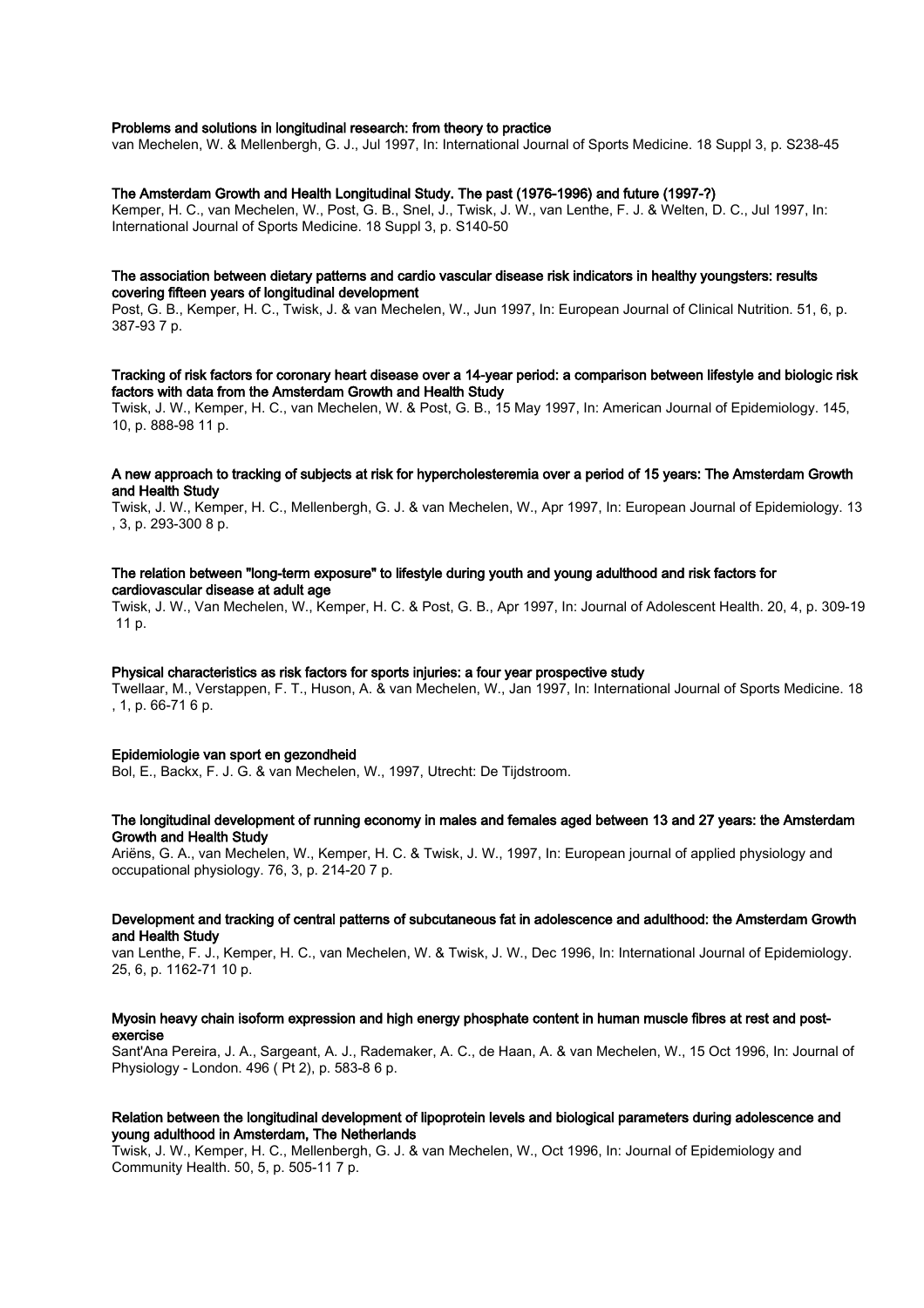**Problems and solutions in longitudinal research: from theory to practice**
van Mechelen, W. & Mellenbergh, G. J., Jul 1997, In: International Journal of Sports Medicine. 18 Suppl 3, p. S238-45

**The Amsterdam Growth and Health Longitudinal Study. The past (1976-1996) and future (1997-?)**
Kemper, H. C., van Mechelen, W., Post, G. B., Snel, J., Twisk, J. W., van Lenthe, F. J. & Welten, D. C., Jul 1997, In: International Journal of Sports Medicine. 18 Suppl 3, p. S140-50

**The association between dietary patterns and cardio vascular disease risk indicators in healthy youngsters: results covering fifteen years of longitudinal development**
Post, G. B., Kemper, H. C., Twisk, J. & van Mechelen, W., Jun 1997, In: European Journal of Clinical Nutrition. 51, 6, p. 387-93 7 p.

**Tracking of risk factors for coronary heart disease over a 14-year period: a comparison between lifestyle and biologic risk factors with data from the Amsterdam Growth and Health Study**
Twisk, J. W., Kemper, H. C., van Mechelen, W. & Post, G. B., 15 May 1997, In: American Journal of Epidemiology. 145, 10, p. 888-98 11 p.

**A new approach to tracking of subjects at risk for hypercholesteremia over a period of 15 years: The Amsterdam Growth and Health Study**
Twisk, J. W., Kemper, H. C., Mellenbergh, G. J. & van Mechelen, W., Apr 1997, In: European Journal of Epidemiology. 13, 3, p. 293-300 8 p.

**The relation between "long-term exposure" to lifestyle during youth and young adulthood and risk factors for cardiovascular disease at adult age**
Twisk, J. W., Van Mechelen, W., Kemper, H. C. & Post, G. B., Apr 1997, In: Journal of Adolescent Health. 20, 4, p. 309-19 11 p.

**Physical characteristics as risk factors for sports injuries: a four year prospective study**
Twellaar, M., Verstappen, F. T., Huson, A. & van Mechelen, W., Jan 1997, In: International Journal of Sports Medicine. 18, 1, p. 66-71 6 p.

**Epidemiologie van sport en gezondheid**
Bol, E., Backx, F. J. G. & van Mechelen, W., 1997, Utrecht: De Tijdstroom.

**The longitudinal development of running economy in males and females aged between 13 and 27 years: the Amsterdam Growth and Health Study**
Ariëns, G. A., van Mechelen, W., Kemper, H. C. & Twisk, J. W., 1997, In: European journal of applied physiology and occupational physiology. 76, 3, p. 214-20 7 p.

**Development and tracking of central patterns of subcutaneous fat in adolescence and adulthood: the Amsterdam Growth and Health Study**
van Lenthe, F. J., Kemper, H. C., van Mechelen, W. & Twisk, J. W., Dec 1996, In: International Journal of Epidemiology. 25, 6, p. 1162-71 10 p.

**Myosin heavy chain isoform expression and high energy phosphate content in human muscle fibres at rest and post-exercise**
Sant'Ana Pereira, J. A., Sargeant, A. J., Rademaker, A. C., de Haan, A. & van Mechelen, W., 15 Oct 1996, In: Journal of Physiology - London. 496 ( Pt 2), p. 583-8 6 p.

**Relation between the longitudinal development of lipoprotein levels and biological parameters during adolescence and young adulthood in Amsterdam, The Netherlands**
Twisk, J. W., Kemper, H. C., Mellenbergh, G. J. & van Mechelen, W., Oct 1996, In: Journal of Epidemiology and Community Health. 50, 5, p. 505-11 7 p.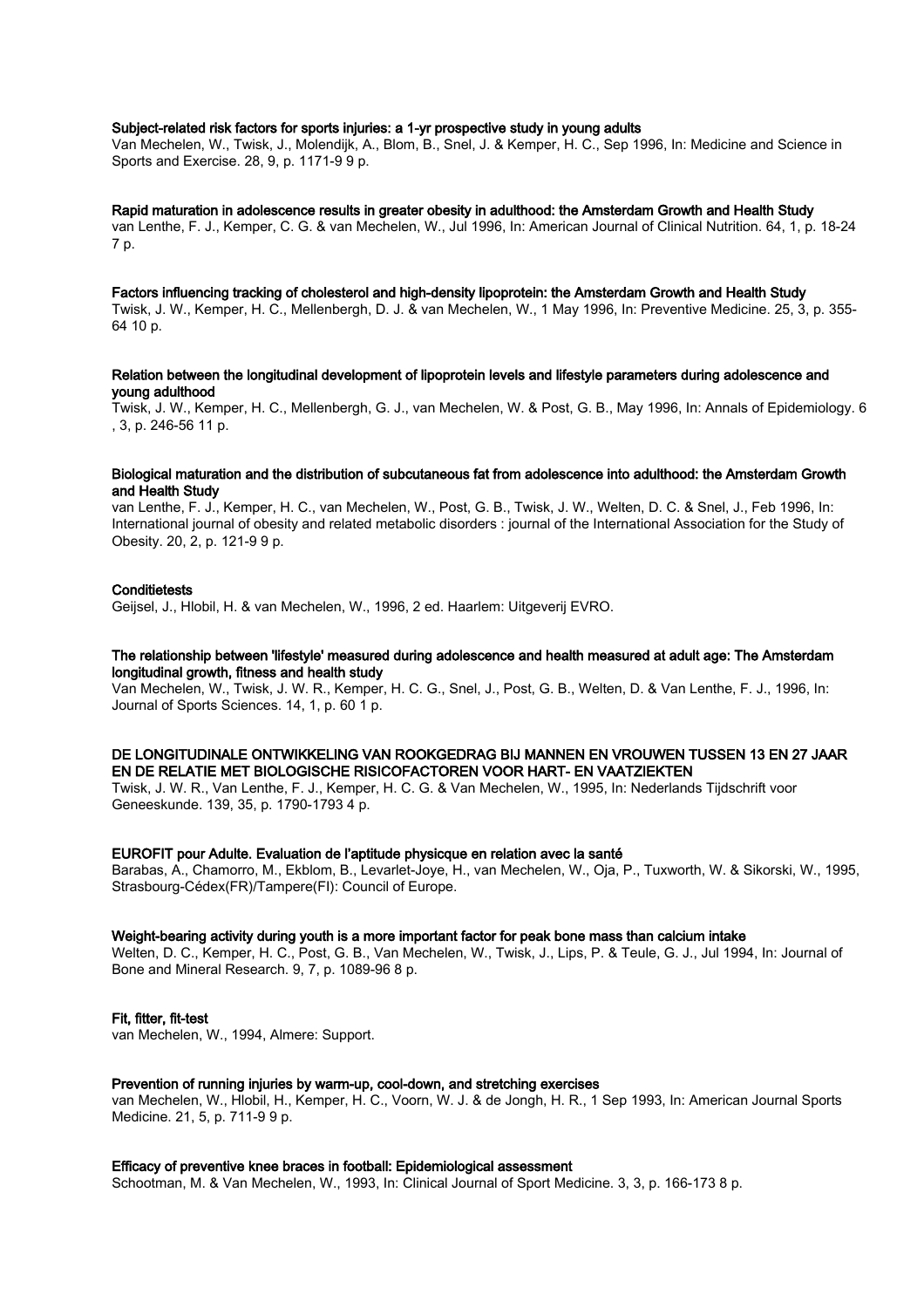**Subject-related risk factors for sports injuries: a 1-yr prospective study in young adults**
Van Mechelen, W., Twisk, J., Molendijk, A., Blom, B., Snel, J. & Kemper, H. C., Sep 1996, In: Medicine and Science in Sports and Exercise. 28, 9, p. 1171-9 9 p.

**Rapid maturation in adolescence results in greater obesity in adulthood: the Amsterdam Growth and Health Study**
van Lenthe, F. J., Kemper, C. G. & van Mechelen, W., Jul 1996, In: American Journal of Clinical Nutrition. 64, 1, p. 18-24 7 p.

**Factors influencing tracking of cholesterol and high-density lipoprotein: the Amsterdam Growth and Health Study**
Twisk, J. W., Kemper, H. C., Mellenbergh, D. J. & van Mechelen, W., 1 May 1996, In: Preventive Medicine. 25, 3, p. 355-64 10 p.

**Relation between the longitudinal development of lipoprotein levels and lifestyle parameters during adolescence and young adulthood**
Twisk, J. W., Kemper, H. C., Mellenbergh, G. J., van Mechelen, W. & Post, G. B., May 1996, In: Annals of Epidemiology. 6 , 3, p. 246-56 11 p.

**Biological maturation and the distribution of subcutaneous fat from adolescence into adulthood: the Amsterdam Growth and Health Study**
van Lenthe, F. J., Kemper, H. C., van Mechelen, W., Post, G. B., Twisk, J. W., Welten, D. C. & Snel, J., Feb 1996, In: International journal of obesity and related metabolic disorders : journal of the International Association for the Study of Obesity. 20, 2, p. 121-9 9 p.

**Conditietests**
Geijsel, J., Hlobil, H. & van Mechelen, W., 1996, 2 ed. Haarlem: Uitgeverij EVRO.

**The relationship between 'lifestyle' measured during adolescence and health measured at adult age: The Amsterdam longitudinal growth, fitness and health study**
Van Mechelen, W., Twisk, J. W. R., Kemper, H. C. G., Snel, J., Post, G. B., Welten, D. & Van Lenthe, F. J., 1996, In: Journal of Sports Sciences. 14, 1, p. 60 1 p.

**DE LONGITUDINALE ONTWIKKELING VAN ROOKGEDRAG BIJ MANNEN EN VROUWEN TUSSEN 13 EN 27 JAAR EN DE RELATIE MET BIOLOGISCHE RISICOFACTOREN VOOR HART- EN VAATZIEKTEN**
Twisk, J. W. R., Van Lenthe, F. J., Kemper, H. C. G. & Van Mechelen, W., 1995, In: Nederlands Tijdschrift voor Geneeskunde. 139, 35, p. 1790-1793 4 p.

**EUROFIT pour Adulte. Evaluation de l'aptitude physicque en relation avec la santé**
Barabas, A., Chamorro, M., Ekblom, B., Levarlet-Joye, H., van Mechelen, W., Oja, P., Tuxworth, W. & Sikorski, W., 1995, Strasbourg-Cédex(FR)/Tampere(FI): Council of Europe.

**Weight-bearing activity during youth is a more important factor for peak bone mass than calcium intake**
Welten, D. C., Kemper, H. C., Post, G. B., Van Mechelen, W., Twisk, J., Lips, P. & Teule, G. J., Jul 1994, In: Journal of Bone and Mineral Research. 9, 7, p. 1089-96 8 p.

**Fit, fitter, fit-test**
van Mechelen, W., 1994, Almere: Support.

**Prevention of running injuries by warm-up, cool-down, and stretching exercises**
van Mechelen, W., Hlobil, H., Kemper, H. C., Voorn, W. J. & de Jongh, H. R., 1 Sep 1993, In: American Journal Sports Medicine. 21, 5, p. 711-9 9 p.

**Efficacy of preventive knee braces in football: Epidemiological assessment**
Schootman, M. & Van Mechelen, W., 1993, In: Clinical Journal of Sport Medicine. 3, 3, p. 166-173 8 p.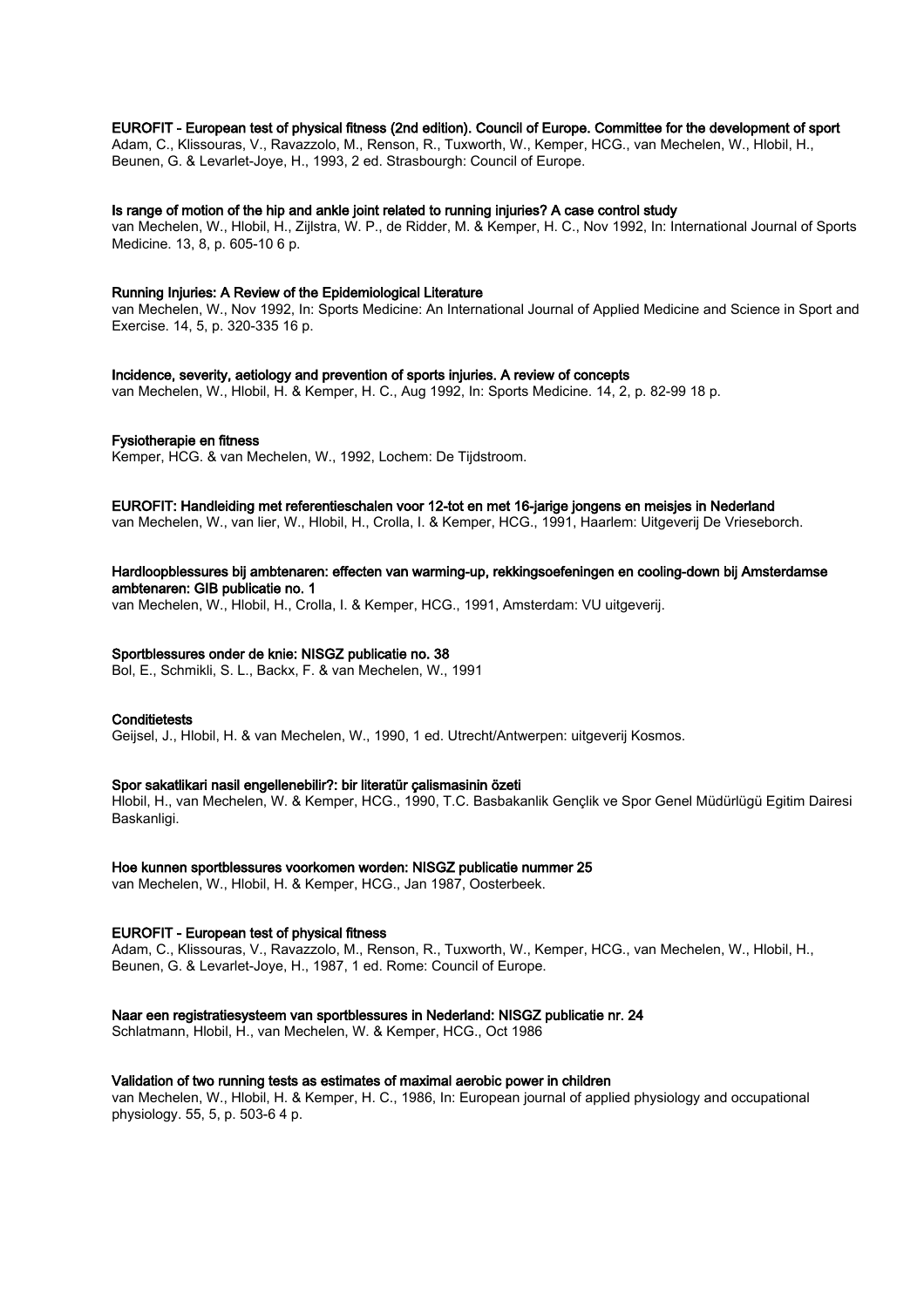**EUROFIT - European test of physical fitness (2nd edition). Council of Europe. Committee for the development of sport**
Adam, C., Klissouras, V., Ravazzolo, M., Renson, R., Tuxworth, W., Kemper, HCG., van Mechelen, W., Hlobil, H., Beunen, G. & Levarlet-Joye, H., 1993, 2 ed. Strasbourgh: Council of Europe.

**Is range of motion of the hip and ankle joint related to running injuries? A case control study**
van Mechelen, W., Hlobil, H., Zijlstra, W. P., de Ridder, M. & Kemper, H. C., Nov 1992, In: International Journal of Sports Medicine. 13, 8, p. 605-10 6 p.

**Running Injuries: A Review of the Epidemiological Literature**
van Mechelen, W., Nov 1992, In: Sports Medicine: An International Journal of Applied Medicine and Science in Sport and Exercise. 14, 5, p. 320-335 16 p.

**Incidence, severity, aetiology and prevention of sports injuries. A review of concepts**
van Mechelen, W., Hlobil, H. & Kemper, H. C., Aug 1992, In: Sports Medicine. 14, 2, p. 82-99 18 p.

**Fysiotherapie en fitness**
Kemper, HCG. & van Mechelen, W., 1992, Lochem: De Tijdstroom.

**EUROFIT: Handleiding met referentieschalen voor 12-tot en met 16-jarige jongens en meisjes in Nederland**
van Mechelen, W., van lier, W., Hlobil, H., Crolla, I. & Kemper, HCG., 1991, Haarlem: Uitgeverij De Vrieseborch.

**Hardloopblessures bij ambtenaren: effecten van warming-up, rekkingsoefeningen en cooling-down bij Amsterdamse ambtenaren: GIB publicatie no. 1**
van Mechelen, W., Hlobil, H., Crolla, I. & Kemper, HCG., 1991, Amsterdam: VU uitgeverij.

**Sportblessures onder de knie: NISGZ publicatie no. 38**
Bol, E., Schmikli, S. L., Backx, F. & van Mechelen, W., 1991

**Conditietests**
Geijsel, J., Hlobil, H. & van Mechelen, W., 1990, 1 ed. Utrecht/Antwerpen: uitgeverij Kosmos.

**Spor sakatlikari nasil engellenebilir?: bir literatür çalismasinin özeti**
Hlobil, H., van Mechelen, W. & Kemper, HCG., 1990, T.C. Basbakanlik Gençlik ve Spor Genel Müdürlügü Egitim Dairesi Baskanligi.

**Hoe kunnen sportblessures voorkomen worden: NISGZ publicatie nummer 25**
van Mechelen, W., Hlobil, H. & Kemper, HCG., Jan 1987, Oosterbeek.

**EUROFIT - European test of physical fitness**
Adam, C., Klissouras, V., Ravazzolo, M., Renson, R., Tuxworth, W., Kemper, HCG., van Mechelen, W., Hlobil, H., Beunen, G. & Levarlet-Joye, H., 1987, 1 ed. Rome: Council of Europe.

**Naar een registratiesysteem van sportblessures in Nederland: NISGZ publicatie nr. 24**
Schlatmann, Hlobil, H., van Mechelen, W. & Kemper, HCG., Oct 1986

**Validation of two running tests as estimates of maximal aerobic power in children**
van Mechelen, W., Hlobil, H. & Kemper, H. C., 1986, In: European journal of applied physiology and occupational physiology. 55, 5, p. 503-6 4 p.